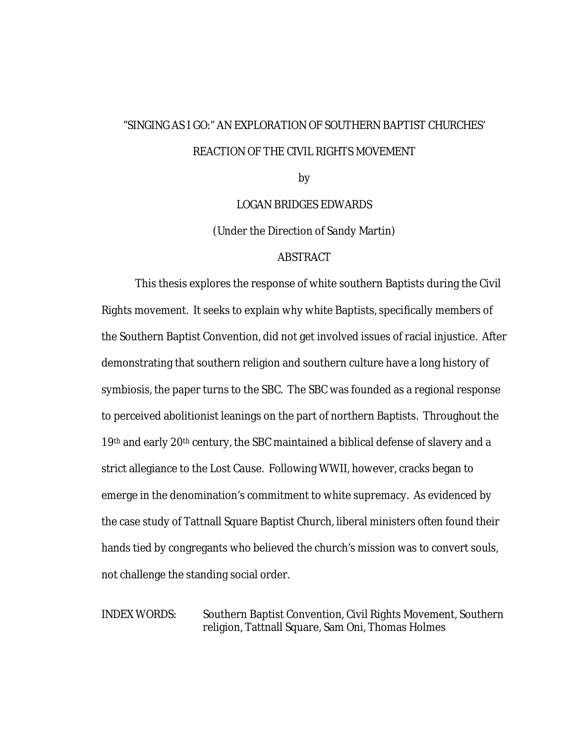"SINGING AS I GO:" AN EXPLORATION OF SOUTHERN BAPTIST CHURCHES' REACTION OF THE CIVIL RIGHTS MOVEMENT

by

LOGAN BRIDGES EDWARDS

(Under the Direction of Sandy Martin)

ABSTRACT

This thesis explores the response of white southern Baptists during the Civil Rights movement. It seeks to explain why white Baptists, specifically members of the Southern Baptist Convention, did not get involved issues of racial injustice. After demonstrating that southern religion and southern culture have a long history of symbiosis, the paper turns to the SBC. The SBC was founded as a regional response to perceived abolitionist leanings on the part of northern Baptists. Throughout the 19th and early 20th century, the SBC maintained a biblical defense of slavery and a strict allegiance to the Lost Cause. Following WWII, however, cracks began to emerge in the denomination's commitment to white supremacy. As evidenced by the case study of Tattnall Square Baptist Church, liberal ministers often found their hands tied by congregants who believed the church's mission was to convert souls, not challenge the standing social order.

INDEX WORDS: Southern Baptist Convention, Civil Rights Movement, Southern religion, Tattnall Square, Sam Oni, Thomas Holmes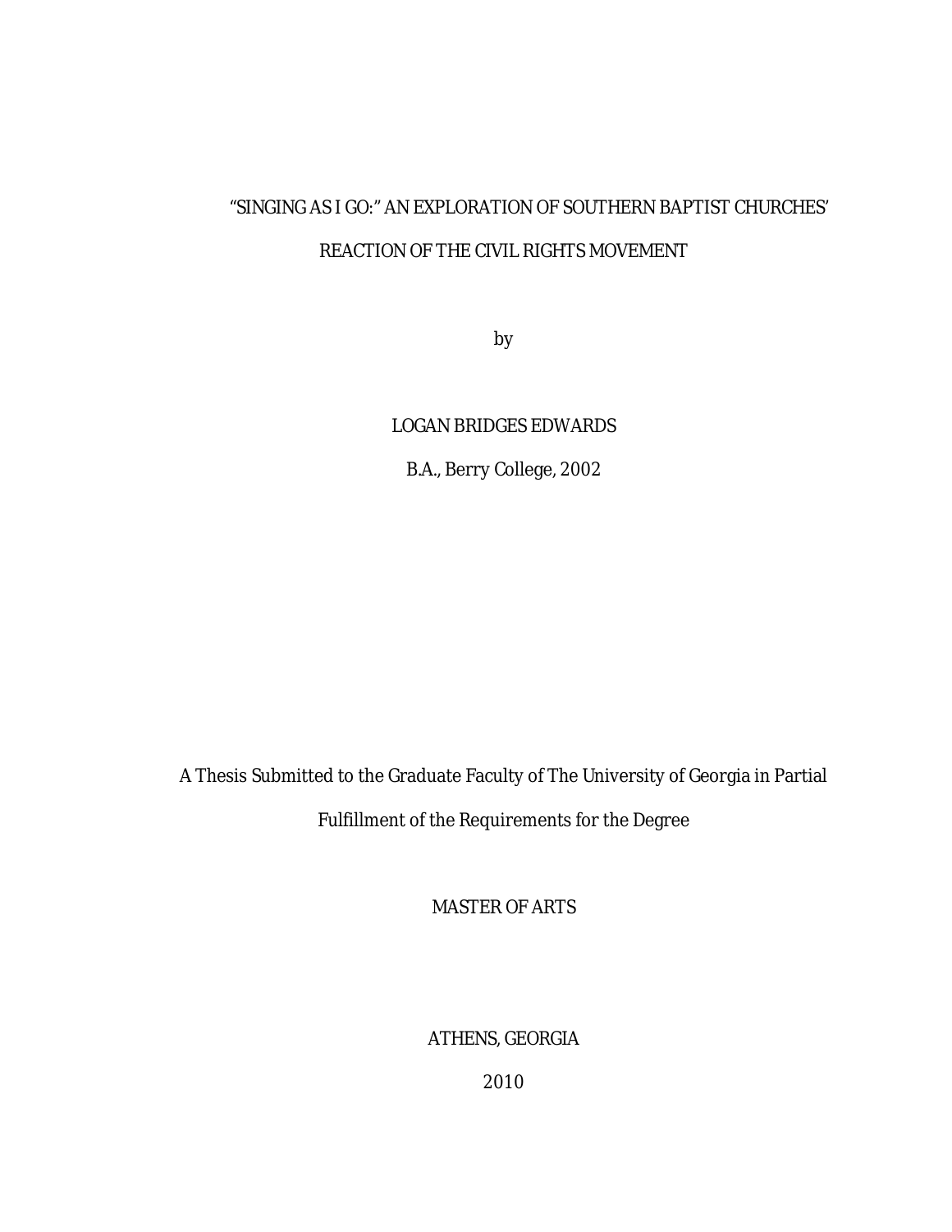“SINGING AS I GO:” AN EXPLORATION OF SOUTHERN BAPTIST CHURCHES’

REACTION OF THE CIVIL RIGHTS MOVEMENT

by

LOGAN BRIDGES EDWARDS

B.A., Berry College, 2002

A Thesis Submitted to the Graduate Faculty of The University of Georgia in Partial

Fulfillment of the Requirements for the Degree

MASTER OF ARTS

ATHENS, GEORGIA

2010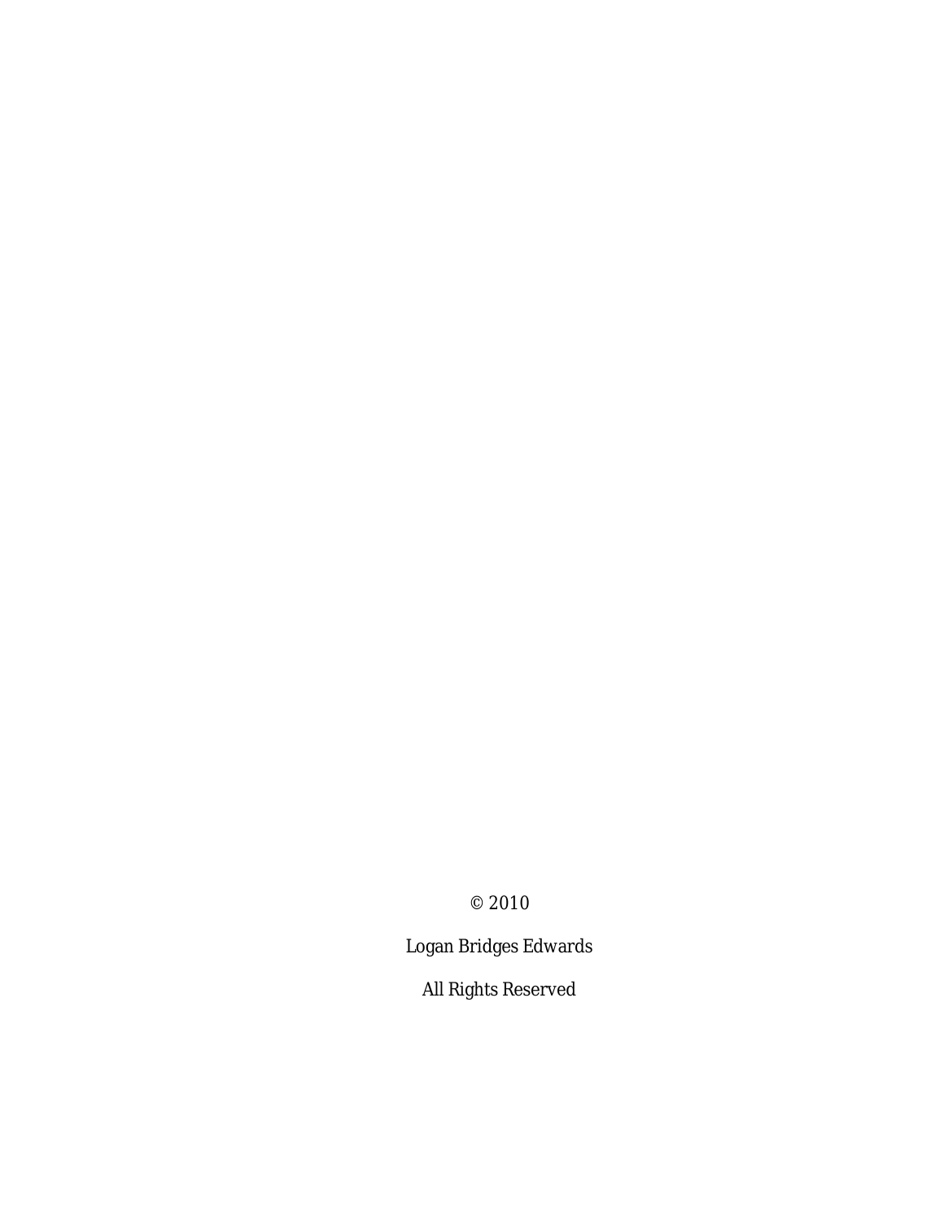© 2010

Logan Bridges Edwards

All Rights Reserved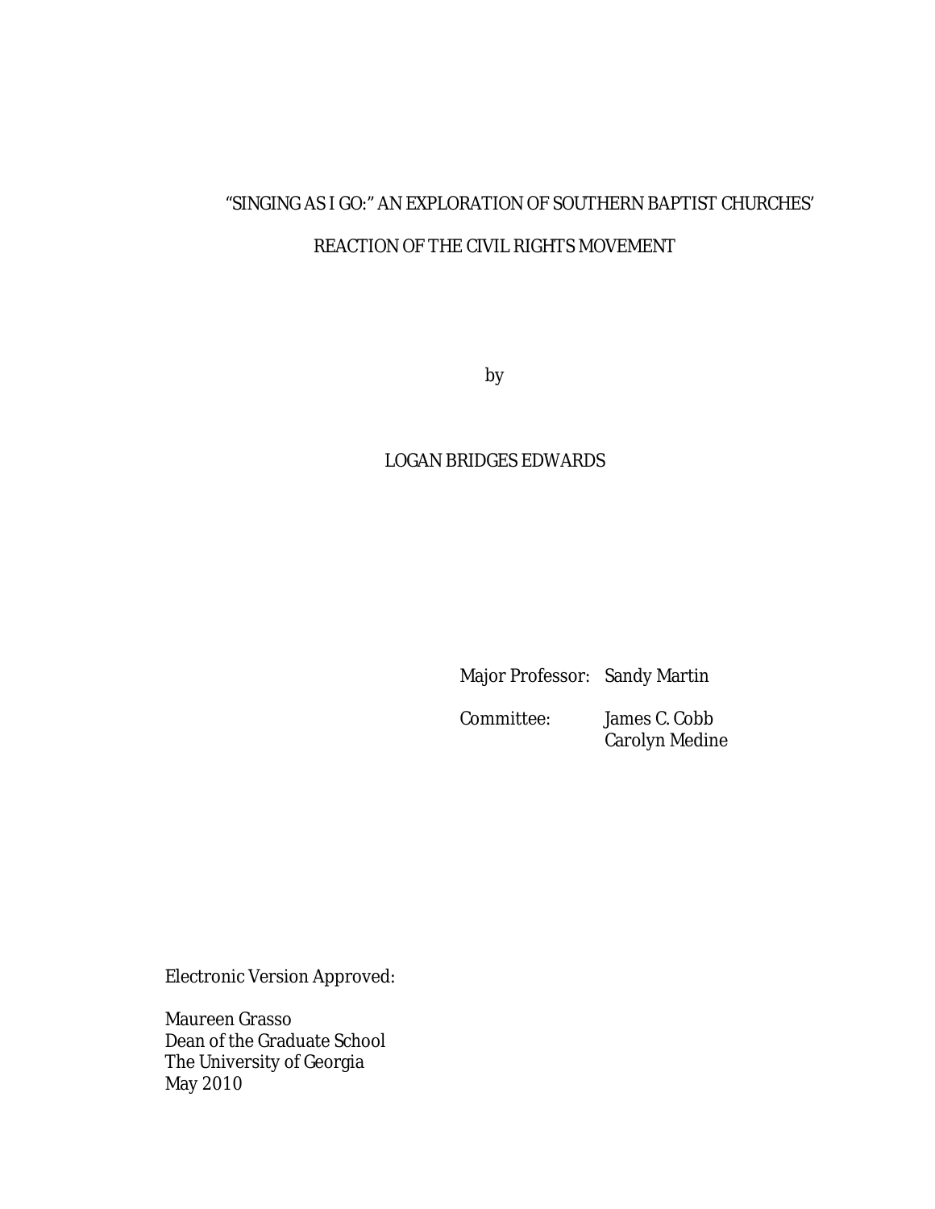"SINGING AS I GO:" AN EXPLORATION OF SOUTHERN BAPTIST CHURCHES'

REACTION OF THE CIVIL RIGHTS MOVEMENT

by

LOGAN BRIDGES EDWARDS

Major Professor: Sandy Martin

Committee: James C. Cobb
Carolyn Medine

Electronic Version Approved:

Maureen Grasso
Dean of the Graduate School
The University of Georgia
May 2010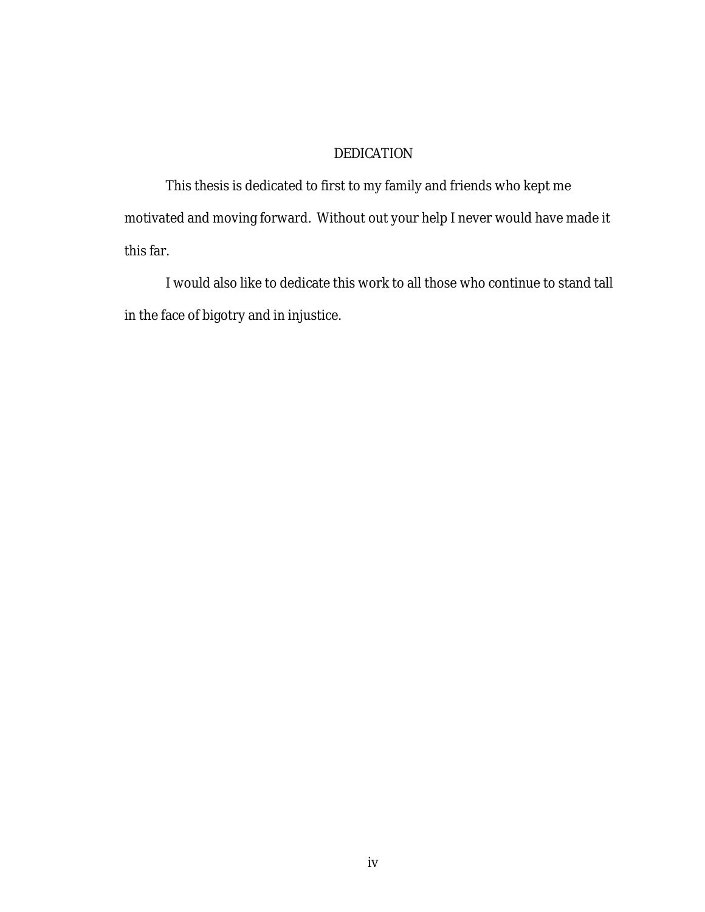# DEDICATION

This thesis is dedicated to first to my family and friends who kept me motivated and moving forward. Without out your help I never would have made it this far.

I would also like to dedicate this work to all those who continue to stand tall in the face of bigotry and in injustice.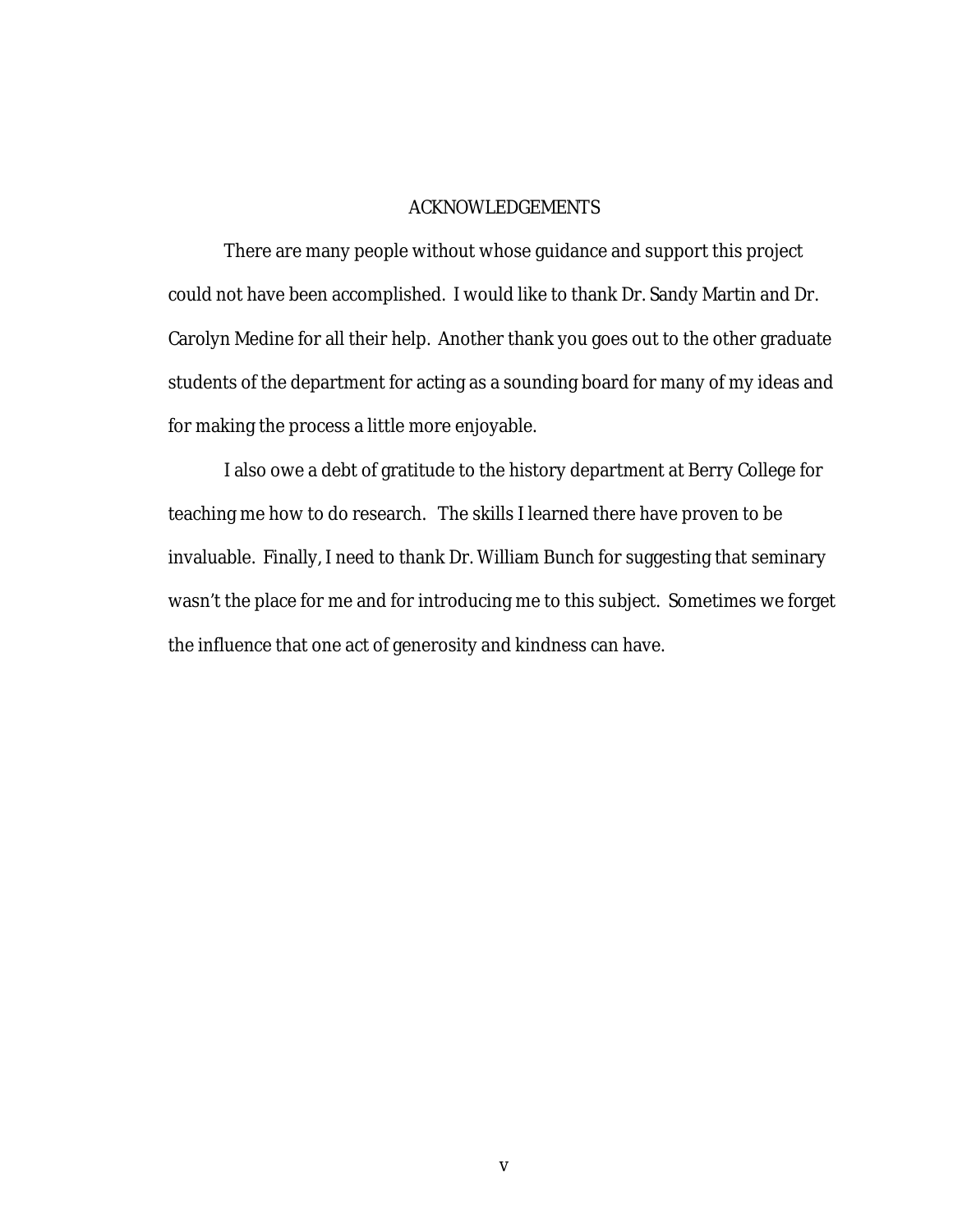# ACKNOWLEDGEMENTS

There are many people without whose guidance and support this project could not have been accomplished. I would like to thank Dr. Sandy Martin and Dr. Carolyn Medine for all their help. Another thank you goes out to the other graduate students of the department for acting as a sounding board for many of my ideas and for making the process a little more enjoyable.

I also owe a debt of gratitude to the history department at Berry College for teaching me how to do research. The skills I learned there have proven to be invaluable. Finally, I need to thank Dr. William Bunch for suggesting that seminary wasn't the place for me and for introducing me to this subject. Sometimes we forget the influence that one act of generosity and kindness can have.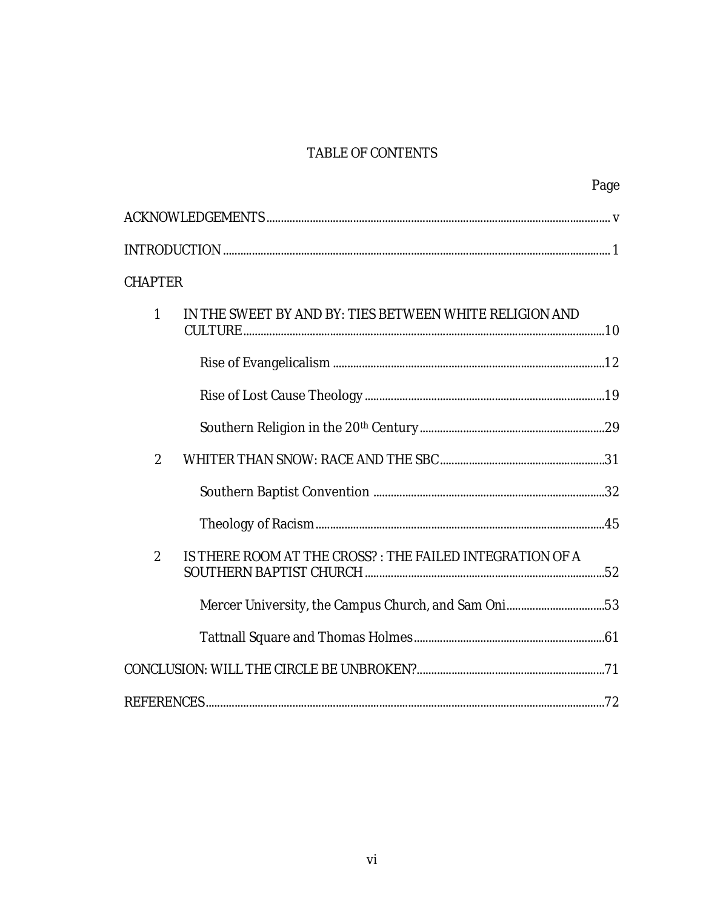# TABLE OF CONTENTS

Page

ACKNOWLEDGEMENTS ..... v

INTRODUCTION ..... 1

CHAPTER

1 IN THE SWEET BY AND BY: TIES BETWEEN WHITE RELIGION AND CULTURE ..... 10

- Rise of Evangelicalism ..... 12
- Rise of Lost Cause Theology ..... 19
- Southern Religion in the 20th Century ..... 29

2 WHITER THAN SNOW: RACE AND THE SBC ..... 31

- Southern Baptist Convention ..... 32
- Theology of Racism ..... 45

2 IS THERE ROOM AT THE CROSS? : THE FAILED INTEGRATION OF A SOUTHERN BAPTIST CHURCH ..... 52

- Mercer University, the Campus Church, and Sam Oni ..... 53
- Tattnall Square and Thomas Holmes ..... 61

CONCLUSION: WILL THE CIRCLE BE UNBROKEN? ..... 71

REFERENCES ..... 72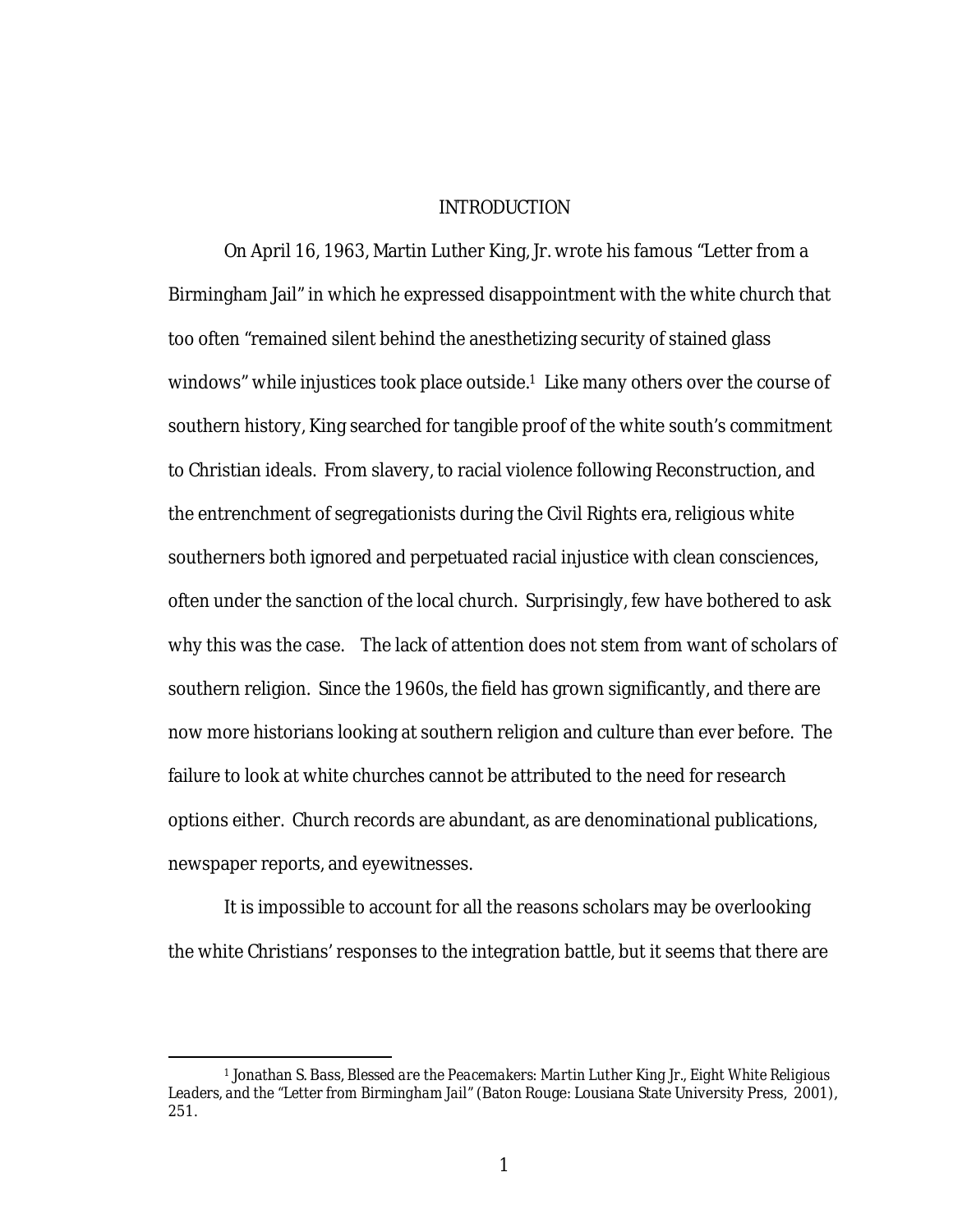# INTRODUCTION

On April 16, 1963, Martin Luther King, Jr. wrote his famous "Letter from a Birmingham Jail" in which he expressed disappointment with the white church that too often "remained silent behind the anesthetizing security of stained glass windows" while injustices took place outside.[1] Like many others over the course of southern history, King searched for tangible proof of the white south's commitment to Christian ideals. From slavery, to racial violence following Reconstruction, and the entrenchment of segregationists during the Civil Rights era, religious white southerners both ignored and perpetuated racial injustice with clean consciences, often under the sanction of the local church. Surprisingly, few have bothered to ask why this was the case. The lack of attention does not stem from want of scholars of southern religion. Since the 1960s, the field has grown significantly, and there are now more historians looking at southern religion and culture than ever before. The failure to look at white churches cannot be attributed to the need for research options either. Church records are abundant, as are denominational publications, newspaper reports, and eyewitnesses.

It is impossible to account for all the reasons scholars may be overlooking the white Christians' responses to the integration battle, but it seems that there are

---

[1] Jonathan S. Bass, *Blessed are the Peacemakers: Martin Luther King Jr., Eight White Religious Leaders, and the "Letter from Birmingham Jail"* (Baton Rouge: Lousiana State University Press, 2001), 251.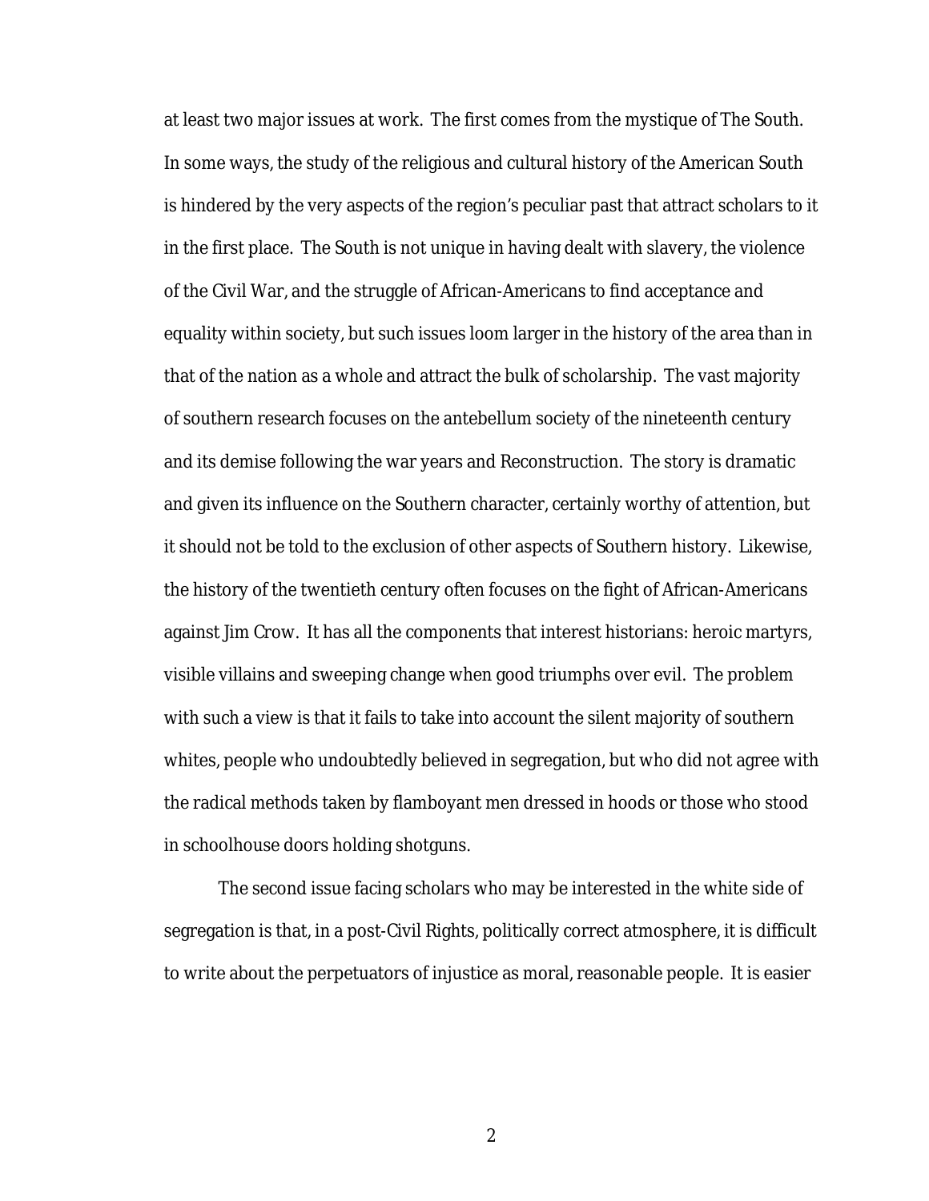at least two major issues at work. The first comes from the mystique of The South. In some ways, the study of the religious and cultural history of the American South is hindered by the very aspects of the region's peculiar past that attract scholars to it in the first place. The South is not unique in having dealt with slavery, the violence of the Civil War, and the struggle of African-Americans to find acceptance and equality within society, but such issues loom larger in the history of the area than in that of the nation as a whole and attract the bulk of scholarship. The vast majority of southern research focuses on the antebellum society of the nineteenth century and its demise following the war years and Reconstruction. The story is dramatic and given its influence on the Southern character, certainly worthy of attention, but it should not be told to the exclusion of other aspects of Southern history. Likewise, the history of the twentieth century often focuses on the fight of African-Americans against Jim Crow. It has all the components that interest historians: heroic martyrs, visible villains and sweeping change when good triumphs over evil. The problem with such a view is that it fails to take into account the silent majority of southern whites, people who undoubtedly believed in segregation, but who did not agree with the radical methods taken by flamboyant men dressed in hoods or those who stood in schoolhouse doors holding shotguns.

The second issue facing scholars who may be interested in the white side of segregation is that, in a post-Civil Rights, politically correct atmosphere, it is difficult to write about the perpetuators of injustice as moral, reasonable people. It is easier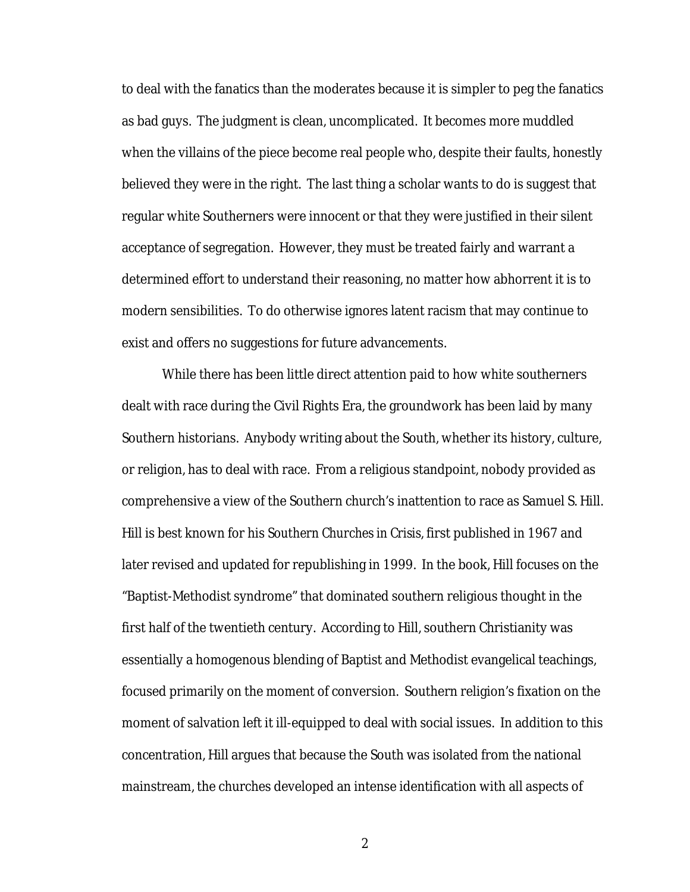to deal with the fanatics than the moderates because it is simpler to peg the fanatics as bad guys. The judgment is clean, uncomplicated. It becomes more muddled when the villains of the piece become real people who, despite their faults, honestly believed they were in the right. The last thing a scholar wants to do is suggest that regular white Southerners were innocent or that they were justified in their silent acceptance of segregation. However, they must be treated fairly and warrant a determined effort to understand their reasoning, no matter how abhorrent it is to modern sensibilities. To do otherwise ignores latent racism that may continue to exist and offers no suggestions for future advancements.

While there has been little direct attention paid to how white southerners dealt with race during the Civil Rights Era, the groundwork has been laid by many Southern historians. Anybody writing about the South, whether its history, culture, or religion, has to deal with race. From a religious standpoint, nobody provided as comprehensive a view of the Southern church's inattention to race as Samuel S. Hill. Hill is best known for his *Southern Churches in Crisis*, first published in 1967 and later revised and updated for republishing in 1999. In the book, Hill focuses on the "Baptist-Methodist syndrome" that dominated southern religious thought in the first half of the twentieth century. According to Hill, southern Christianity was essentially a homogenous blending of Baptist and Methodist evangelical teachings, focused primarily on the moment of conversion. Southern religion's fixation on the moment of salvation left it ill-equipped to deal with social issues. In addition to this concentration, Hill argues that because the South was isolated from the national mainstream, the churches developed an intense identification with all aspects of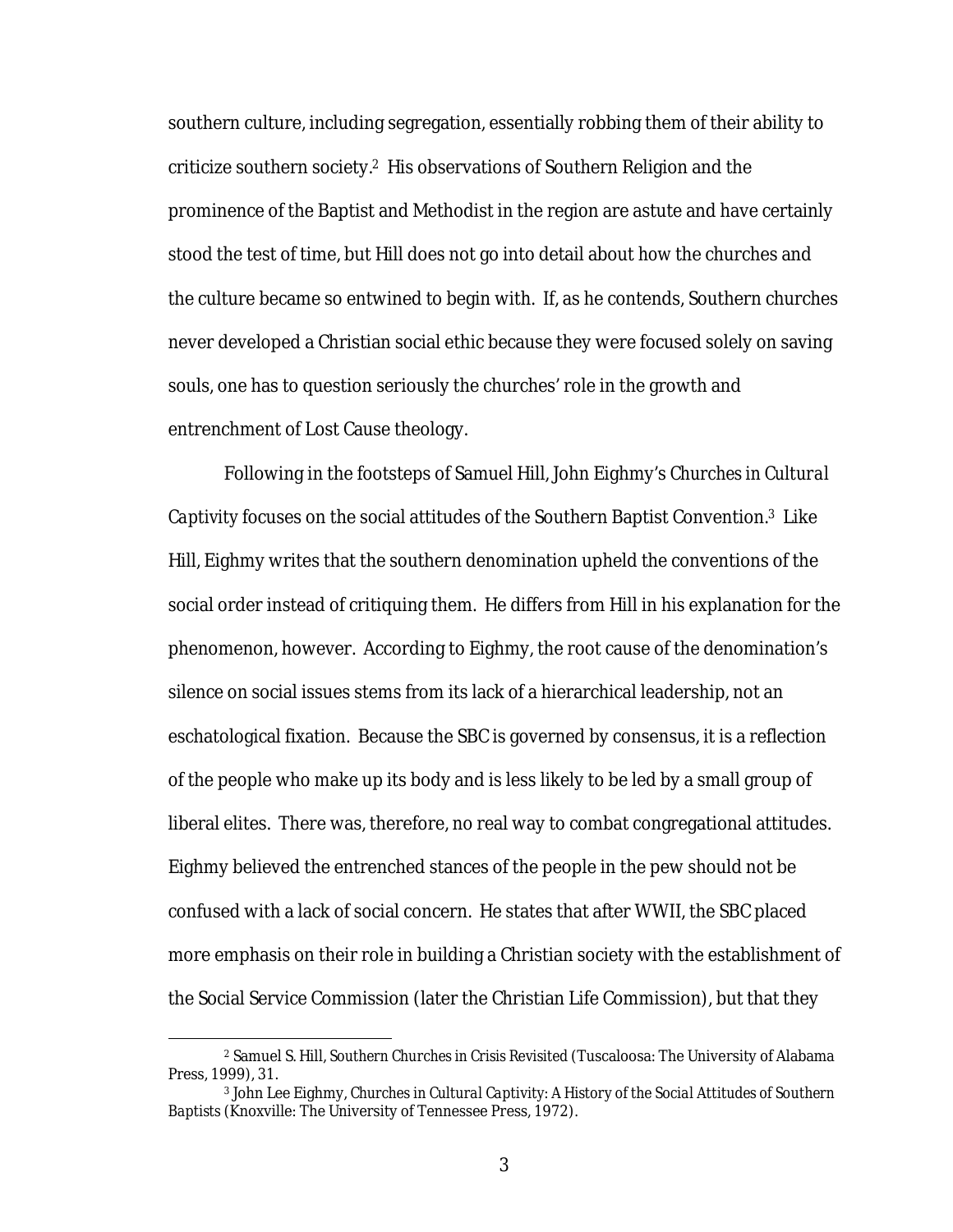southern culture, including segregation, essentially robbing them of their ability to criticize southern society.[2] His observations of Southern Religion and the prominence of the Baptist and Methodist in the region are astute and have certainly stood the test of time, but Hill does not go into detail about how the churches and the culture became so entwined to begin with. If, as he contends, Southern churches never developed a Christian social ethic because they were focused solely on saving souls, one has to question seriously the churches' role in the growth and entrenchment of Lost Cause theology.

Following in the footsteps of Samuel Hill, John Eighmy's *Churches in Cultural Captivity* focuses on the social attitudes of the Southern Baptist Convention.[3] Like Hill, Eighmy writes that the southern denomination upheld the conventions of the social order instead of critiquing them. He differs from Hill in his explanation for the phenomenon, however. According to Eighmy, the root cause of the denomination's silence on social issues stems from its lack of a hierarchical leadership, not an eschatological fixation. Because the SBC is governed by consensus, it is a reflection of the people who make up its body and is less likely to be led by a small group of liberal elites. There was, therefore, no real way to combat congregational attitudes. Eighmy believed the entrenched stances of the people in the pew should not be confused with a lack of social concern. He states that after WWII, the SBC placed more emphasis on their role in building a Christian society with the establishment of the Social Service Commission (later the Christian Life Commission), but that they

[2] Samuel S. Hill, *Southern Churches in Crisis Revisited* (Tuscaloosa: The University of Alabama Press, 1999), 31.

[3] John Lee Eighmy, *Churches in Cultural Captivity: A History of the Social Attitudes of Southern Baptists* (Knoxville: The University of Tennessee Press, 1972).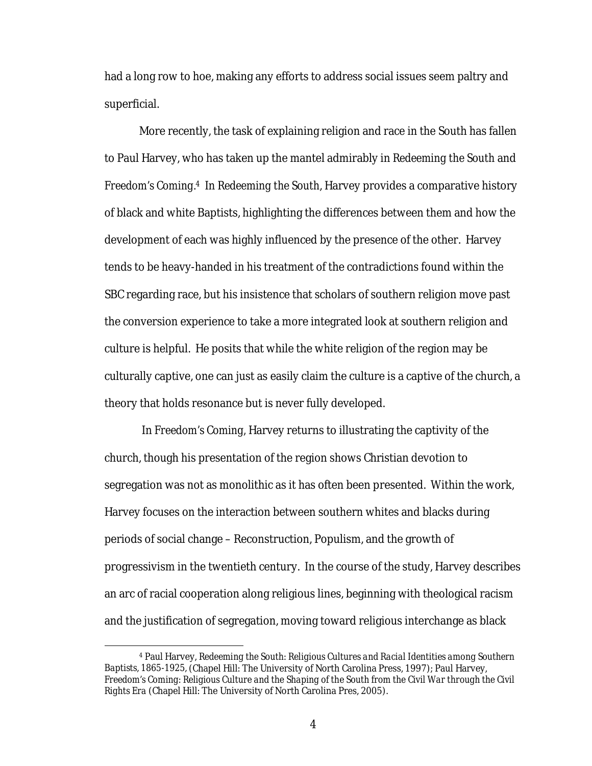had a long row to hoe, making any efforts to address social issues seem paltry and superficial.

More recently, the task of explaining religion and race in the South has fallen to Paul Harvey, who has taken up the mantel admirably in *Redeeming the South* and *Freedom's Coming*.[4] In *Redeeming the South*, Harvey provides a comparative history of black and white Baptists, highlighting the differences between them and how the development of each was highly influenced by the presence of the other. Harvey tends to be heavy-handed in his treatment of the contradictions found within the SBC regarding race, but his insistence that scholars of southern religion move past the conversion experience to take a more integrated look at southern religion and culture is helpful. He posits that while the white religion of the region may be culturally captive, one can just as easily claim the culture is a captive of the church, a theory that holds resonance but is never fully developed.

In *Freedom's Coming*, Harvey returns to illustrating the captivity of the church, though his presentation of the region shows Christian devotion to segregation was not as monolithic as it has often been presented. Within the work, Harvey focuses on the interaction between southern whites and blacks during periods of social change – Reconstruction, Populism, and the growth of progressivism in the twentieth century. In the course of the study, Harvey describes an arc of racial cooperation along religious lines, beginning with theological racism and the justification of segregation, moving toward religious interchange as black

---

[4] Paul Harvey, *Redeeming the South: Religious Cultures and Racial Identities among Southern Baptists, 1865-1925*, (Chapel Hill: The University of North Carolina Press, 1997); Paul Harvey, *Freedom's Coming: Religious Culture and the Shaping of the South from the Civil War through the Civil Rights Era* (Chapel Hill: The University of North Carolina Pres, 2005).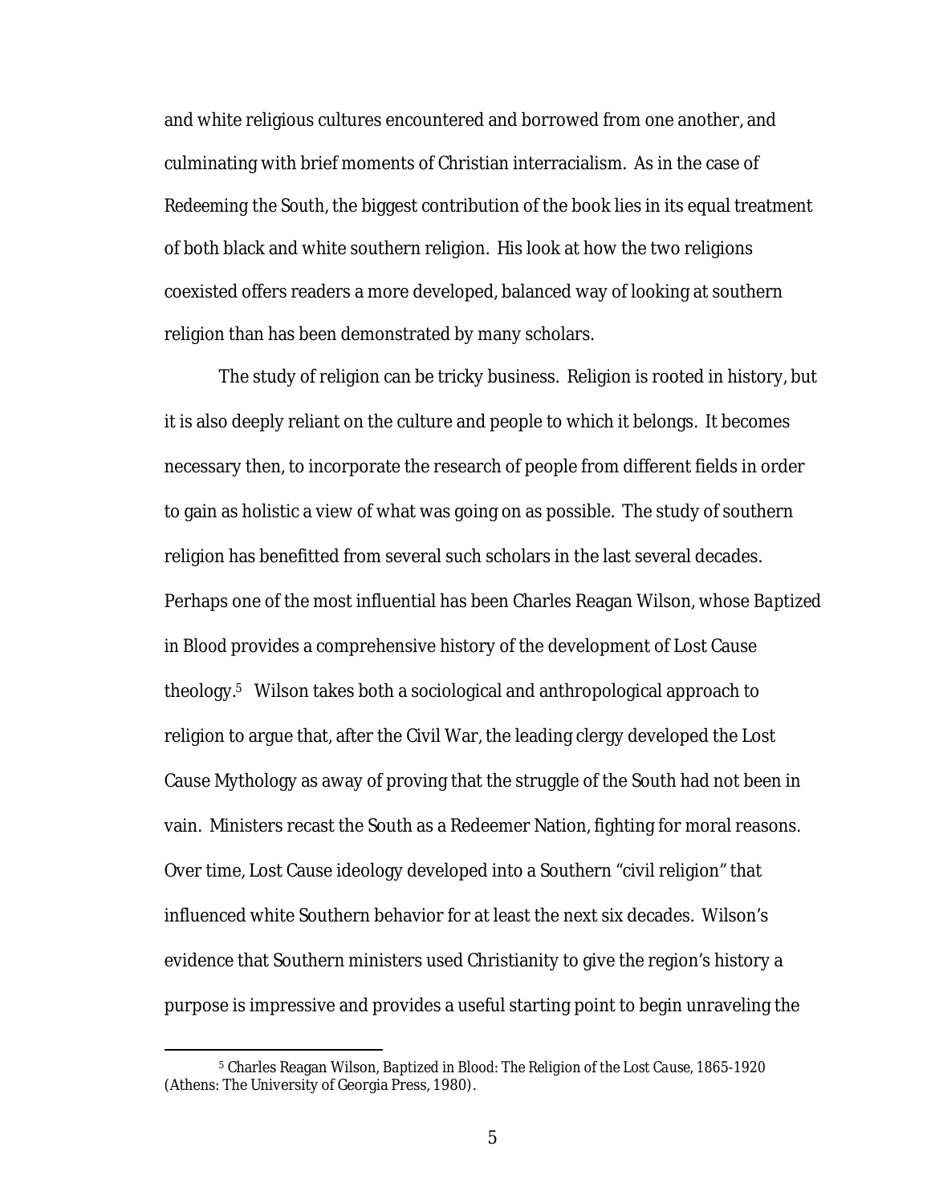and white religious cultures encountered and borrowed from one another, and culminating with brief moments of Christian interracialism. As in the case of *Redeeming the South*, the biggest contribution of the book lies in its equal treatment of both black and white southern religion. His look at how the two religions coexisted offers readers a more developed, balanced way of looking at southern religion than has been demonstrated by many scholars.

The study of religion can be tricky business. Religion is rooted in history, but it is also deeply reliant on the culture and people to which it belongs. It becomes necessary then, to incorporate the research of people from different fields in order to gain as holistic a view of what was going on as possible. The study of southern religion has benefitted from several such scholars in the last several decades. Perhaps one of the most influential has been Charles Reagan Wilson, whose *Baptized in Blood* provides a comprehensive history of the development of Lost Cause theology.[5] Wilson takes both a sociological and anthropological approach to religion to argue that, after the Civil War, the leading clergy developed the Lost Cause Mythology as away of proving that the struggle of the South had not been in vain. Ministers recast the South as a Redeemer Nation, fighting for moral reasons. Over time, Lost Cause ideology developed into a Southern "civil religion" that influenced white Southern behavior for at least the next six decades. Wilson's evidence that Southern ministers used Christianity to give the region's history a purpose is impressive and provides a useful starting point to begin unraveling the

---

[5] Charles Reagan Wilson, *Baptized in Blood: The Religion of the Lost Cause, 1865-1920* (Athens: The University of Georgia Press, 1980).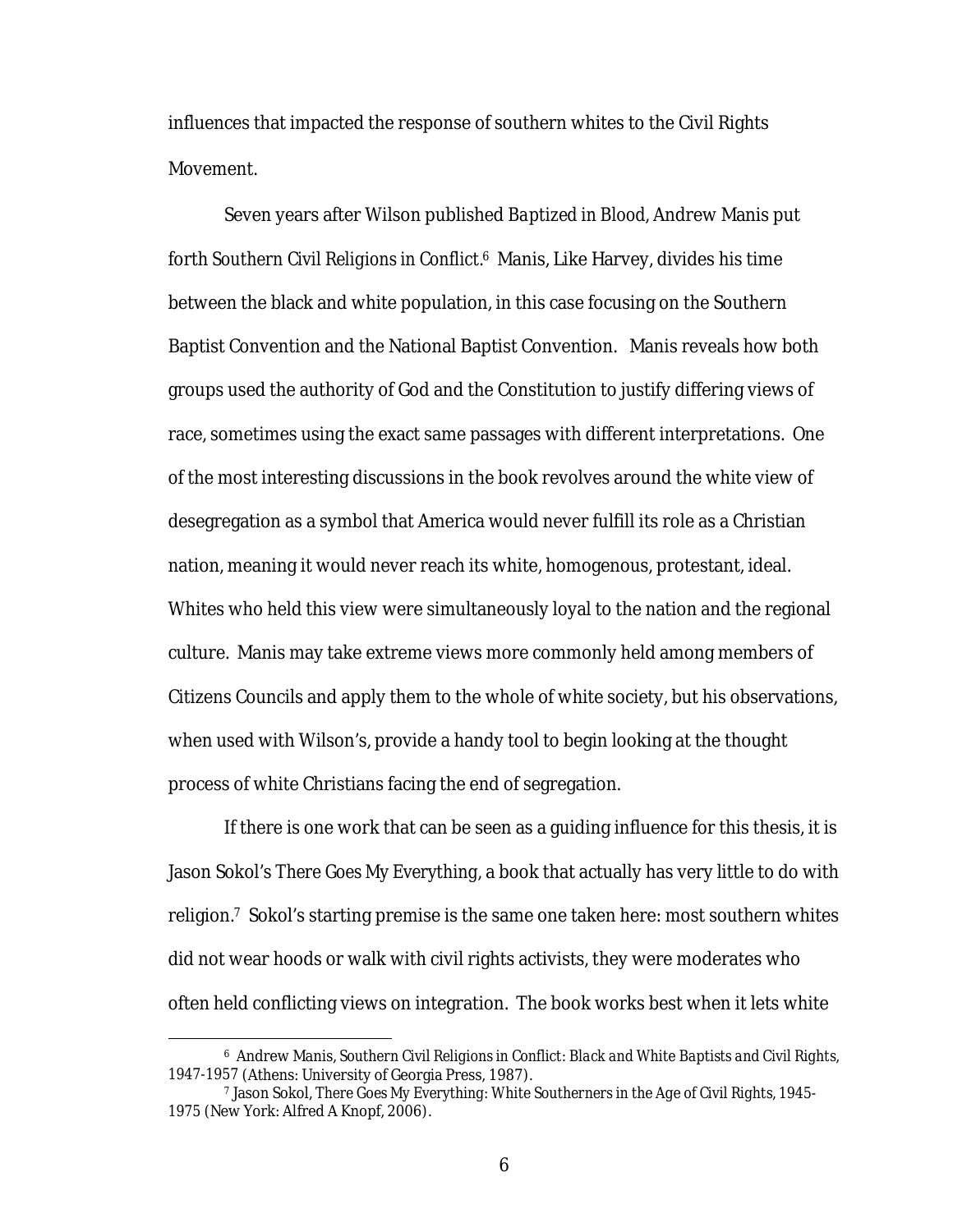influences that impacted the response of southern whites to the Civil Rights Movement.

Seven years after Wilson published *Baptized in Blood*, Andrew Manis put forth *Southern Civil Religions in Conflict*.[6] Manis, Like Harvey, divides his time between the black and white population, in this case focusing on the Southern Baptist Convention and the National Baptist Convention. Manis reveals how both groups used the authority of God and the Constitution to justify differing views of race, sometimes using the exact same passages with different interpretations. One of the most interesting discussions in the book revolves around the white view of desegregation as a symbol that America would never fulfill its role as a Christian nation, meaning it would never reach its white, homogenous, protestant, ideal. Whites who held this view were simultaneously loyal to the nation and the regional culture. Manis may take extreme views more commonly held among members of Citizens Councils and apply them to the whole of white society, but his observations, when used with Wilson's, provide a handy tool to begin looking at the thought process of white Christians facing the end of segregation.

If there is one work that can be seen as a guiding influence for this thesis, it is Jason Sokol's *There Goes My Everything*, a book that actually has very little to do with religion.[7] Sokol's starting premise is the same one taken here: most southern whites did not wear hoods or walk with civil rights activists, they were moderates who often held conflicting views on integration. The book works best when it lets white

[6] Andrew Manis, *Southern Civil Religions in Conflict: Black and White Baptists and Civil Rights, 1947-1957* (Athens: University of Georgia Press, 1987).

[7] Jason Sokol, *There Goes My Everything: White Southerners in the Age of Civil Rights, 1945-1975* (New York: Alfred A Knopf, 2006).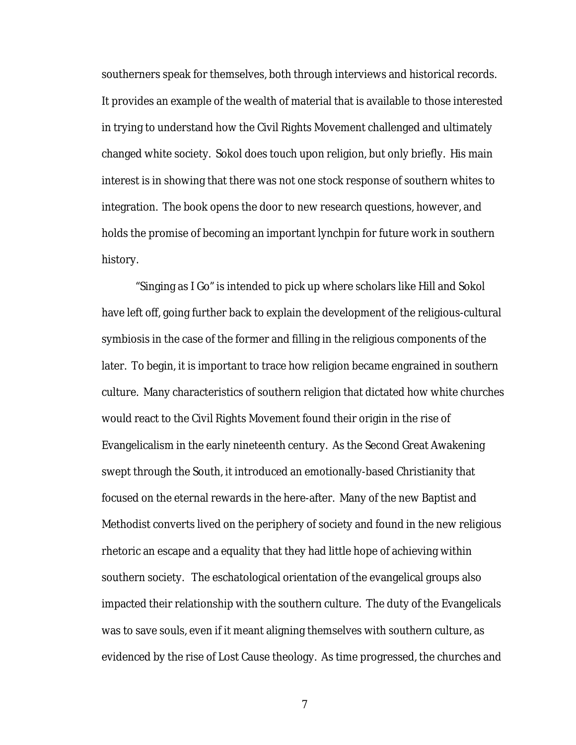southerners speak for themselves, both through interviews and historical records. It provides an example of the wealth of material that is available to those interested in trying to understand how the Civil Rights Movement challenged and ultimately changed white society. Sokol does touch upon religion, but only briefly. His main interest is in showing that there was not one stock response of southern whites to integration. The book opens the door to new research questions, however, and holds the promise of becoming an important lynchpin for future work in southern history.

"Singing as I Go" is intended to pick up where scholars like Hill and Sokol have left off, going further back to explain the development of the religious-cultural symbiosis in the case of the former and filling in the religious components of the later. To begin, it is important to trace how religion became engrained in southern culture. Many characteristics of southern religion that dictated how white churches would react to the Civil Rights Movement found their origin in the rise of Evangelicalism in the early nineteenth century. As the Second Great Awakening swept through the South, it introduced an emotionally-based Christianity that focused on the eternal rewards in the here-after. Many of the new Baptist and Methodist converts lived on the periphery of society and found in the new religious rhetoric an escape and a equality that they had little hope of achieving within southern society. The eschatological orientation of the evangelical groups also impacted their relationship with the southern culture. The duty of the Evangelicals was to save souls, even if it meant aligning themselves with southern culture, as evidenced by the rise of Lost Cause theology. As time progressed, the churches and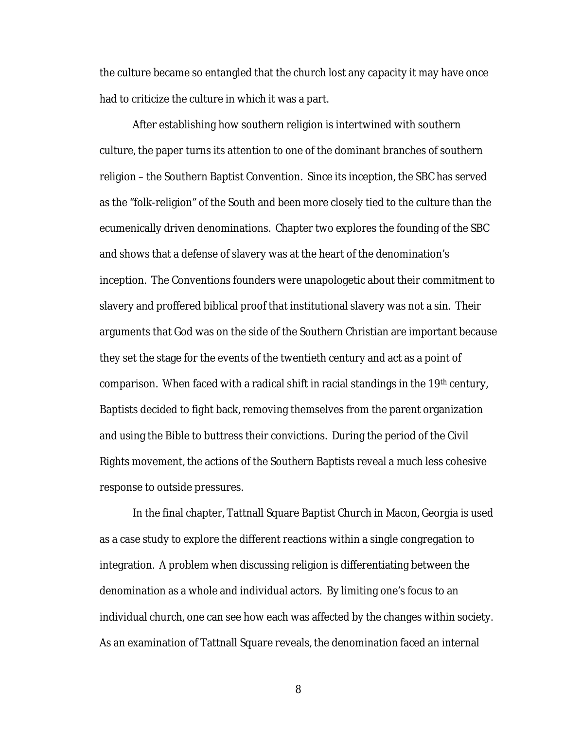the culture became so entangled that the church lost any capacity it may have once had to criticize the culture in which it was a part.

After establishing how southern religion is intertwined with southern culture, the paper turns its attention to one of the dominant branches of southern religion – the Southern Baptist Convention. Since its inception, the SBC has served as the "folk-religion" of the South and been more closely tied to the culture than the ecumenically driven denominations. Chapter two explores the founding of the SBC and shows that a defense of slavery was at the heart of the denomination's inception. The Conventions founders were unapologetic about their commitment to slavery and proffered biblical proof that institutional slavery was not a sin. Their arguments that God was on the side of the Southern Christian are important because they set the stage for the events of the twentieth century and act as a point of comparison. When faced with a radical shift in racial standings in the 19th century, Baptists decided to fight back, removing themselves from the parent organization and using the Bible to buttress their convictions. During the period of the Civil Rights movement, the actions of the Southern Baptists reveal a much less cohesive response to outside pressures.

In the final chapter, Tattnall Square Baptist Church in Macon, Georgia is used as a case study to explore the different reactions within a single congregation to integration. A problem when discussing religion is differentiating between the denomination as a whole and individual actors. By limiting one's focus to an individual church, one can see how each was affected by the changes within society. As an examination of Tattnall Square reveals, the denomination faced an internal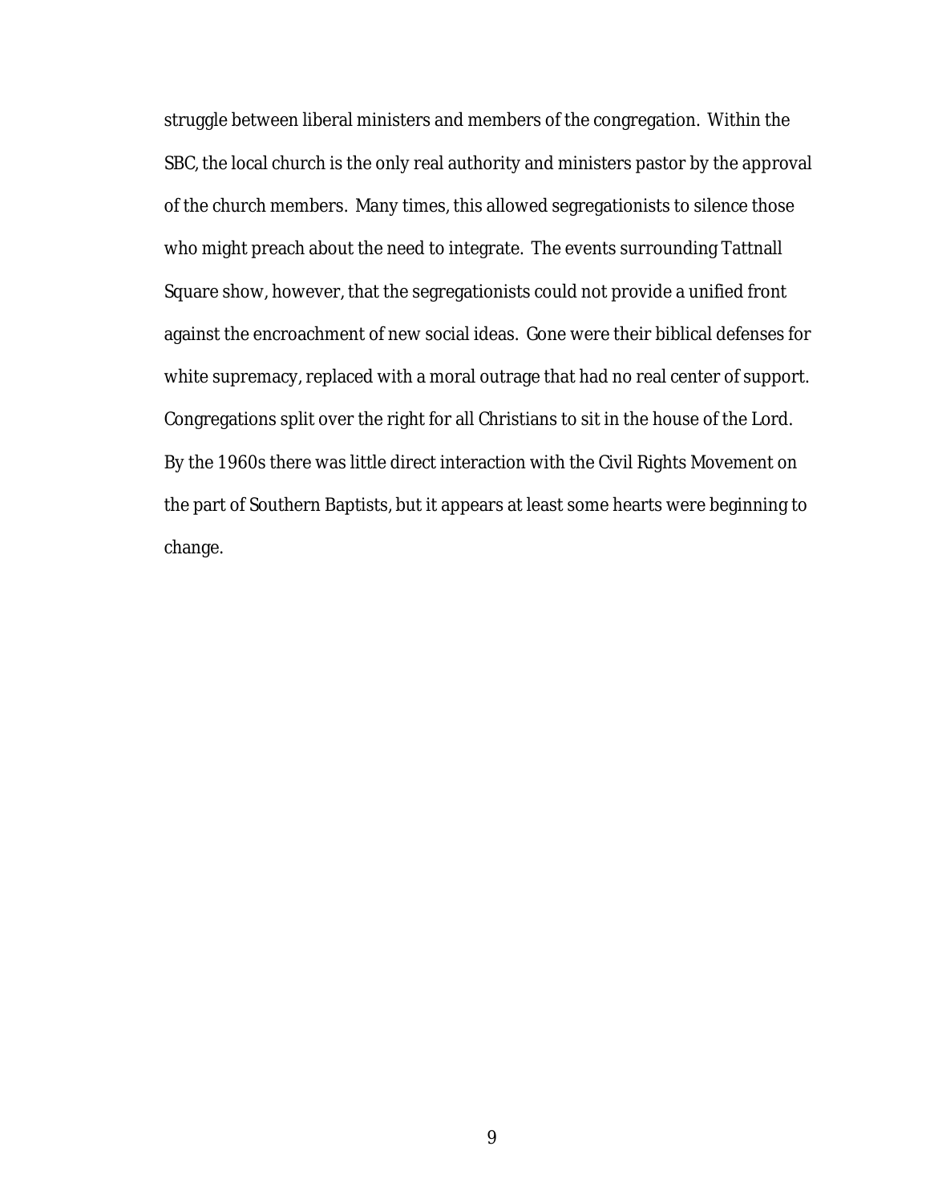struggle between liberal ministers and members of the congregation. Within the SBC, the local church is the only real authority and ministers pastor by the approval of the church members. Many times, this allowed segregationists to silence those who might preach about the need to integrate. The events surrounding Tattnall Square show, however, that the segregationists could not provide a unified front against the encroachment of new social ideas. Gone were their biblical defenses for white supremacy, replaced with a moral outrage that had no real center of support. Congregations split over the right for all Christians to sit in the house of the Lord. By the 1960s there was little direct interaction with the Civil Rights Movement on the part of Southern Baptists, but it appears at least some hearts were beginning to change.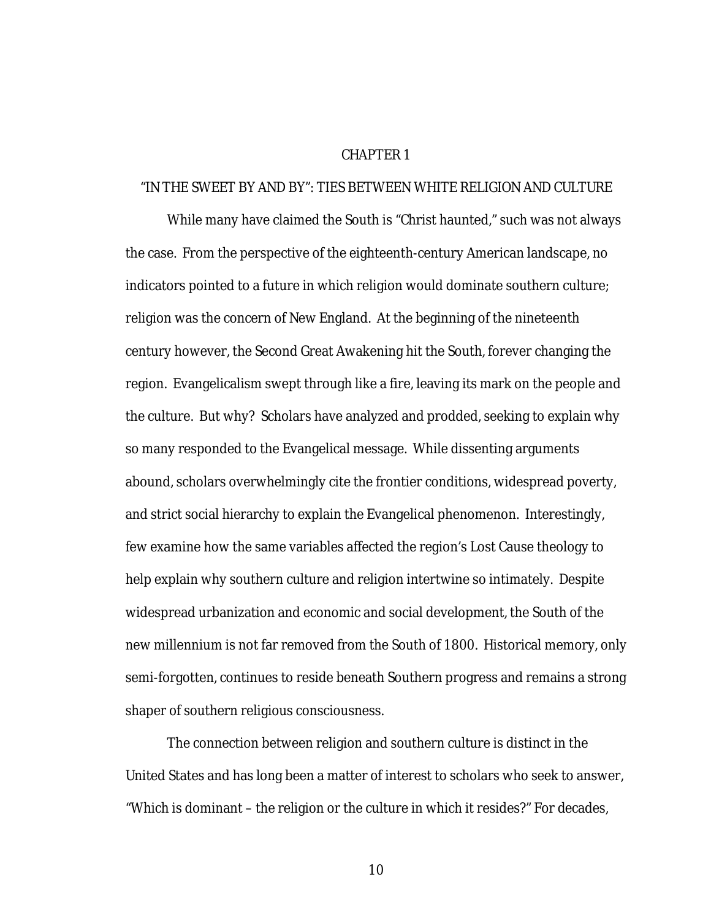# CHAPTER 1

## "IN THE SWEET BY AND BY": TIES BETWEEN WHITE RELIGION AND CULTURE

While many have claimed the South is "Christ haunted," such was not always the case. From the perspective of the eighteenth-century American landscape, no indicators pointed to a future in which religion would dominate southern culture; religion was the concern of New England. At the beginning of the nineteenth century however, the Second Great Awakening hit the South, forever changing the region. Evangelicalism swept through like a fire, leaving its mark on the people and the culture. But why? Scholars have analyzed and prodded, seeking to explain why so many responded to the Evangelical message. While dissenting arguments abound, scholars overwhelmingly cite the frontier conditions, widespread poverty, and strict social hierarchy to explain the Evangelical phenomenon. Interestingly, few examine how the same variables affected the region's Lost Cause theology to help explain why southern culture and religion intertwine so intimately. Despite widespread urbanization and economic and social development, the South of the new millennium is not far removed from the South of 1800. Historical memory, only semi-forgotten, continues to reside beneath Southern progress and remains a strong shaper of southern religious consciousness.

The connection between religion and southern culture is distinct in the United States and has long been a matter of interest to scholars who seek to answer, "Which is dominant – the religion or the culture in which it resides?" For decades,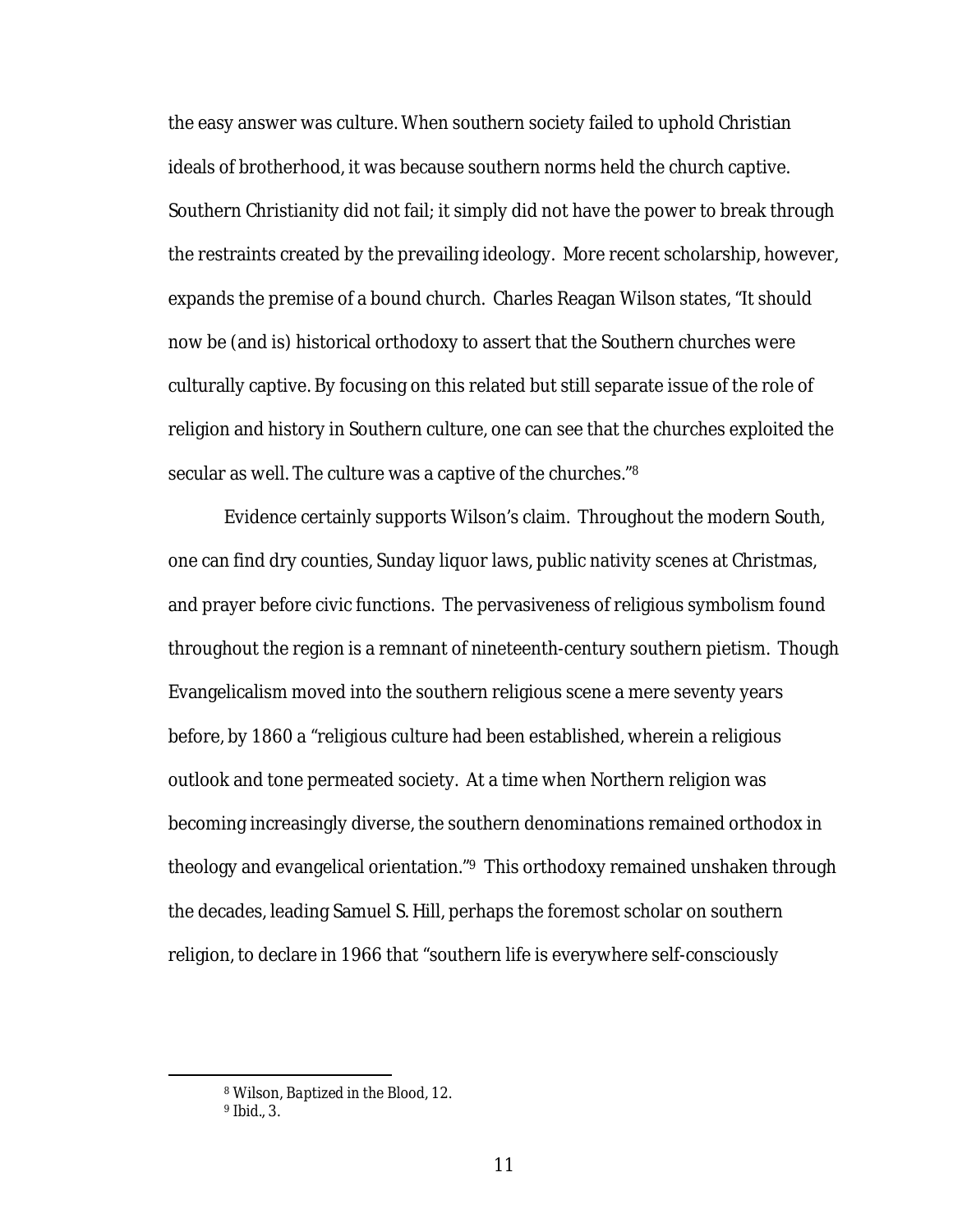the easy answer was culture. When southern society failed to uphold Christian ideals of brotherhood, it was because southern norms held the church captive. Southern Christianity did not fail; it simply did not have the power to break through the restraints created by the prevailing ideology. More recent scholarship, however, expands the premise of a bound church. Charles Reagan Wilson states, "It should now be (and is) historical orthodoxy to assert that the Southern churches were culturally captive. By focusing on this related but still separate issue of the role of religion and history in Southern culture, one can see that the churches exploited the secular as well. The culture was a captive of the churches."[8]

Evidence certainly supports Wilson's claim. Throughout the modern South, one can find dry counties, Sunday liquor laws, public nativity scenes at Christmas, and prayer before civic functions. The pervasiveness of religious symbolism found throughout the region is a remnant of nineteenth-century southern pietism. Though Evangelicalism moved into the southern religious scene a mere seventy years before, by 1860 a "religious culture had been established, wherein a religious outlook and tone permeated society. At a time when Northern religion was becoming increasingly diverse, the southern denominations remained orthodox in theology and evangelical orientation."[9] This orthodoxy remained unshaken through the decades, leading Samuel S. Hill, perhaps the foremost scholar on southern religion, to declare in 1966 that "southern life is everywhere self-consciously

[8] Wilson, *Baptized in the Blood*, 12.

[9] Ibid., 3.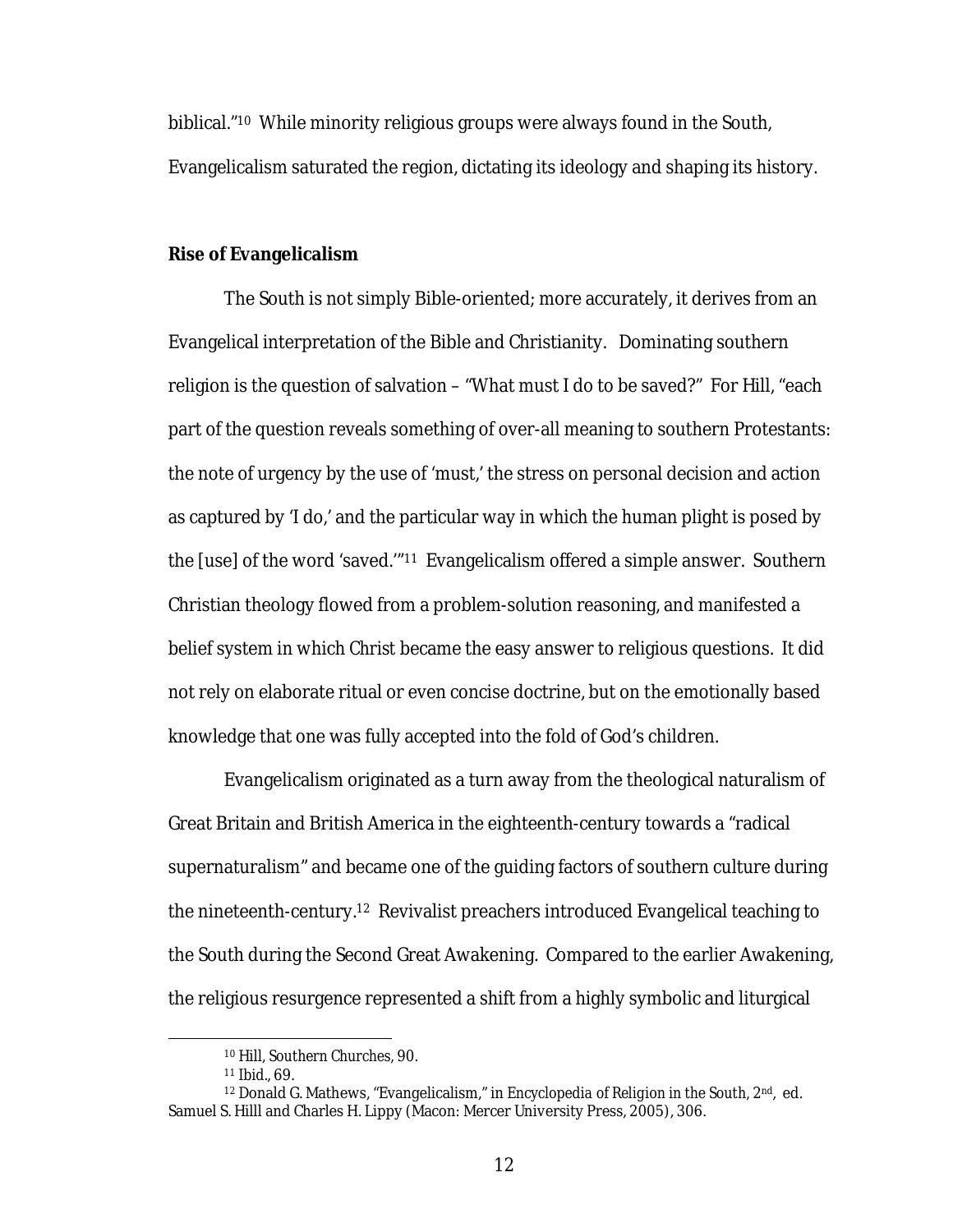biblical."[10] While minority religious groups were always found in the South, Evangelicalism saturated the region, dictating its ideology and shaping its history.

**Rise of Evangelicalism**

The South is not simply Bible-oriented; more accurately, it derives from an Evangelical interpretation of the Bible and Christianity. Dominating southern religion is the question of salvation – "What must I do to be saved?" For Hill, "each part of the question reveals something of over-all meaning to southern Protestants: the note of urgency by the use of 'must,' the stress on personal decision and action as captured by 'I do,' and the particular way in which the human plight is posed by the [use] of the word 'saved.'"[11] Evangelicalism offered a simple answer. Southern Christian theology flowed from a problem-solution reasoning, and manifested a belief system in which Christ became the easy answer to religious questions. It did not rely on elaborate ritual or even concise doctrine, but on the emotionally based knowledge that one was fully accepted into the fold of God's children.

Evangelicalism originated as a turn away from the theological naturalism of Great Britain and British America in the eighteenth-century towards a "radical supernaturalism" and became one of the guiding factors of southern culture during the nineteenth-century.[12] Revivalist preachers introduced Evangelical teaching to the South during the Second Great Awakening. Compared to the earlier Awakening, the religious resurgence represented a shift from a highly symbolic and liturgical

---

[10] Hill, Southern Churches, 90.

[11] Ibid., 69.

[12] Donald G. Mathews, "Evangelicalism," in Encyclopedia of Religion in the South, 2nd, ed. Samuel S. Hilll and Charles H. Lippy (Macon: Mercer University Press, 2005), 306.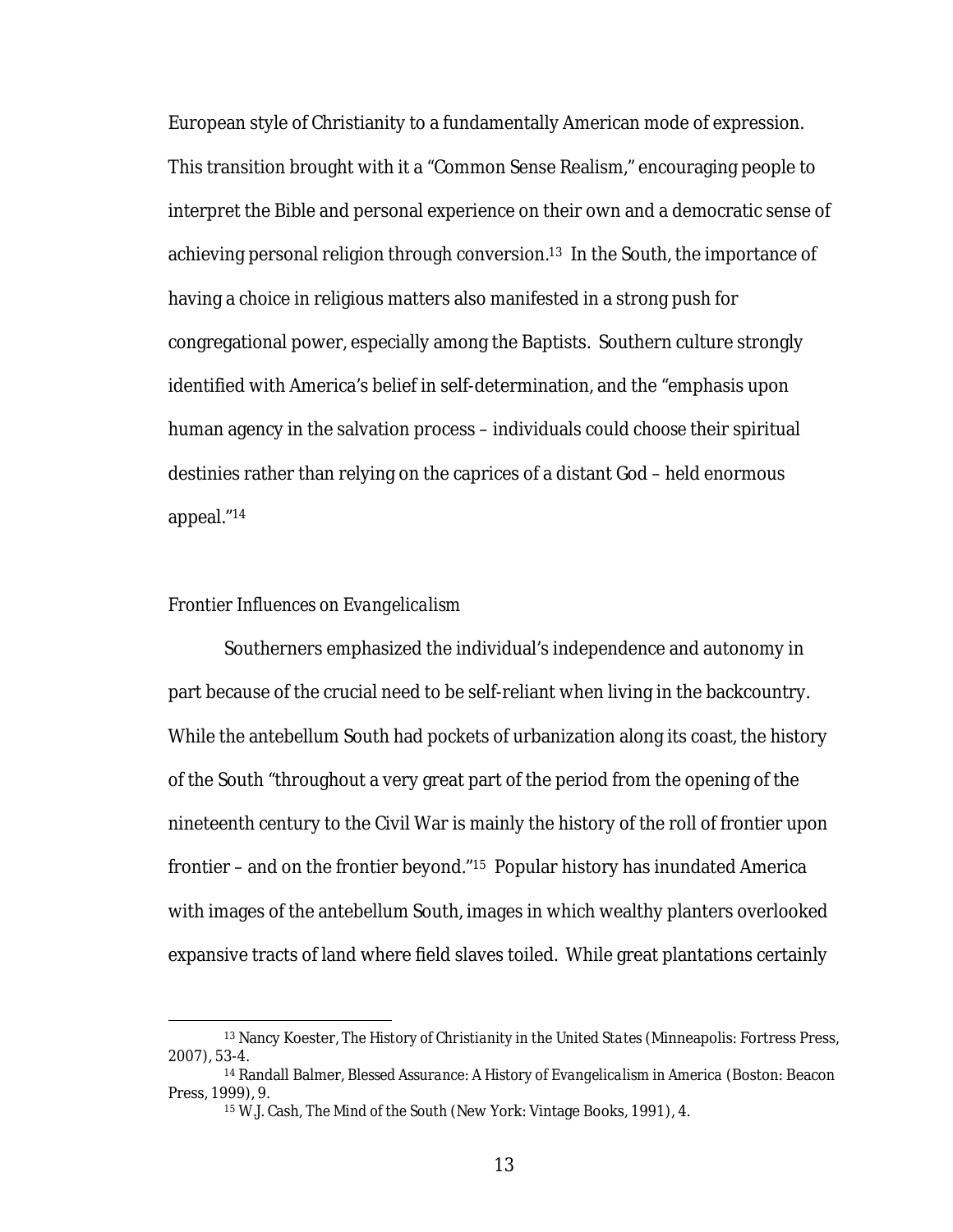European style of Christianity to a fundamentally American mode of expression. This transition brought with it a "Common Sense Realism," encouraging people to interpret the Bible and personal experience on their own and a democratic sense of achieving personal religion through conversion.[13] In the South, the importance of having a choice in religious matters also manifested in a strong push for congregational power, especially among the Baptists. Southern culture strongly identified with America's belief in self-determination, and the "emphasis upon human agency in the salvation process – individuals could choose their spiritual destinies rather than relying on the caprices of a distant God – held enormous appeal."[14]

### *Frontier Influences on Evangelicalism*

Southerners emphasized the individual's independence and autonomy in part because of the crucial need to be self-reliant when living in the backcountry. While the antebellum South had pockets of urbanization along its coast, the history of the South "throughout a very great part of the period from the opening of the nineteenth century to the Civil War is mainly the history of the roll of frontier upon frontier – and on the frontier beyond."[15] Popular history has inundated America with images of the antebellum South, images in which wealthy planters overlooked expansive tracts of land where field slaves toiled. While great plantations certainly

---

[13] Nancy Koester, *The History of Christianity in the United States* (Minneapolis: Fortress Press, 2007), 53-4.

[14] Randall Balmer, *Blessed Assurance: A History of Evangelicalism in America* (Boston: Beacon Press, 1999), 9.

[15] W.J. Cash, *The Mind of the South* (New York: Vintage Books, 1991), 4.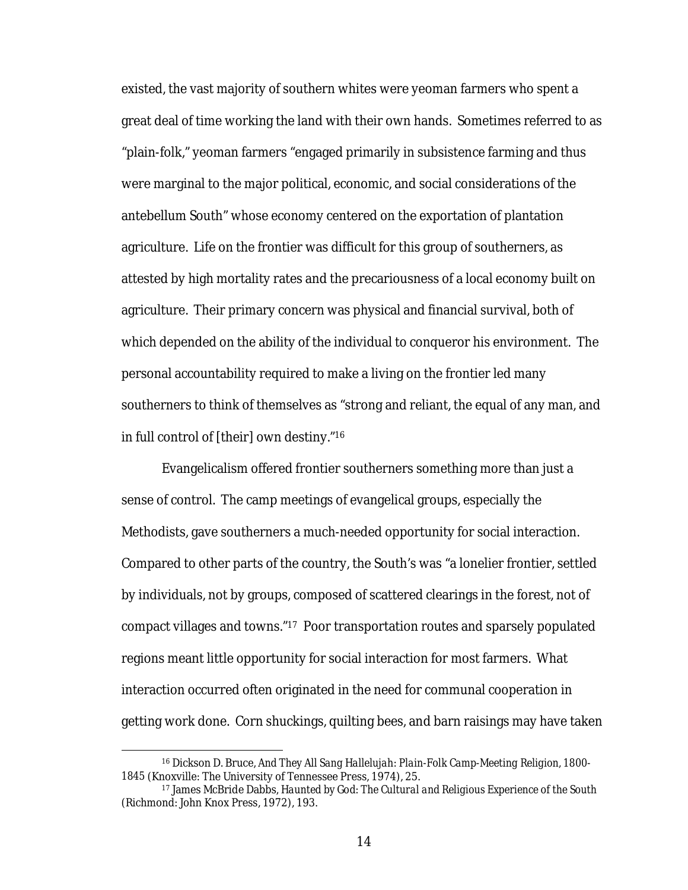existed, the vast majority of southern whites were yeoman farmers who spent a great deal of time working the land with their own hands. Sometimes referred to as "plain-folk," yeoman farmers "engaged primarily in subsistence farming and thus were marginal to the major political, economic, and social considerations of the antebellum South" whose economy centered on the exportation of plantation agriculture. Life on the frontier was difficult for this group of southerners, as attested by high mortality rates and the precariousness of a local economy built on agriculture. Their primary concern was physical and financial survival, both of which depended on the ability of the individual to conqueror his environment. The personal accountability required to make a living on the frontier led many southerners to think of themselves as "strong and reliant, the equal of any man, and in full control of [their] own destiny."[16]

Evangelicalism offered frontier southerners something more than just a sense of control. The camp meetings of evangelical groups, especially the Methodists, gave southerners a much-needed opportunity for social interaction. Compared to other parts of the country, the South's was "a lonelier frontier, settled by individuals, not by groups, composed of scattered clearings in the forest, not of compact villages and towns."[17] Poor transportation routes and sparsely populated regions meant little opportunity for social interaction for most farmers. What interaction occurred often originated in the need for communal cooperation in getting work done. Corn shuckings, quilting bees, and barn raisings may have taken

---

[16] Dickson D. Bruce, *And They All Sang Hallelujah: Plain-Folk Camp-Meeting Religion, 1800-1845* (Knoxville: The University of Tennessee Press, 1974), 25.

[17] James McBride Dabbs, *Haunted by God: The Cultural and Religious Experience of the South* (Richmond: John Knox Press, 1972), 193.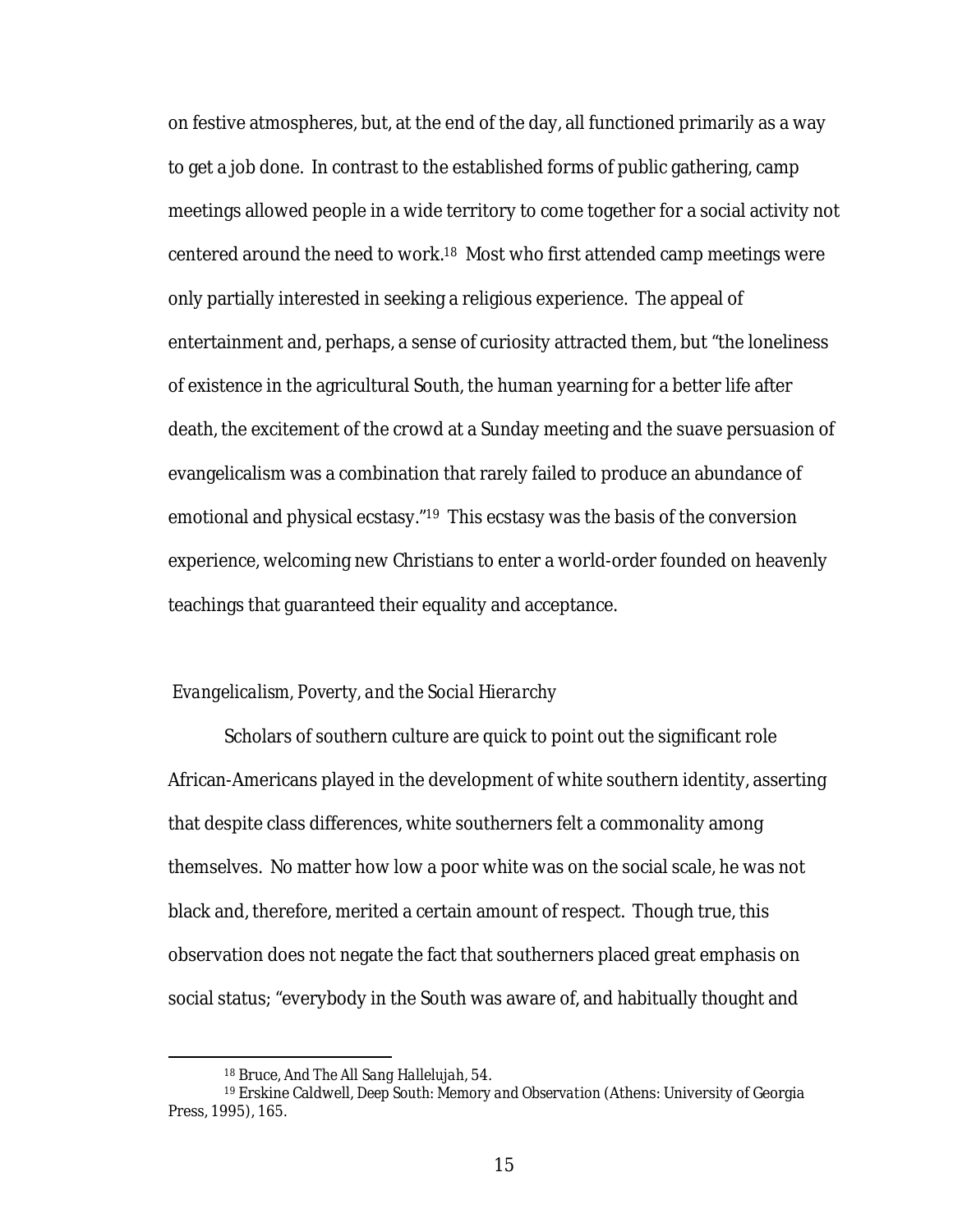on festive atmospheres, but, at the end of the day, all functioned primarily as a way to get a job done. In contrast to the established forms of public gathering, camp meetings allowed people in a wide territory to come together for a social activity not centered around the need to work.[18] Most who first attended camp meetings were only partially interested in seeking a religious experience. The appeal of entertainment and, perhaps, a sense of curiosity attracted them, but "the loneliness of existence in the agricultural South, the human yearning for a better life after death, the excitement of the crowd at a Sunday meeting and the suave persuasion of evangelicalism was a combination that rarely failed to produce an abundance of emotional and physical ecstasy."[19] This ecstasy was the basis of the conversion experience, welcoming new Christians to enter a world-order founded on heavenly teachings that guaranteed their equality and acceptance.

*Evangelicalism, Poverty, and the Social Hierarchy*

Scholars of southern culture are quick to point out the significant role African-Americans played in the development of white southern identity, asserting that despite class differences, white southerners felt a commonality among themselves. No matter how low a poor white was on the social scale, he was not black and, therefore, merited a certain amount of respect. Though true, this observation does not negate the fact that southerners placed great emphasis on social status; "everybody in the South was aware of, and habitually thought and

---

[18] Bruce, *And The All Sang Hallelujah*, 54.

[19] Erskine Caldwell, *Deep South: Memory and Observation* (Athens: University of Georgia Press, 1995), 165.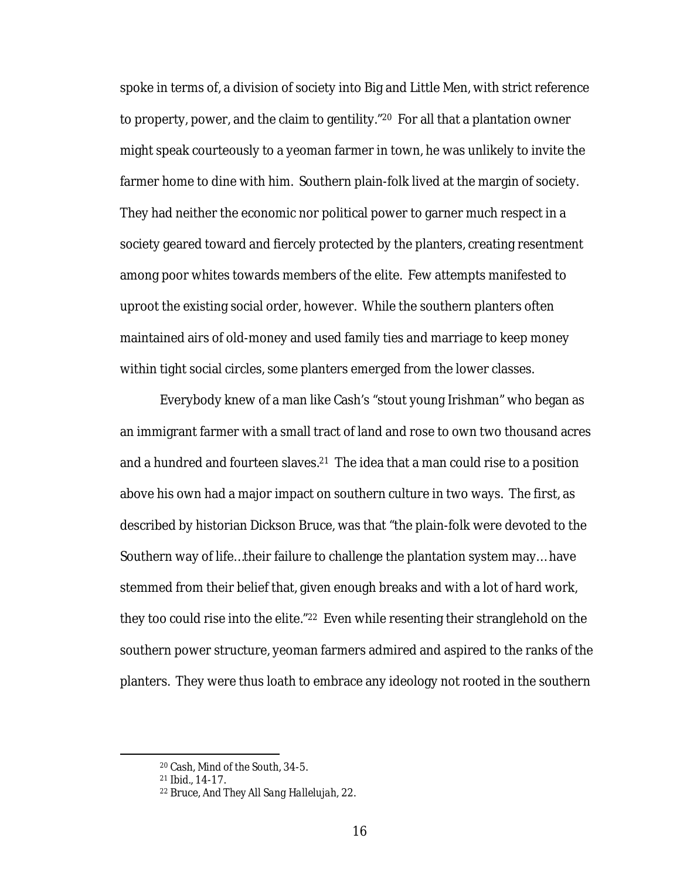spoke in terms of, a division of society into Big and Little Men, with strict reference to property, power, and the claim to gentility."[20] For all that a plantation owner might speak courteously to a yeoman farmer in town, he was unlikely to invite the farmer home to dine with him. Southern plain-folk lived at the margin of society. They had neither the economic nor political power to garner much respect in a society geared toward and fiercely protected by the planters, creating resentment among poor whites towards members of the elite. Few attempts manifested to uproot the existing social order, however. While the southern planters often maintained airs of old-money and used family ties and marriage to keep money within tight social circles, some planters emerged from the lower classes.

Everybody knew of a man like Cash's "stout young Irishman" who began as an immigrant farmer with a small tract of land and rose to own two thousand acres and a hundred and fourteen slaves.[21] The idea that a man could rise to a position above his own had a major impact on southern culture in two ways. The first, as described by historian Dickson Bruce, was that "the plain-folk were devoted to the Southern way of life…their failure to challenge the plantation system may… have stemmed from their belief that, given enough breaks and with a lot of hard work, they too could rise into the elite."[22] Even while resenting their stranglehold on the southern power structure, yeoman farmers admired and aspired to the ranks of the planters. They were thus loath to embrace any ideology not rooted in the southern

---

[20] Cash, *Mind of the South*, 34-5.
[21] Ibid., 14-17.
[22] Bruce, *And They All Sang Hallelujah*, 22.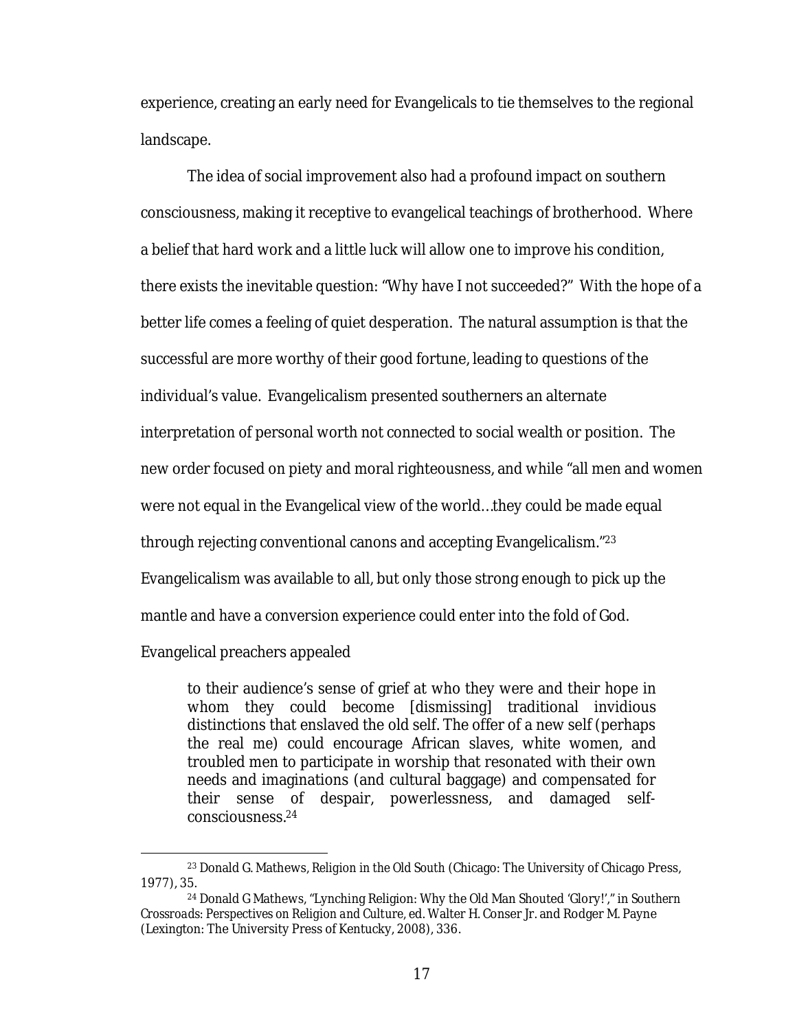experience, creating an early need for Evangelicals to tie themselves to the regional landscape.

The idea of social improvement also had a profound impact on southern consciousness, making it receptive to evangelical teachings of brotherhood. Where a belief that hard work and a little luck will allow one to improve his condition, there exists the inevitable question: "Why have I not succeeded?" With the hope of a better life comes a feeling of quiet desperation. The natural assumption is that the successful are more worthy of their good fortune, leading to questions of the individual's value. Evangelicalism presented southerners an alternate interpretation of personal worth not connected to social wealth or position. The new order focused on piety and moral righteousness, and while "all men and women were not equal in the Evangelical view of the world…they could be made equal through rejecting conventional canons and accepting Evangelicalism."[23] Evangelicalism was available to all, but only those strong enough to pick up the mantle and have a conversion experience could enter into the fold of God. Evangelical preachers appealed

> to their audience's sense of grief at who they were and their hope in whom they could become [dismissing] traditional invidious distinctions that enslaved the old self. The offer of a new self (perhaps the real me) could encourage African slaves, white women, and troubled men to participate in worship that resonated with their own needs and imaginations (and cultural baggage) and compensated for their sense of despair, powerlessness, and damaged self-consciousness.[24]

---

[23] Donald G. Mathews, *Religion in the Old South* (Chicago: The University of Chicago Press, 1977), 35.

[24] Donald G Mathews, "Lynching Religion: Why the Old Man Shouted 'Glory!'," in *Southern Crossroads: Perspectives on Religion and Culture*, ed. Walter H. Conser Jr. and Rodger M. Payne (Lexington: The University Press of Kentucky, 2008), 336.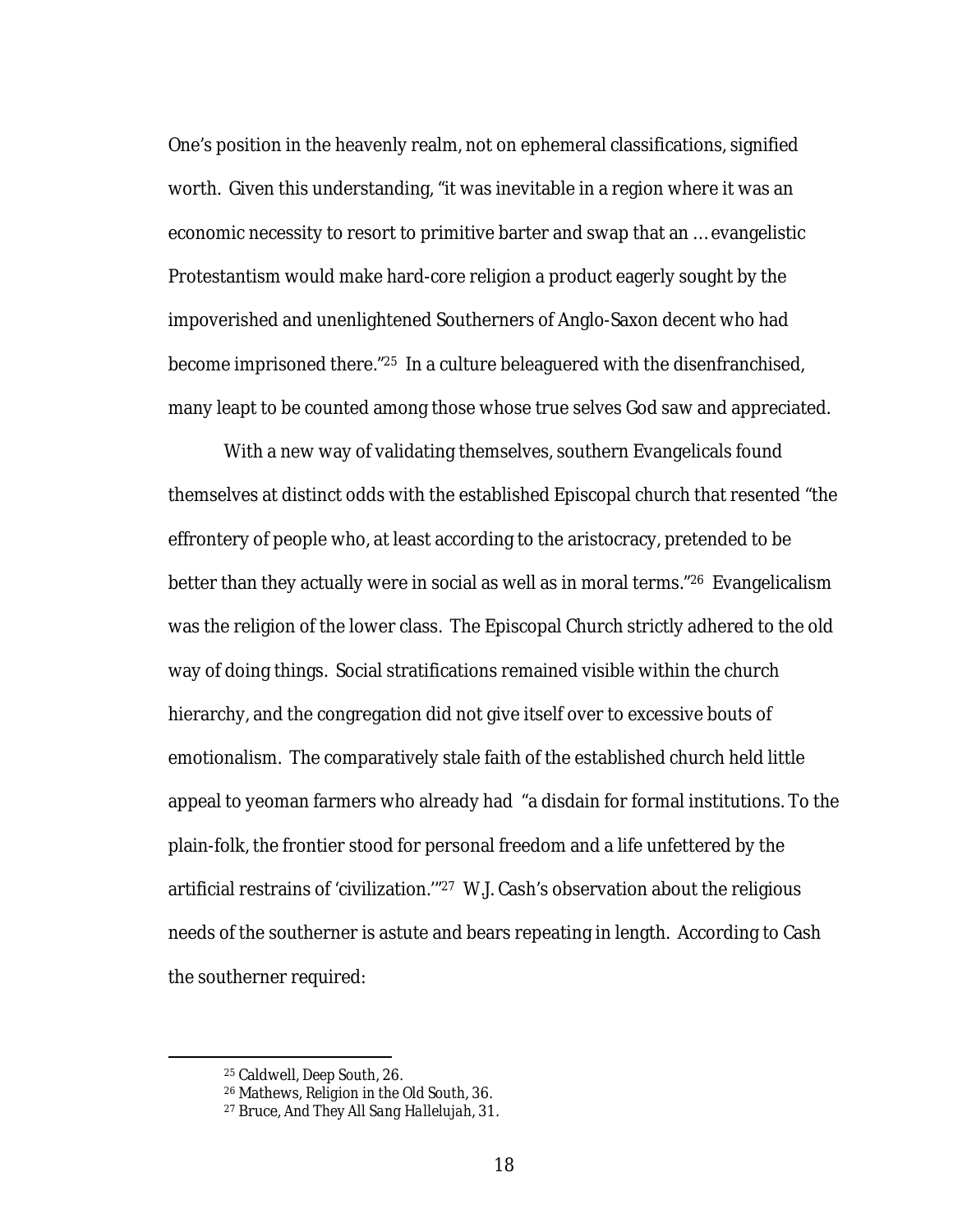One's position in the heavenly realm, not on ephemeral classifications, signified worth. Given this understanding, "it was inevitable in a region where it was an economic necessity to resort to primitive barter and swap that an … evangelistic Protestantism would make hard-core religion a product eagerly sought by the impoverished and unenlightened Southerners of Anglo-Saxon decent who had become imprisoned there."[25] In a culture beleaguered with the disenfranchised, many leapt to be counted among those whose true selves God saw and appreciated.

With a new way of validating themselves, southern Evangelicals found themselves at distinct odds with the established Episcopal church that resented "the effrontery of people who, at least according to the aristocracy, pretended to be better than they actually were in social as well as in moral terms."[26] Evangelicalism was the religion of the lower class. The Episcopal Church strictly adhered to the old way of doing things. Social stratifications remained visible within the church hierarchy, and the congregation did not give itself over to excessive bouts of emotionalism. The comparatively stale faith of the established church held little appeal to yeoman farmers who already had "a disdain for formal institutions. To the plain-folk, the frontier stood for personal freedom and a life unfettered by the artificial restrains of 'civilization.'"[27] W.J. Cash's observation about the religious needs of the southerner is astute and bears repeating in length. According to Cash the southerner required:

---

[25] Caldwell, *Deep South*, 26.

[26] Mathews, *Religion in the Old South*, 36.

[27] Bruce, *And They All Sang Hallelujah*, 31.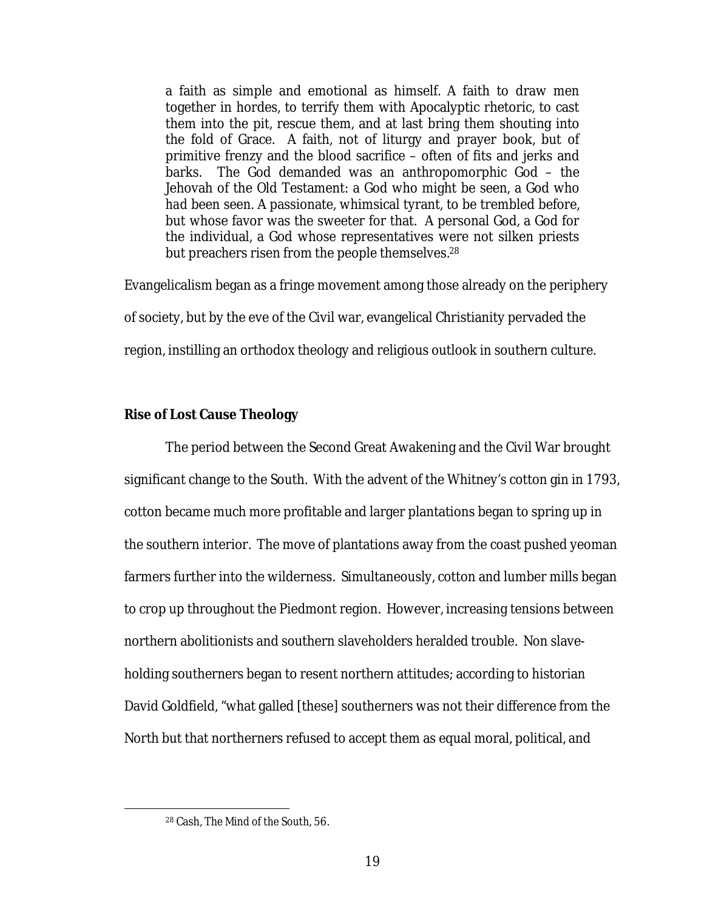> a faith as simple and emotional as himself. A faith to draw men together in hordes, to terrify them with Apocalyptic rhetoric, to cast them into the pit, rescue them, and at last bring them shouting into the fold of Grace. A faith, not of liturgy and prayer book, but of primitive frenzy and the blood sacrifice – often of fits and jerks and barks. The God demanded was an anthropomorphic God – the Jehovah of the Old Testament: a God who might be seen, a God who *had* been seen. A passionate, whimsical tyrant, to be trembled before, but whose favor was the sweeter for that. A personal God, a God for the individual, a God whose representatives were not silken priests but preachers risen from the people themselves.[28]

Evangelicalism began as a fringe movement among those already on the periphery of society, but by the eve of the Civil war, evangelical Christianity pervaded the region, instilling an orthodox theology and religious outlook in southern culture.

**Rise of Lost Cause Theology**

The period between the Second Great Awakening and the Civil War brought significant change to the South. With the advent of the Whitney's cotton gin in 1793, cotton became much more profitable and larger plantations began to spring up in the southern interior. The move of plantations away from the coast pushed yeoman farmers further into the wilderness. Simultaneously, cotton and lumber mills began to crop up throughout the Piedmont region. However, increasing tensions between northern abolitionists and southern slaveholders heralded trouble. Non slave-holding southerners began to resent northern attitudes; according to historian David Goldfield, "what galled [these] southerners was not their difference from the North but that northerners refused to accept them as equal moral, political, and

---

[28] Cash, *The Mind of the South*, 56.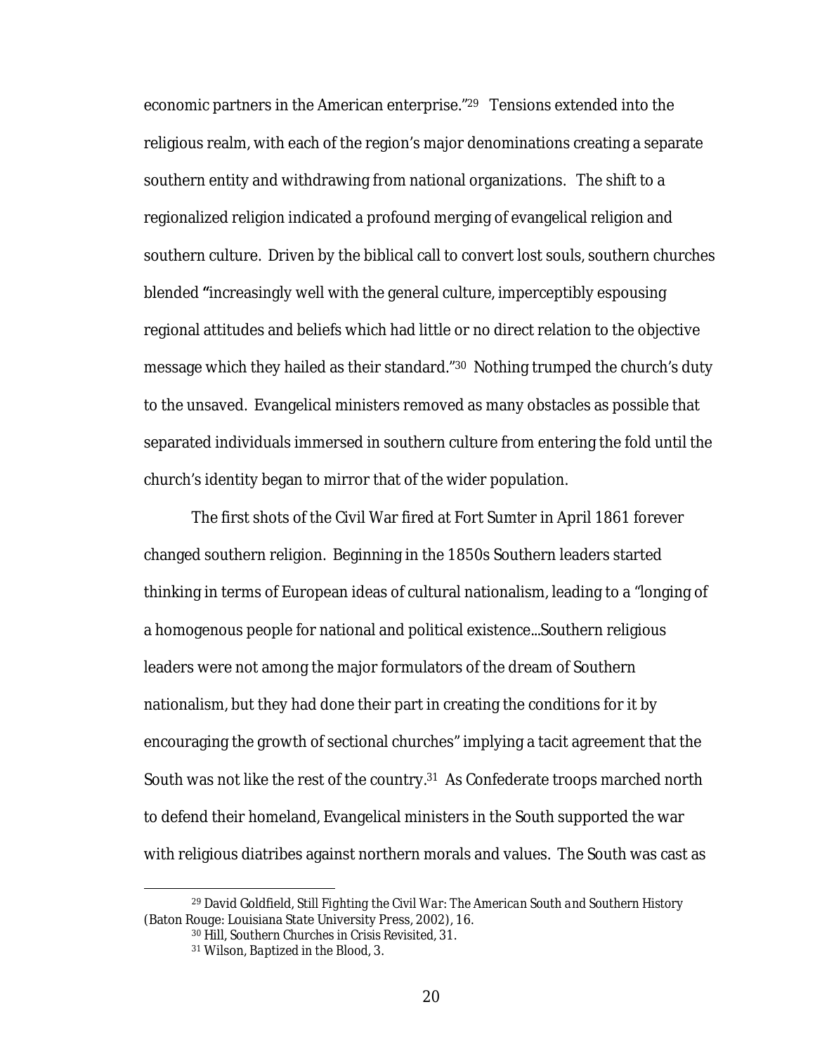economic partners in the American enterprise."[29] Tensions extended into the religious realm, with each of the region's major denominations creating a separate southern entity and withdrawing from national organizations. The shift to a regionalized religion indicated a profound merging of evangelical religion and southern culture. Driven by the biblical call to convert lost souls, southern churches blended "increasingly well with the general culture, imperceptibly espousing regional attitudes and beliefs which had little or no direct relation to the objective message which they hailed as their standard."[30] Nothing trumped the church's duty to the unsaved. Evangelical ministers removed as many obstacles as possible that separated individuals immersed in southern culture from entering the fold until the church's identity began to mirror that of the wider population.

The first shots of the Civil War fired at Fort Sumter in April 1861 forever changed southern religion. Beginning in the 1850s Southern leaders started thinking in terms of European ideas of cultural nationalism, leading to a "longing of a homogenous people for national and political existence...Southern religious leaders were not among the major formulators of the dream of Southern nationalism, but they had done their part in creating the conditions for it by encouraging the growth of sectional churches" implying a tacit agreement that the South was not like the rest of the country.[31] As Confederate troops marched north to defend their homeland, Evangelical ministers in the South supported the war with religious diatribes against northern morals and values. The South was cast as

---

[29] David Goldfield, *Still Fighting the Civil War: The American South and Southern History* (Baton Rouge: Louisiana State University Press, 2002), 16.

[30] Hill, *Southern Churches in Crisis Revisited*, 31.

[31] Wilson, *Baptized in the Blood*, 3.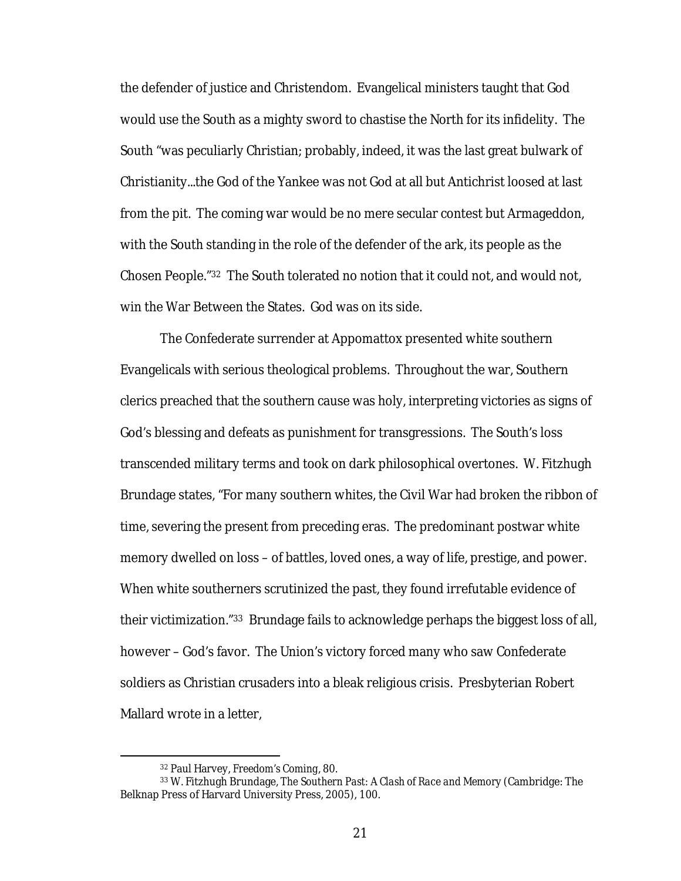the defender of justice and Christendom. Evangelical ministers taught that God would use the South as a mighty sword to chastise the North for its infidelity. The South "was peculiarly Christian; probably, indeed, it was the last great bulwark of Christianity...the God of the Yankee was not God at all but Antichrist loosed at last from the pit. The coming war would be no mere secular contest but Armageddon, with the South standing in the role of the defender of the ark, its people as the Chosen People."[32] The South tolerated no notion that it could not, and would not, win the War Between the States. God was on its side.

The Confederate surrender at Appomattox presented white southern Evangelicals with serious theological problems. Throughout the war, Southern clerics preached that the southern cause was holy, interpreting victories as signs of God's blessing and defeats as punishment for transgressions. The South's loss transcended military terms and took on dark philosophical overtones. W. Fitzhugh Brundage states, "For many southern whites, the Civil War had broken the ribbon of time, severing the present from preceding eras. The predominant postwar white memory dwelled on loss – of battles, loved ones, a way of life, prestige, and power. When white southerners scrutinized the past, they found irrefutable evidence of their victimization."[33] Brundage fails to acknowledge perhaps the biggest loss of all, however – God's favor. The Union's victory forced many who saw Confederate soldiers as Christian crusaders into a bleak religious crisis. Presbyterian Robert Mallard wrote in a letter,

---

[32] Paul Harvey, *Freedom's Coming*, 80.

[33] W. Fitzhugh Brundage, *The Southern Past: A Clash of Race and Memory* (Cambridge: The Belknap Press of Harvard University Press, 2005), 100.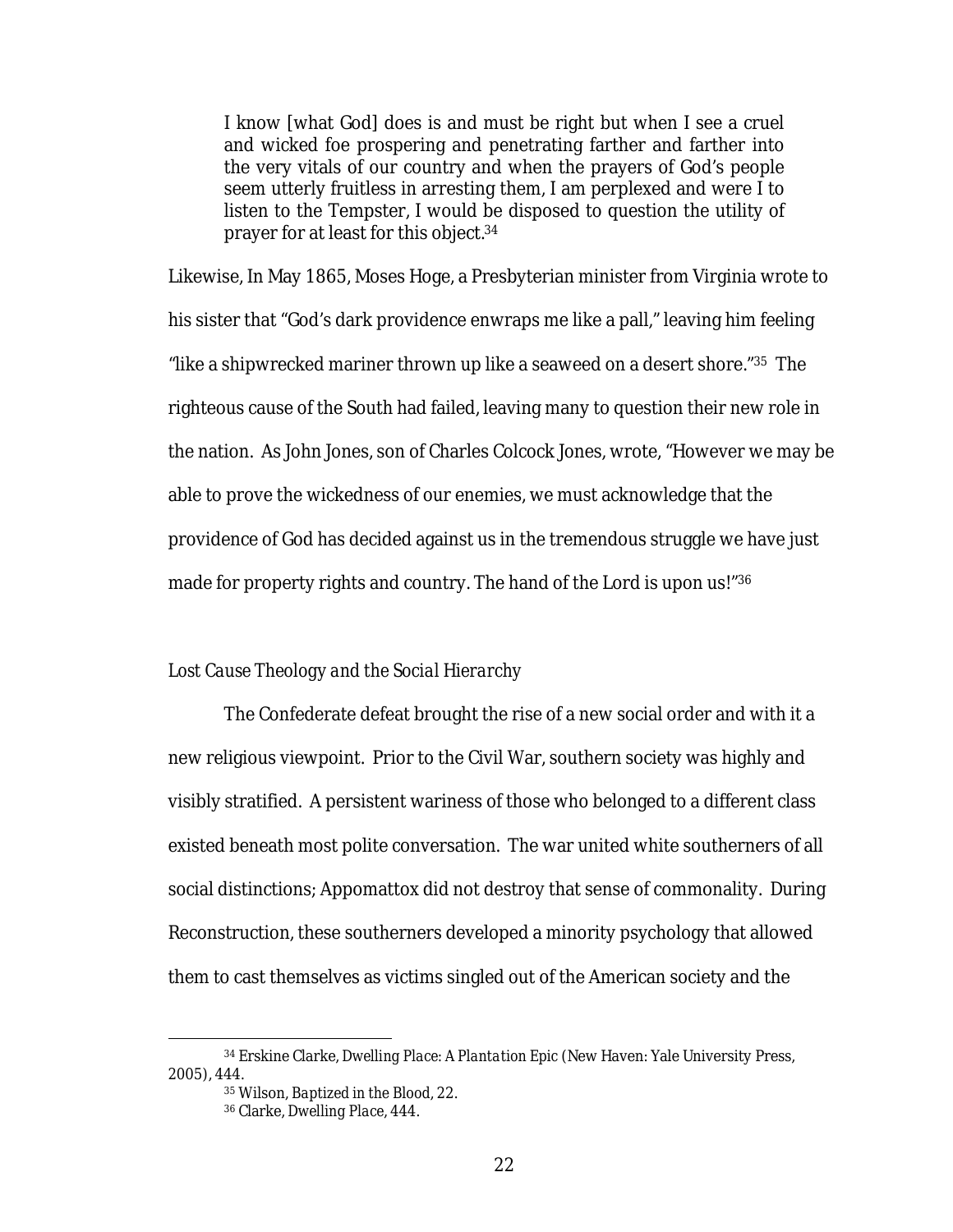> I know [what God] does is and must be right but when I see a cruel and wicked foe prospering and penetrating farther and farther into the very vitals of our country and when the prayers of God's people seem utterly fruitless in arresting them, I am perplexed and were I to listen to the Tempster, I would be disposed to question the utility of prayer for at least for this object.[34]

Likewise, In May 1865, Moses Hoge, a Presbyterian minister from Virginia wrote to his sister that "God's dark providence enwraps me like a pall," leaving him feeling "like a shipwrecked mariner thrown up like a seaweed on a desert shore."[35] The righteous cause of the South had failed, leaving many to question their new role in the nation. As John Jones, son of Charles Colcock Jones, wrote, "However we may be able to prove the wickedness of our enemies, we must acknowledge that the providence of God has decided against us in the tremendous struggle we have just made for property rights and country. The hand of the Lord is upon us!"[36]

### *Lost Cause Theology and the Social Hierarchy*

The Confederate defeat brought the rise of a new social order and with it a new religious viewpoint. Prior to the Civil War, southern society was highly and visibly stratified. A persistent wariness of those who belonged to a different class existed beneath most polite conversation. The war united white southerners of all social distinctions; Appomattox did not destroy that sense of commonality. During Reconstruction, these southerners developed a minority psychology that allowed them to cast themselves as victims singled out of the American society and the

---

[34] Erskine Clarke, *Dwelling Place: A Plantation Epic* (New Haven: Yale University Press, 2005), 444.

[35] Wilson, *Baptized in the Blood*, 22.

[36] Clarke, *Dwelling Place*, 444.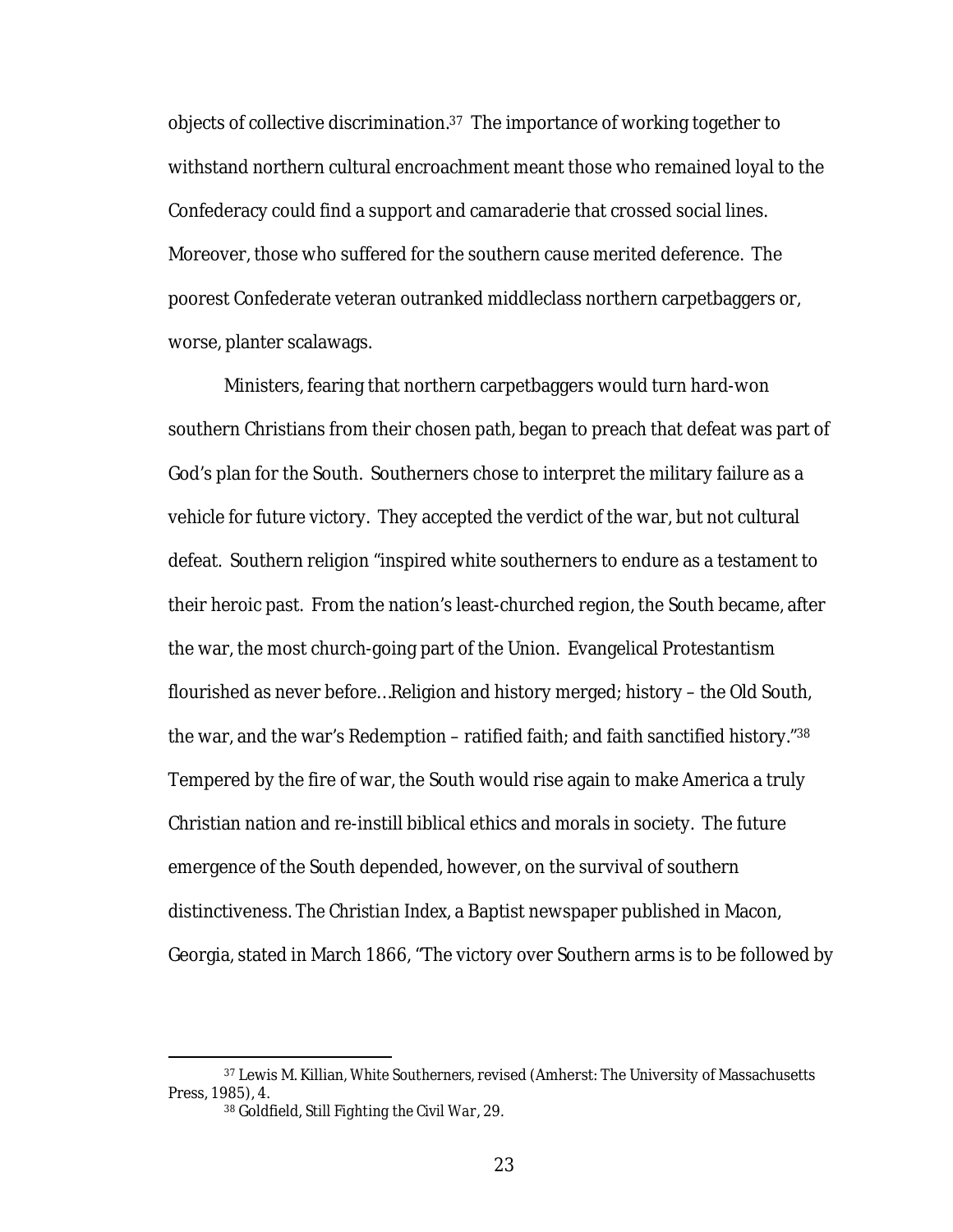objects of collective discrimination.[37] The importance of working together to withstand northern cultural encroachment meant those who remained loyal to the Confederacy could find a support and camaraderie that crossed social lines. Moreover, those who suffered for the southern cause merited deference. The poorest Confederate veteran outranked middleclass northern carpetbaggers or, worse, planter scalawags.

Ministers, fearing that northern carpetbaggers would turn hard-won southern Christians from their chosen path, began to preach that defeat was part of God's plan for the South. Southerners chose to interpret the military failure as a vehicle for future victory. They accepted the verdict of the war, but not cultural defeat. Southern religion "inspired white southerners to endure as a testament to their heroic past. From the nation's least-churched region, the South became, after the war, the most church-going part of the Union. Evangelical Protestantism flourished as never before…Religion and history merged; history – the Old South, the war, and the war's Redemption – ratified faith; and faith sanctified history."[38] Tempered by the fire of war, the South would rise again to make America a truly Christian nation and re-instill biblical ethics and morals in society. The future emergence of the South depended, however, on the survival of southern distinctiveness. *The Christian Index*, a Baptist newspaper published in Macon, Georgia, stated in March 1866, "The victory over Southern arms is to be followed by

---

[37] Lewis M. Killian, *White Southerners*, revised (Amherst: The University of Massachusetts Press, 1985), 4.

[38] Goldfield, *Still Fighting the Civil War*, 29.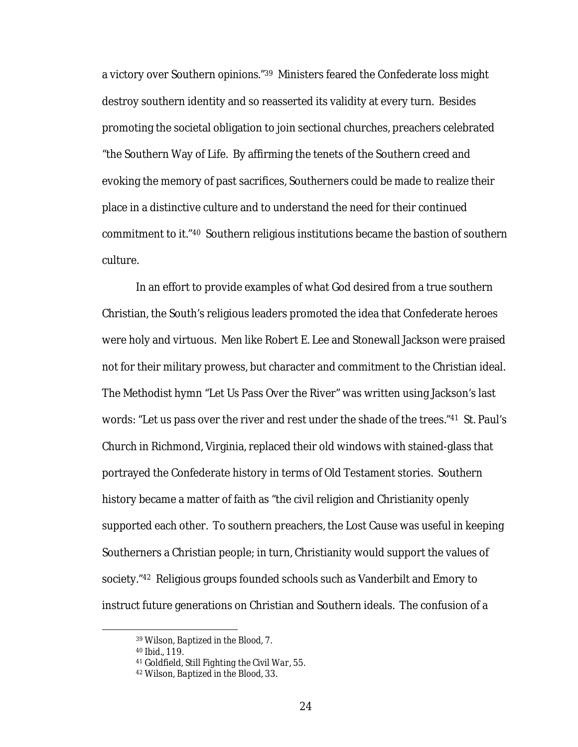a victory over Southern opinions."[39] Ministers feared the Confederate loss might destroy southern identity and so reasserted its validity at every turn. Besides promoting the societal obligation to join sectional churches, preachers celebrated "the Southern Way of Life. By affirming the tenets of the Southern creed and evoking the memory of past sacrifices, Southerners could be made to realize their place in a distinctive culture and to understand the need for their continued commitment to it."[40] Southern religious institutions became the bastion of southern culture.

In an effort to provide examples of what God desired from a true southern Christian, the South's religious leaders promoted the idea that Confederate heroes were holy and virtuous. Men like Robert E. Lee and Stonewall Jackson were praised not for their military prowess, but character and commitment to the Christian ideal. The Methodist hymn "Let Us Pass Over the River" was written using Jackson's last words: "Let us pass over the river and rest under the shade of the trees."[41] St. Paul's Church in Richmond, Virginia, replaced their old windows with stained-glass that portrayed the Confederate history in terms of Old Testament stories. Southern history became a matter of faith as "the civil religion and Christianity openly supported each other. To southern preachers, the Lost Cause was useful in keeping Southerners a Christian people; in turn, Christianity would support the values of society."[42] Religious groups founded schools such as Vanderbilt and Emory to instruct future generations on Christian and Southern ideals. The confusion of a

---

[39] Wilson, *Baptized in the Blood*, 7.

[40] Ibid., 119.

[41] Goldfield, *Still Fighting the Civil War*, 55.

[42] Wilson, *Baptized in the Blood*, 33.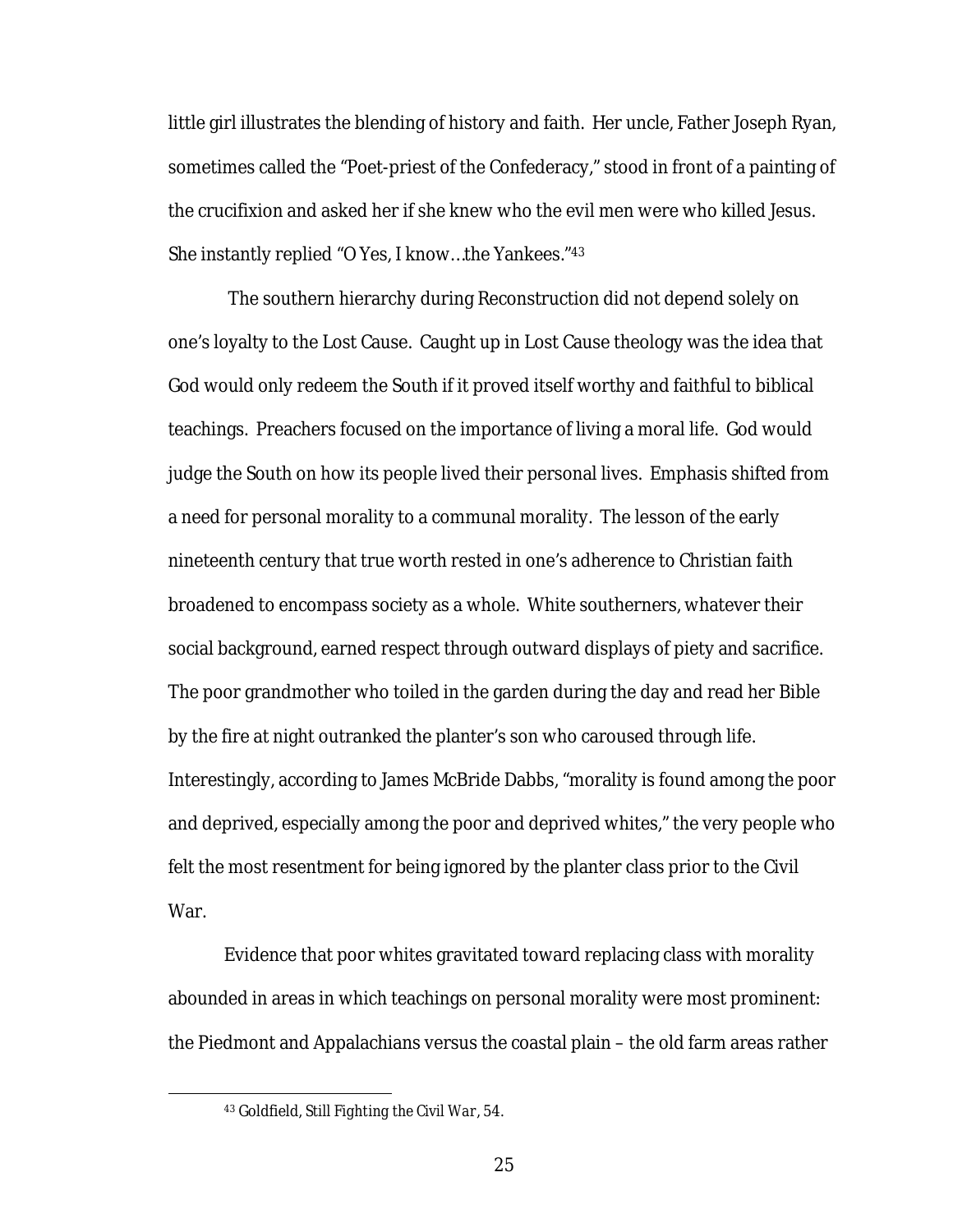little girl illustrates the blending of history and faith. Her uncle, Father Joseph Ryan, sometimes called the "Poet-priest of the Confederacy," stood in front of a painting of the crucifixion and asked her if she knew who the evil men were who killed Jesus. She instantly replied "O Yes, I know…the Yankees."[43]

The southern hierarchy during Reconstruction did not depend solely on one's loyalty to the Lost Cause. Caught up in Lost Cause theology was the idea that God would only redeem the South if it proved itself worthy and faithful to biblical teachings. Preachers focused on the importance of living a moral life. God would judge the South on how its people lived their personal lives. Emphasis shifted from a need for personal morality to a communal morality. The lesson of the early nineteenth century that true worth rested in one's adherence to Christian faith broadened to encompass society as a whole. White southerners, whatever their social background, earned respect through outward displays of piety and sacrifice. The poor grandmother who toiled in the garden during the day and read her Bible by the fire at night outranked the planter's son who caroused through life. Interestingly, according to James McBride Dabbs, "morality is found among the poor and deprived, especially among the poor and deprived whites," the very people who felt the most resentment for being ignored by the planter class prior to the Civil War.

Evidence that poor whites gravitated toward replacing class with morality abounded in areas in which teachings on personal morality were most prominent: the Piedmont and Appalachians versus the coastal plain – the old farm areas rather

---

[43] Goldfield, *Still Fighting the Civil War*, 54.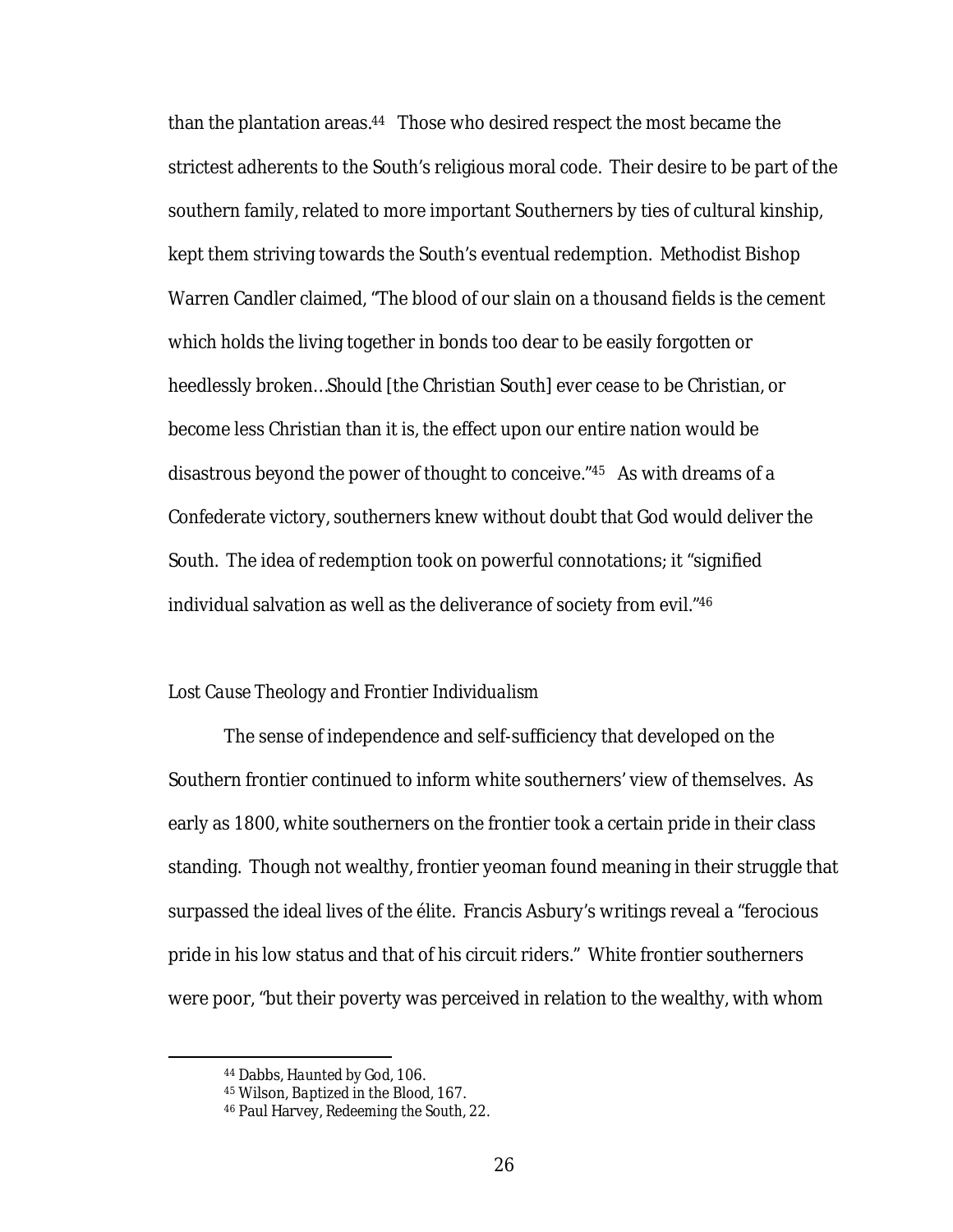than the plantation areas.[44] Those who desired respect the most became the strictest adherents to the South's religious moral code. Their desire to be part of the southern family, related to more important Southerners by ties of cultural kinship, kept them striving towards the South's eventual redemption. Methodist Bishop Warren Candler claimed, "The blood of our slain on a thousand fields is the cement which holds the living together in bonds too dear to be easily forgotten or heedlessly broken…Should [the Christian South] ever cease to be Christian, or become less Christian than it is, the effect upon our entire nation would be disastrous beyond the power of thought to conceive."[45] As with dreams of a Confederate victory, southerners knew without doubt that God would deliver the South. The idea of redemption took on powerful connotations; it "signified individual salvation as well as the deliverance of society from evil."[46]

### *Lost Cause Theology and Frontier Individualism*

The sense of independence and self-sufficiency that developed on the Southern frontier continued to inform white southerners' view of themselves. As early as 1800, white southerners on the frontier took a certain pride in their class standing. Though not wealthy, frontier yeoman found meaning in their struggle that surpassed the ideal lives of the élite. Francis Asbury's writings reveal a "ferocious pride in his low status and that of his circuit riders." White frontier southerners were poor, "but their poverty was perceived in relation to the wealthy, with whom

---

[44] Dabbs, *Haunted by God*, 106.

[45] Wilson, *Baptized in the Blood*, 167.

[46] Paul Harvey, *Redeeming the South*, 22.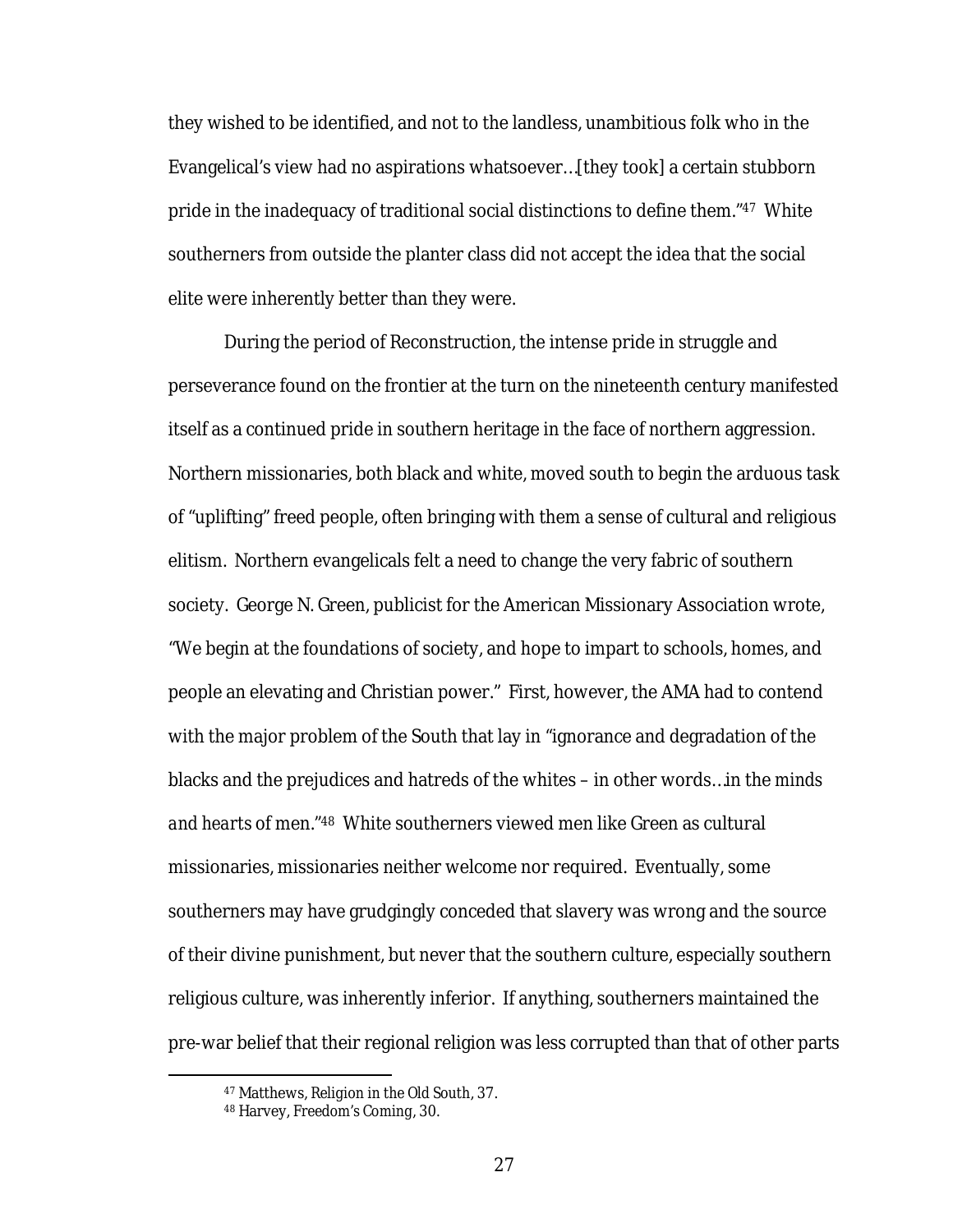they wished to be identified, and not to the landless, unambitious folk who in the Evangelical's view had no aspirations whatsoever…[they took] a certain stubborn pride in the inadequacy of traditional social distinctions to define them."[47] White southerners from outside the planter class did not accept the idea that the social elite were inherently better than they were.

During the period of Reconstruction, the intense pride in struggle and perseverance found on the frontier at the turn on the nineteenth century manifested itself as a continued pride in southern heritage in the face of northern aggression. Northern missionaries, both black and white, moved south to begin the arduous task of "uplifting" freed people, often bringing with them a sense of cultural and religious elitism. Northern evangelicals felt a need to change the very fabric of southern society. George N. Green, publicist for the American Missionary Association wrote, "We begin at the foundations of society, and hope to impart to schools, homes, and people an elevating and Christian power." First, however, the AMA had to contend with the major problem of the South that lay in "ignorance and degradation of the blacks and the prejudices and hatreds of the whites – in other words…in the minds and hearts of men."[48] White southerners viewed men like Green as cultural missionaries, missionaries neither welcome nor required. Eventually, some southerners may have grudgingly conceded that slavery was wrong and the source of their divine punishment, but never that the southern culture, especially southern religious culture, was inherently inferior. If anything, southerners maintained the pre-war belief that their regional religion was less corrupted than that of other parts

[47] Matthews, *Religion in the Old South*, 37.

[48] Harvey, *Freedom's Coming*, 30.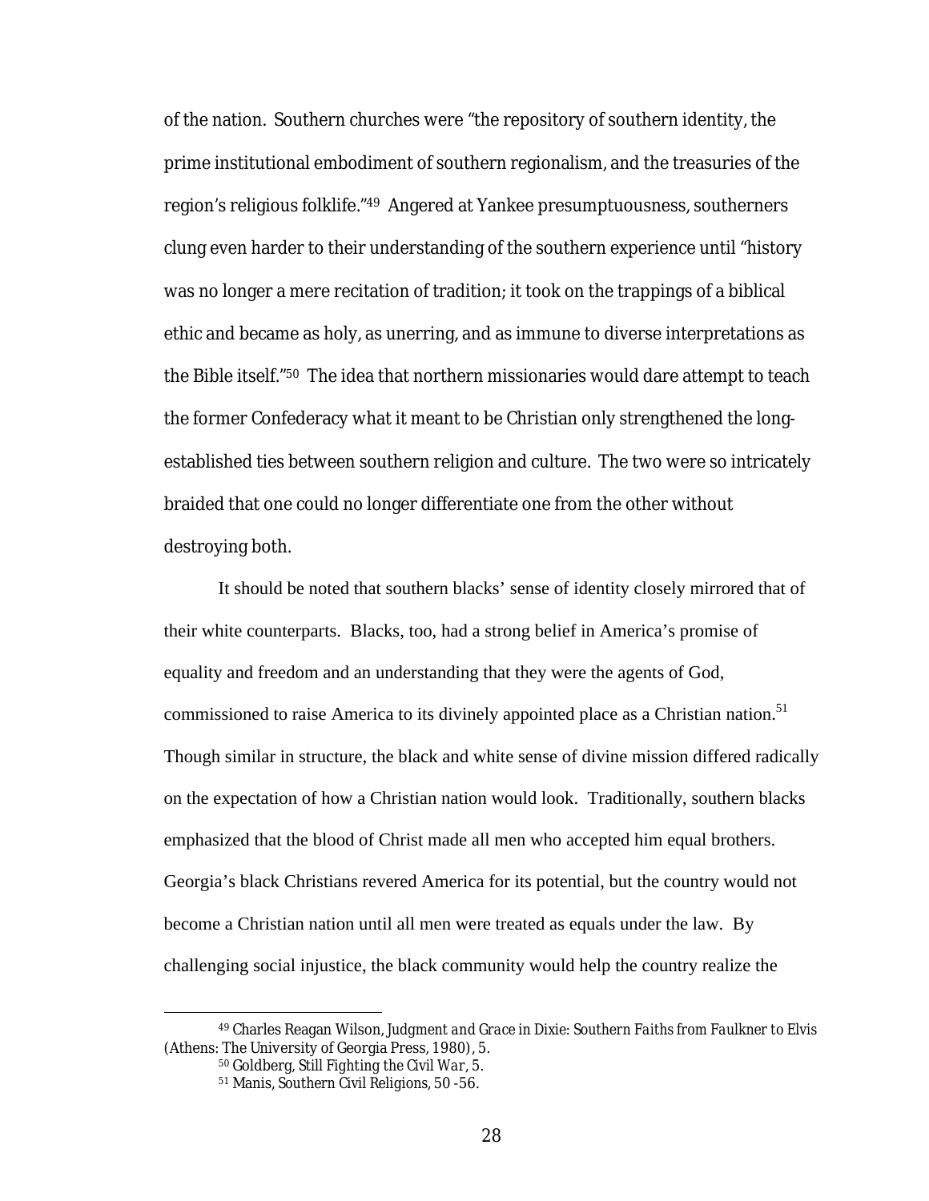of the nation. Southern churches were "the repository of southern identity, the prime institutional embodiment of southern regionalism, and the treasuries of the region's religious folklife."[49] Angered at Yankee presumptuousness, southerners clung even harder to their understanding of the southern experience until "history was no longer a mere recitation of tradition; it took on the trappings of a biblical ethic and became as holy, as unerring, and as immune to diverse interpretations as the Bible itself."[50] The idea that northern missionaries would dare attempt to teach the former Confederacy what it meant to be Christian only strengthened the long-established ties between southern religion and culture. The two were so intricately braided that one could no longer differentiate one from the other without destroying both.

It should be noted that southern blacks' sense of identity closely mirrored that of their white counterparts. Blacks, too, had a strong belief in America's promise of equality and freedom and an understanding that they were the agents of God, commissioned to raise America to its divinely appointed place as a Christian nation.[51] Though similar in structure, the black and white sense of divine mission differed radically on the expectation of how a Christian nation would look. Traditionally, southern blacks emphasized that the blood of Christ made all men who accepted him equal brothers. Georgia's black Christians revered America for its potential, but the country would not become a Christian nation until all men were treated as equals under the law. By challenging social injustice, the black community would help the country realize the

---

[49] Charles Reagan Wilson, *Judgment and Grace in Dixie: Southern Faiths from Faulkner to Elvis* (Athens: The University of Georgia Press, 1980), 5.

[50] Goldberg, *Still Fighting the Civil War*, 5.

[51] Manis, *Southern Civil Religions*, 50 -56.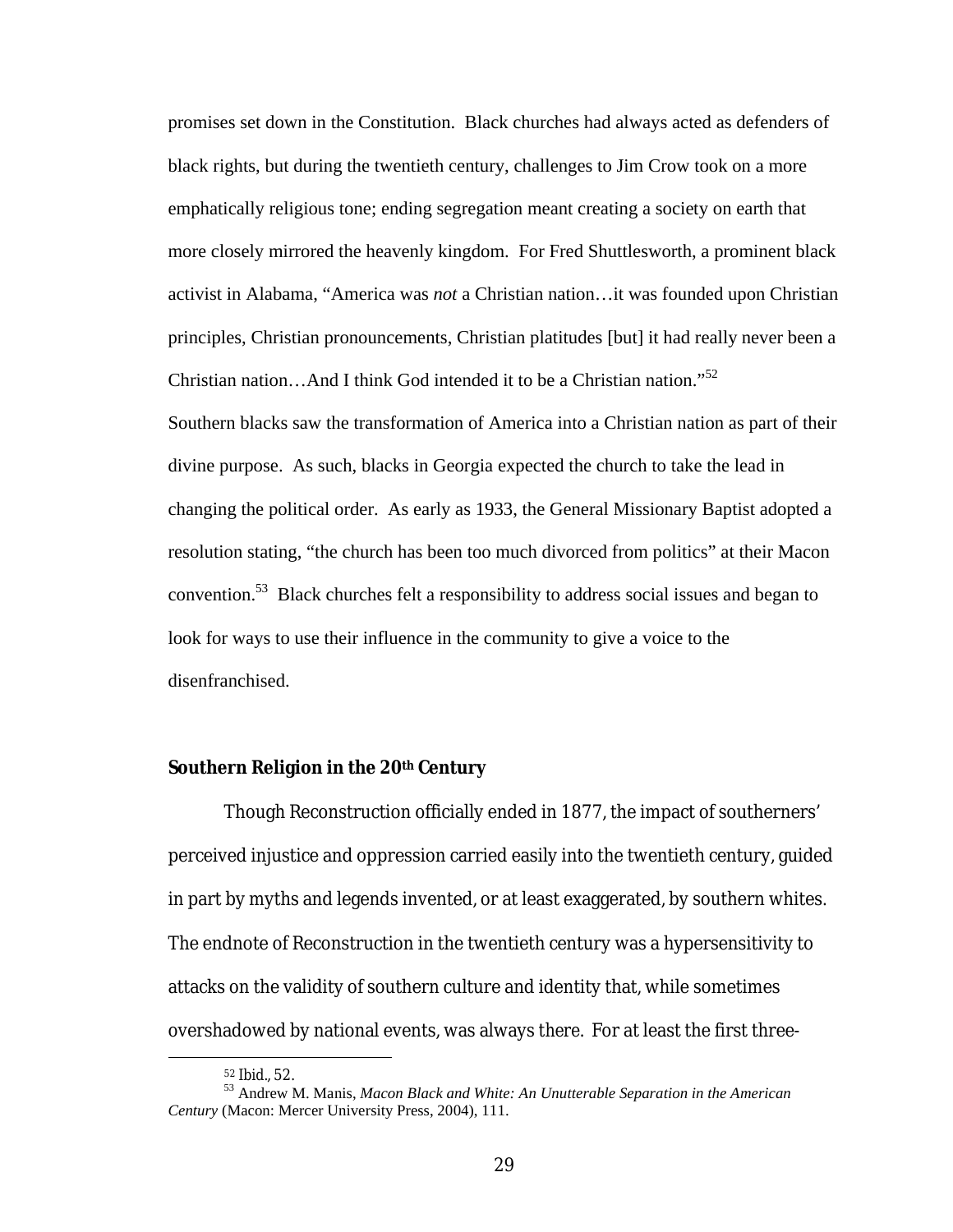promises set down in the Constitution. Black churches had always acted as defenders of black rights, but during the twentieth century, challenges to Jim Crow took on a more emphatically religious tone; ending segregation meant creating a society on earth that more closely mirrored the heavenly kingdom. For Fred Shuttlesworth, a prominent black activist in Alabama, "America was *not* a Christian nation…it was founded upon Christian principles, Christian pronouncements, Christian platitudes [but] it had really never been a Christian nation…And I think God intended it to be a Christian nation."[52]

Southern blacks saw the transformation of America into a Christian nation as part of their divine purpose. As such, blacks in Georgia expected the church to take the lead in changing the political order. As early as 1933, the General Missionary Baptist adopted a resolution stating, "the church has been too much divorced from politics" at their Macon convention.[53] Black churches felt a responsibility to address social issues and began to look for ways to use their influence in the community to give a voice to the disenfranchised.

### Southern Religion in the 20th Century

Though Reconstruction officially ended in 1877, the impact of southerners' perceived injustice and oppression carried easily into the twentieth century, guided in part by myths and legends invented, or at least exaggerated, by southern whites. The endnote of Reconstruction in the twentieth century was a hypersensitivity to attacks on the validity of southern culture and identity that, while sometimes overshadowed by national events, was always there. For at least the first three-

---

[52] Ibid., 52.

[53] Andrew M. Manis, *Macon Black and White: An Unutterable Separation in the American Century* (Macon: Mercer University Press, 2004), 111.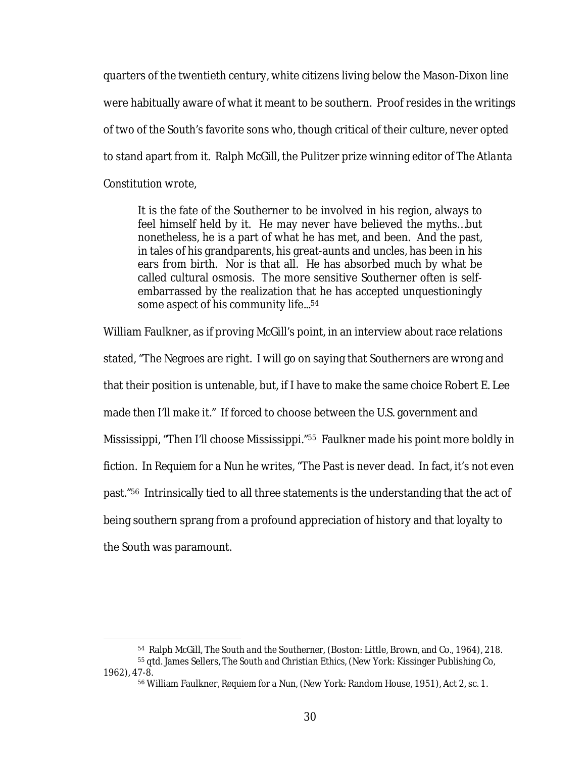quarters of the twentieth century, white citizens living below the Mason-Dixon line were habitually aware of what it meant to be southern. Proof resides in the writings of two of the South's favorite sons who, though critical of their culture, never opted to stand apart from it. Ralph McGill, the Pulitzer prize winning editor of *The Atlanta Constitution* wrote,

> It is the fate of the Southerner to be involved in his region, always to feel himself held by it. He may never have believed the myths…but nonetheless, he is a part of what he has met, and been. And the past, in tales of his grandparents, his great-aunts and uncles, has been in his ears from birth. Nor is that all. He has absorbed much by what be called cultural osmosis. The more sensitive Southerner often is self-embarrassed by the realization that he has accepted unquestioningly some aspect of his community life...[54]

William Faulkner, as if proving McGill's point, in an interview about race relations stated, "The Negroes are right. I will go on saying that Southerners are wrong and that their position is untenable, but, if I have to make the same choice Robert E. Lee made then I'll make it." If forced to choose between the U.S. government and Mississippi, "Then I'll choose Mississippi."[55] Faulkner made his point more boldly in fiction. In *Requiem for a Nun* he writes, "The Past is never dead. In fact, it's not even past."[56] Intrinsically tied to all three statements is the understanding that the act of being southern sprang from a profound appreciation of history and that loyalty to the South was paramount.

---

[54] Ralph McGill, *The South and the Southerner*, (Boston: Little, Brown, and Co., 1964), 218.

[55] qtd. James Sellers, *The South and Christian Ethics*, (New York: Kissinger Publishing Co, 1962), 47-8.

[56] William Faulkner, *Requiem for a Nun*, (New York: Random House, 1951), Act 2, sc. 1.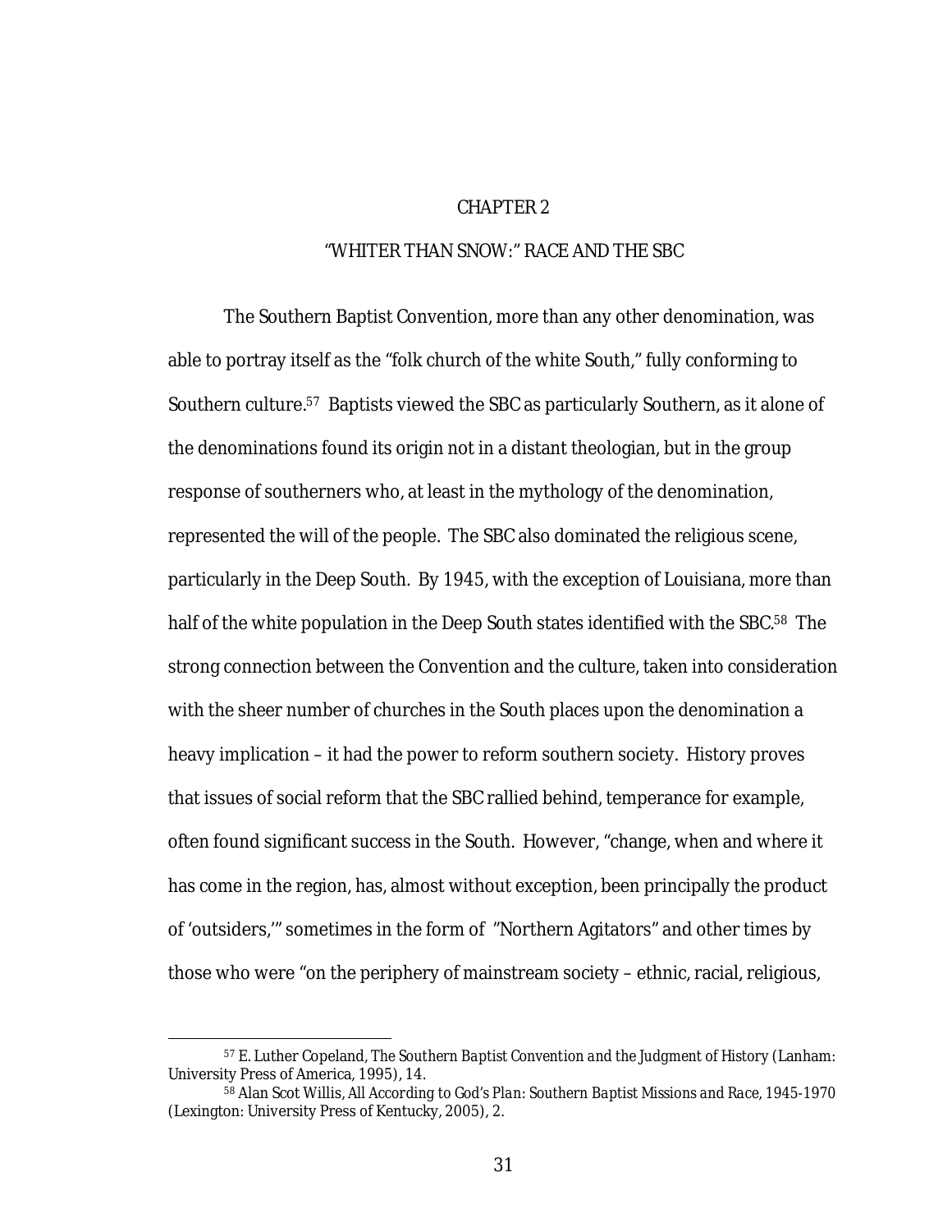# CHAPTER 2

## "WHITER THAN SNOW:" RACE AND THE SBC

The Southern Baptist Convention, more than any other denomination, was able to portray itself as the "folk church of the white South," fully conforming to Southern culture.[57] Baptists viewed the SBC as particularly Southern, as it alone of the denominations found its origin not in a distant theologian, but in the group response of southerners who, at least in the mythology of the denomination, represented the will of the people. The SBC also dominated the religious scene, particularly in the Deep South. By 1945, with the exception of Louisiana, more than half of the white population in the Deep South states identified with the SBC.[58] The strong connection between the Convention and the culture, taken into consideration with the sheer number of churches in the South places upon the denomination a heavy implication – it had the power to reform southern society. History proves that issues of social reform that the SBC rallied behind, temperance for example, often found significant success in the South. However, "change, when and where it has come in the region, has, almost without exception, been principally the product of 'outsiders,'" sometimes in the form of "Northern Agitators" and other times by those who were "on the periphery of mainstream society – ethnic, racial, religious,

---

[57] E. Luther Copeland, *The Southern Baptist Convention and the Judgment of History* (Lanham: University Press of America, 1995), 14.

[58] Alan Scot Willis, *All According to God's Plan: Southern Baptist Missions and Race, 1945-1970* (Lexington: University Press of Kentucky, 2005), 2.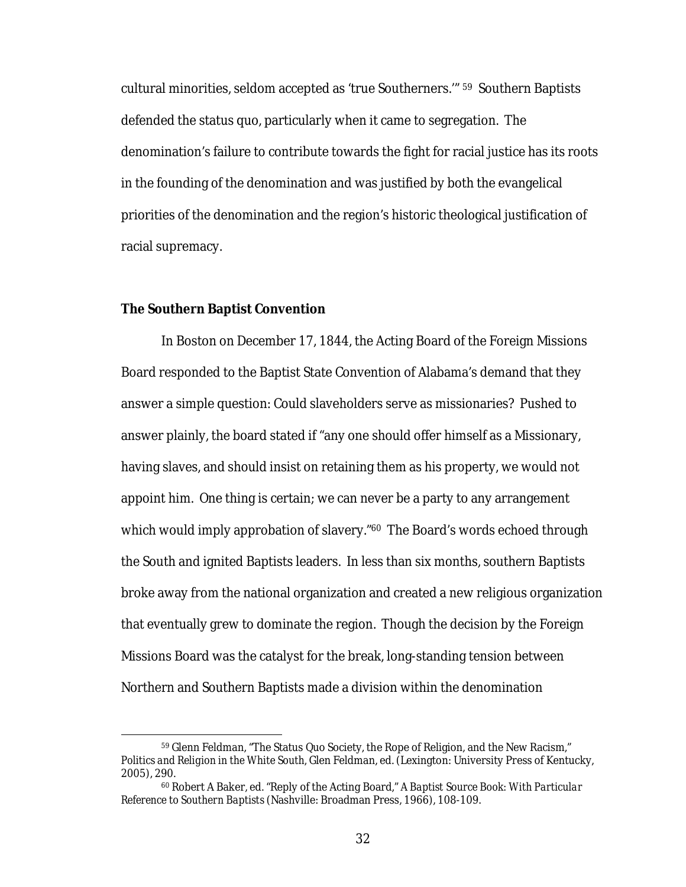cultural minorities, seldom accepted as 'true Southerners.'"[59] Southern Baptists defended the status quo, particularly when it came to segregation. The denomination's failure to contribute towards the fight for racial justice has its roots in the founding of the denomination and was justified by both the evangelical priorities of the denomination and the region's historic theological justification of racial supremacy.

**The Southern Baptist Convention**

In Boston on December 17, 1844, the Acting Board of the Foreign Missions Board responded to the Baptist State Convention of Alabama's demand that they answer a simple question: Could slaveholders serve as missionaries? Pushed to answer plainly, the board stated if "any one should offer himself as a Missionary, having slaves, and should insist on retaining them as his property, we would not appoint him. One thing is certain; we can never be a party to any arrangement which would imply approbation of slavery."[60] The Board's words echoed through the South and ignited Baptists leaders. In less than six months, southern Baptists broke away from the national organization and created a new religious organization that eventually grew to dominate the region. Though the decision by the Foreign Missions Board was the catalyst for the break, long-standing tension between Northern and Southern Baptists made a division within the denomination

---

[59] Glenn Feldman, "The Status Quo Society, the Rope of Religion, and the New Racism," *Politics and Religion in the White South*, Glen Feldman, ed. (Lexington: University Press of Kentucky, 2005), 290.

[60] Robert A Baker, ed. "Reply of the Acting Board," *A Baptist Source Book: With Particular Reference to Southern Baptists* (Nashville: Broadman Press, 1966), 108-109.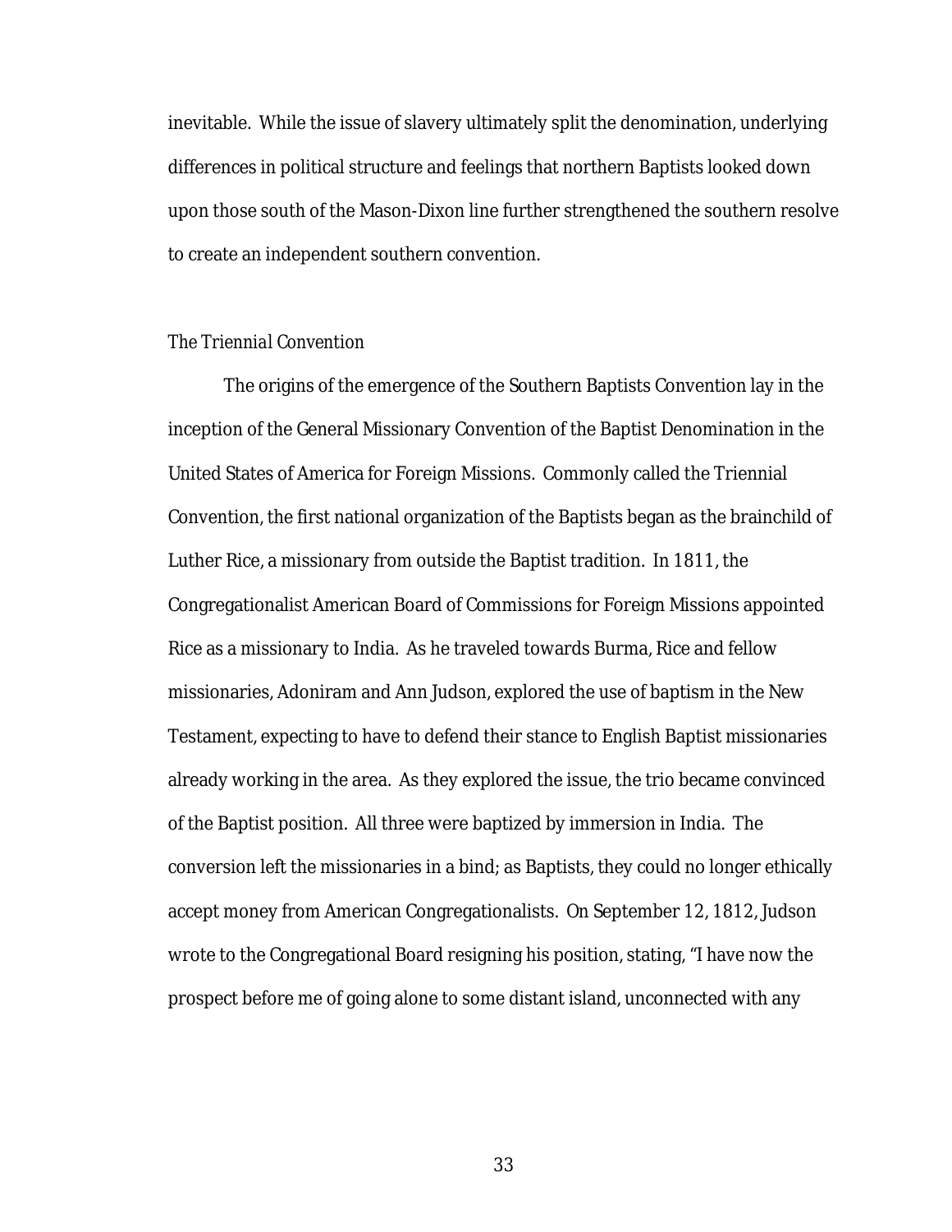inevitable. While the issue of slavery ultimately split the denomination, underlying differences in political structure and feelings that northern Baptists looked down upon those south of the Mason-Dixon line further strengthened the southern resolve to create an independent southern convention.

### *The Triennial Convention*

The origins of the emergence of the Southern Baptists Convention lay in the inception of the General Missionary Convention of the Baptist Denomination in the United States of America for Foreign Missions. Commonly called the Triennial Convention, the first national organization of the Baptists began as the brainchild of Luther Rice, a missionary from outside the Baptist tradition. In 1811, the Congregationalist American Board of Commissions for Foreign Missions appointed Rice as a missionary to India. As he traveled towards Burma, Rice and fellow missionaries, Adoniram and Ann Judson, explored the use of baptism in the New Testament, expecting to have to defend their stance to English Baptist missionaries already working in the area. As they explored the issue, the trio became convinced of the Baptist position. All three were baptized by immersion in India. The conversion left the missionaries in a bind; as Baptists, they could no longer ethically accept money from American Congregationalists. On September 12, 1812, Judson wrote to the Congregational Board resigning his position, stating, "I have now the prospect before me of going alone to some distant island, unconnected with any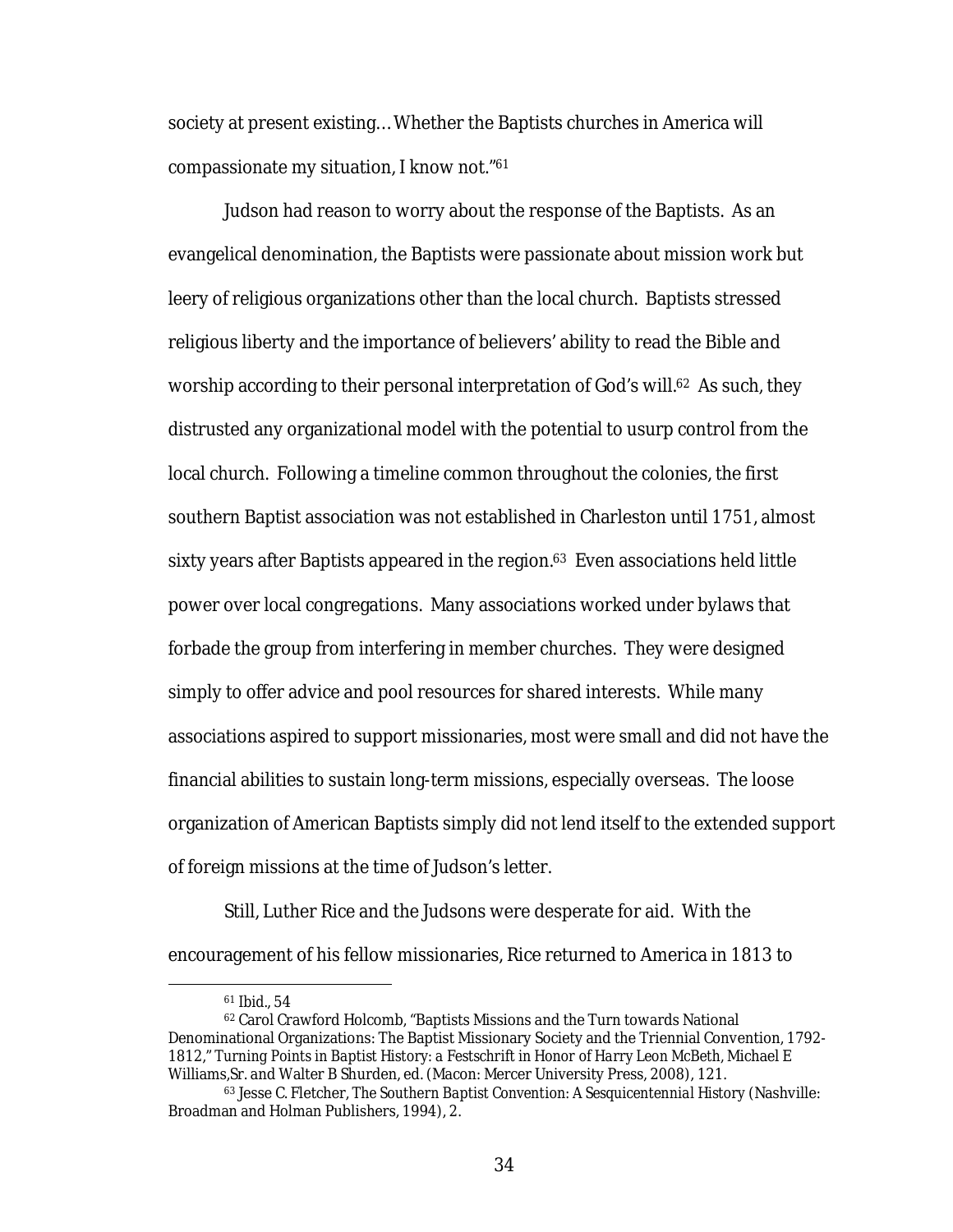society at present existing…Whether the Baptists churches in America will compassionate my situation, I know not."[61]

Judson had reason to worry about the response of the Baptists. As an evangelical denomination, the Baptists were passionate about mission work but leery of religious organizations other than the local church. Baptists stressed religious liberty and the importance of believers' ability to read the Bible and worship according to their personal interpretation of God's will.[62] As such, they distrusted any organizational model with the potential to usurp control from the local church. Following a timeline common throughout the colonies, the first southern Baptist association was not established in Charleston until 1751, almost sixty years after Baptists appeared in the region.[63] Even associations held little power over local congregations. Many associations worked under bylaws that forbade the group from interfering in member churches. They were designed simply to offer advice and pool resources for shared interests. While many associations aspired to support missionaries, most were small and did not have the financial abilities to sustain long-term missions, especially overseas. The loose organization of American Baptists simply did not lend itself to the extended support of foreign missions at the time of Judson's letter.

Still, Luther Rice and the Judsons were desperate for aid. With the encouragement of his fellow missionaries, Rice returned to America in 1813 to

---

[61] Ibid., 54

[62] Carol Crawford Holcomb, "Baptists Missions and the Turn towards National Denominational Organizations: The Baptist Missionary Society and the Triennial Convention, 1792-1812," *Turning Points in Baptist History: a Festschrift in Honor of Harry Leon McBeth*, Michael E Williams,Sr. and Walter B Shurden, ed. (Macon: Mercer University Press, 2008), 121.

[63] Jesse C. Fletcher, *The Southern Baptist Convention: A Sesquicentennial History* (Nashville: Broadman and Holman Publishers, 1994), 2.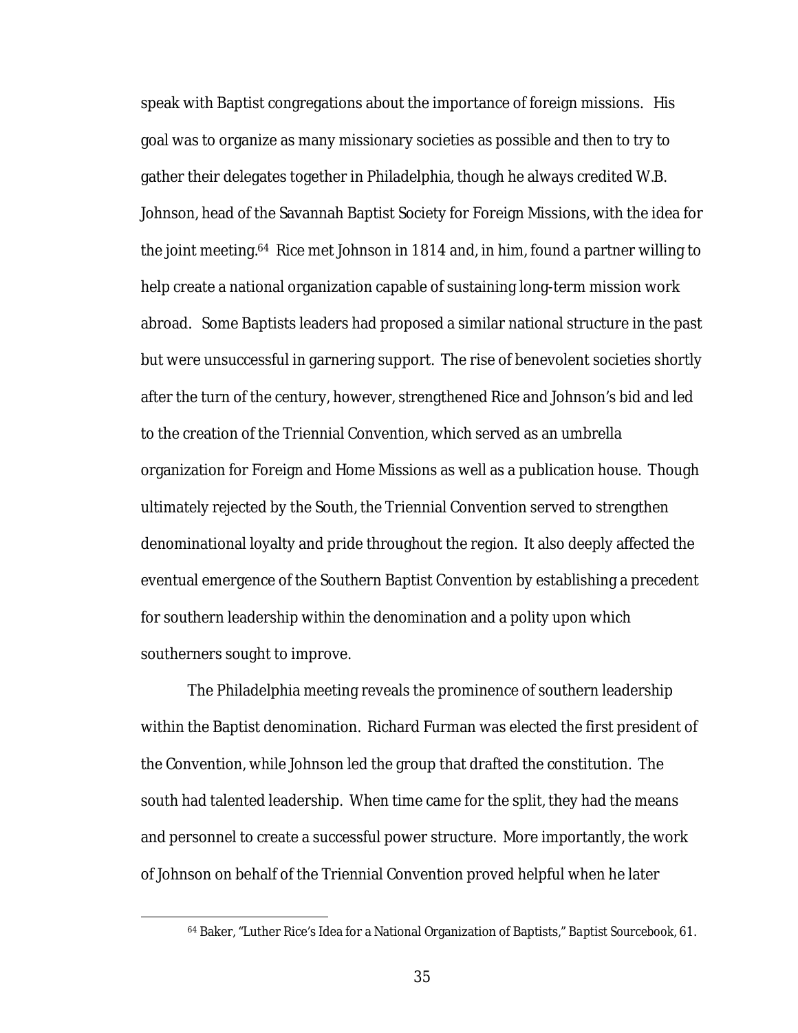speak with Baptist congregations about the importance of foreign missions. His goal was to organize as many missionary societies as possible and then to try to gather their delegates together in Philadelphia, though he always credited W.B. Johnson, head of the Savannah Baptist Society for Foreign Missions, with the idea for the joint meeting.[64] Rice met Johnson in 1814 and, in him, found a partner willing to help create a national organization capable of sustaining long-term mission work abroad. Some Baptists leaders had proposed a similar national structure in the past but were unsuccessful in garnering support. The rise of benevolent societies shortly after the turn of the century, however, strengthened Rice and Johnson's bid and led to the creation of the Triennial Convention, which served as an umbrella organization for Foreign and Home Missions as well as a publication house. Though ultimately rejected by the South, the Triennial Convention served to strengthen denominational loyalty and pride throughout the region. It also deeply affected the eventual emergence of the Southern Baptist Convention by establishing a precedent for southern leadership within the denomination and a polity upon which southerners sought to improve.

The Philadelphia meeting reveals the prominence of southern leadership within the Baptist denomination. Richard Furman was elected the first president of the Convention, while Johnson led the group that drafted the constitution. The south had talented leadership. When time came for the split, they had the means and personnel to create a successful power structure. More importantly, the work of Johnson on behalf of the Triennial Convention proved helpful when he later

---

[64] Baker, "Luther Rice's Idea for a National Organization of Baptists," *Baptist Sourcebook*, 61.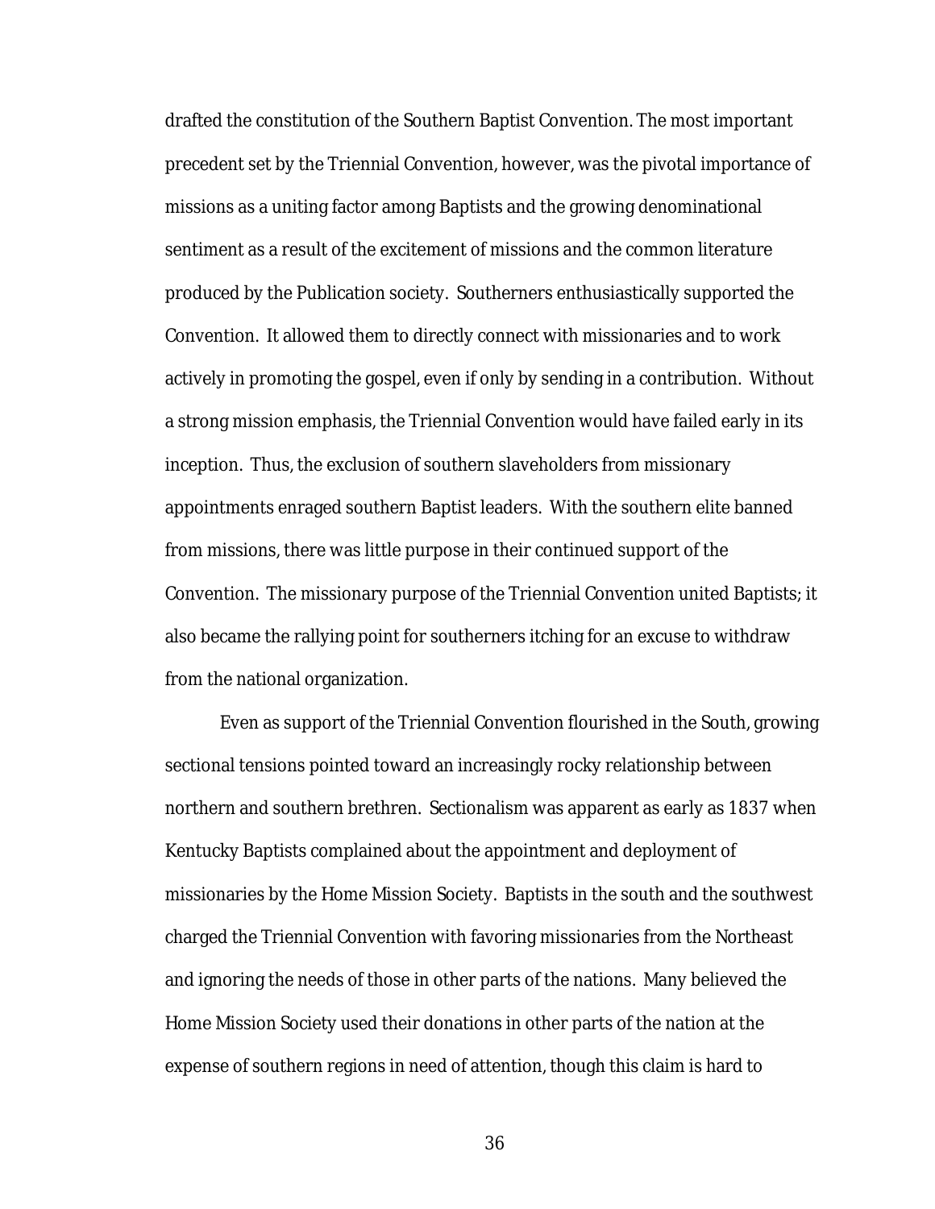drafted the constitution of the Southern Baptist Convention. The most important precedent set by the Triennial Convention, however, was the pivotal importance of missions as a uniting factor among Baptists and the growing denominational sentiment as a result of the excitement of missions and the common literature produced by the Publication society. Southerners enthusiastically supported the Convention. It allowed them to directly connect with missionaries and to work actively in promoting the gospel, even if only by sending in a contribution. Without a strong mission emphasis, the Triennial Convention would have failed early in its inception. Thus, the exclusion of southern slaveholders from missionary appointments enraged southern Baptist leaders. With the southern elite banned from missions, there was little purpose in their continued support of the Convention. The missionary purpose of the Triennial Convention united Baptists; it also became the rallying point for southerners itching for an excuse to withdraw from the national organization.

Even as support of the Triennial Convention flourished in the South, growing sectional tensions pointed toward an increasingly rocky relationship between northern and southern brethren. Sectionalism was apparent as early as 1837 when Kentucky Baptists complained about the appointment and deployment of missionaries by the Home Mission Society. Baptists in the south and the southwest charged the Triennial Convention with favoring missionaries from the Northeast and ignoring the needs of those in other parts of the nations. Many believed the Home Mission Society used their donations in other parts of the nation at the expense of southern regions in need of attention, though this claim is hard to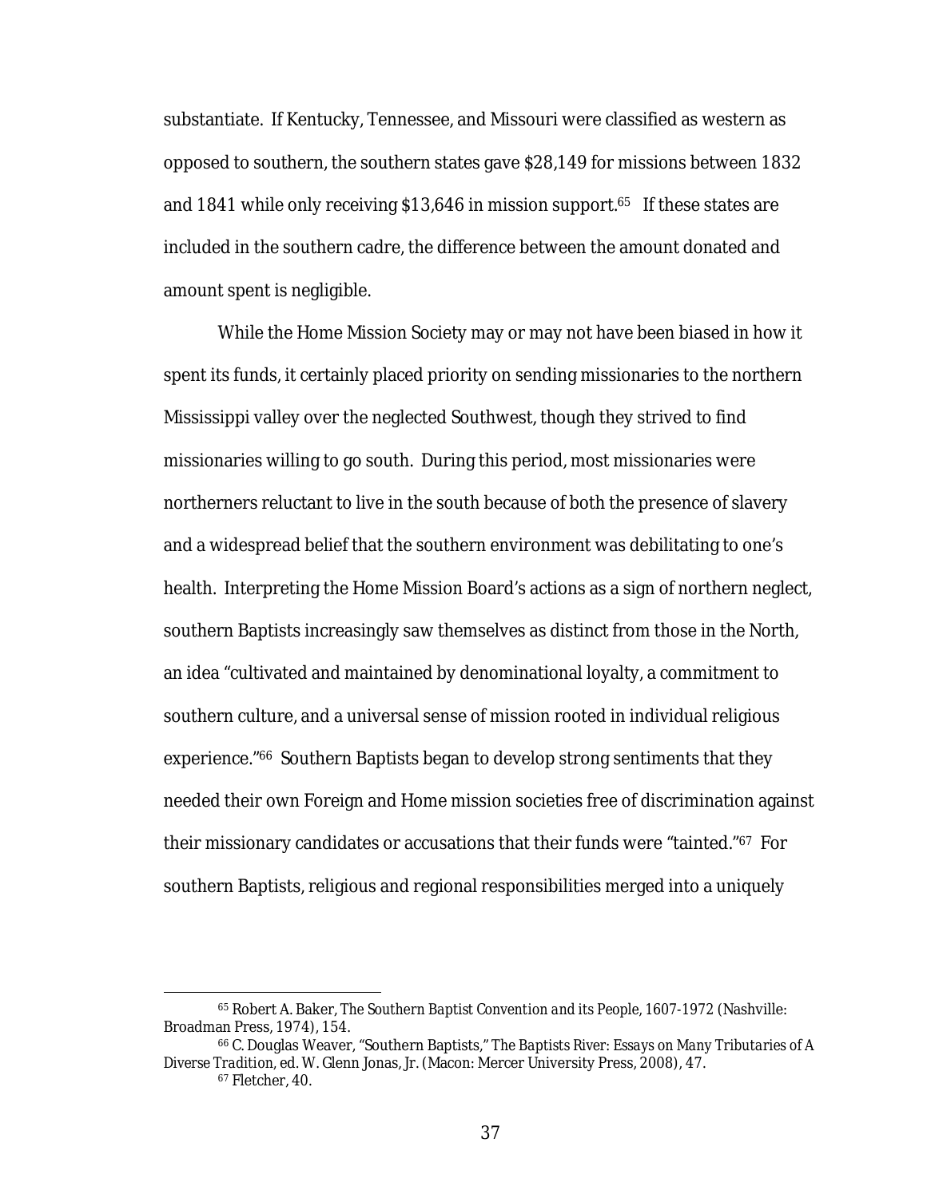substantiate. If Kentucky, Tennessee, and Missouri were classified as western as opposed to southern, the southern states gave $28,149 for missions between 1832 and 1841 while only receiving $13,646 in mission support.[65] If these states are included in the southern cadre, the difference between the amount donated and amount spent is negligible.

While the Home Mission Society may or may not have been biased in how it spent its funds, it certainly placed priority on sending missionaries to the northern Mississippi valley over the neglected Southwest, though they strived to find missionaries willing to go south. During this period, most missionaries were northerners reluctant to live in the south because of both the presence of slavery and a widespread belief that the southern environment was debilitating to one's health. Interpreting the Home Mission Board's actions as a sign of northern neglect, southern Baptists increasingly saw themselves as distinct from those in the North, an idea "cultivated and maintained by denominational loyalty, a commitment to southern culture, and a universal sense of mission rooted in individual religious experience."[66] Southern Baptists began to develop strong sentiments that they needed their own Foreign and Home mission societies free of discrimination against their missionary candidates or accusations that their funds were "tainted."[67] For southern Baptists, religious and regional responsibilities merged into a uniquely

---

[65] Robert A. Baker, *The Southern Baptist Convention and its People, 1607-1972* (Nashville: Broadman Press, 1974), 154.

[66] C. Douglas Weaver, "Southern Baptists," *The Baptists River: Essays on Many Tributaries of A Diverse Tradition*, ed. W. Glenn Jonas, Jr. (Macon: Mercer University Press, 2008), 47.

[67] Fletcher, 40.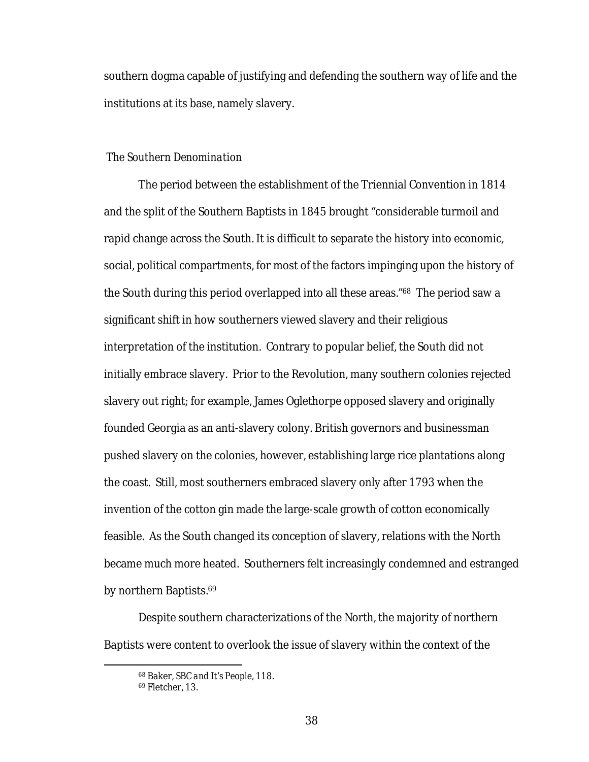southern dogma capable of justifying and defending the southern way of life and the institutions at its base, namely slavery.

*The Southern Denomination*

The period between the establishment of the Triennial Convention in 1814 and the split of the Southern Baptists in 1845 brought "considerable turmoil and rapid change across the South. It is difficult to separate the history into economic, social, political compartments, for most of the factors impinging upon the history of the South during this period overlapped into all these areas."[68] The period saw a significant shift in how southerners viewed slavery and their religious interpretation of the institution. Contrary to popular belief, the South did not initially embrace slavery. Prior to the Revolution, many southern colonies rejected slavery out right; for example, James Oglethorpe opposed slavery and originally founded Georgia as an anti-slavery colony. British governors and businessman pushed slavery on the colonies, however, establishing large rice plantations along the coast. Still, most southerners embraced slavery only after 1793 when the invention of the cotton gin made the large-scale growth of cotton economically feasible. As the South changed its conception of slavery, relations with the North became much more heated. Southerners felt increasingly condemned and estranged by northern Baptists.[69]

Despite southern characterizations of the North, the majority of northern Baptists were content to overlook the issue of slavery within the context of the

---

[68] Baker, *SBC and It's People*, 118.
[69] Fletcher, 13.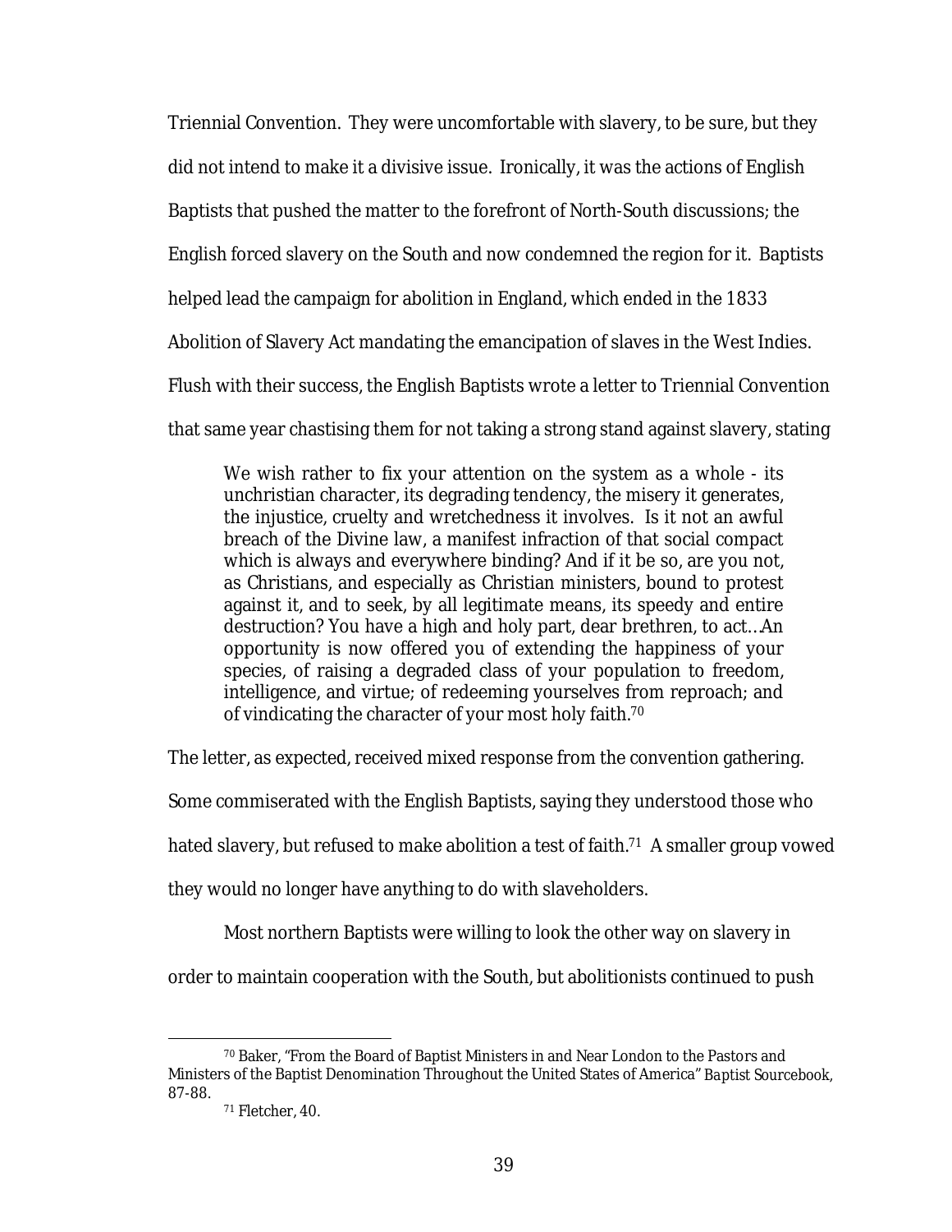Triennial Convention. They were uncomfortable with slavery, to be sure, but they did not intend to make it a divisive issue. Ironically, it was the actions of English Baptists that pushed the matter to the forefront of North-South discussions; the English forced slavery on the South and now condemned the region for it. Baptists helped lead the campaign for abolition in England, which ended in the 1833 Abolition of Slavery Act mandating the emancipation of slaves in the West Indies. Flush with their success, the English Baptists wrote a letter to Triennial Convention that same year chastising them for not taking a strong stand against slavery, stating

> We wish rather to fix your attention on the system as a whole - its unchristian character, its degrading tendency, the misery it generates, the injustice, cruelty and wretchedness it involves. Is it not an awful breach of the Divine law, a manifest infraction of that social compact which is always and everywhere binding? And if it be so, are you not, as Christians, and especially as Christian ministers, bound to protest against it, and to seek, by all legitimate means, its speedy and entire destruction? You have a high and holy part, dear brethren, to act…An opportunity is now offered you of extending the happiness of your species, of raising a degraded class of your population to freedom, intelligence, and virtue; of redeeming yourselves from reproach; and of vindicating the character of your most holy faith.[70]

The letter, as expected, received mixed response from the convention gathering. Some commiserated with the English Baptists, saying they understood those who hated slavery, but refused to make abolition a test of faith.[71] A smaller group vowed they would no longer have anything to do with slaveholders.

Most northern Baptists were willing to look the other way on slavery in order to maintain cooperation with the South, but abolitionists continued to push

---

[70] Baker, "From the Board of Baptist Ministers in and Near London to the Pastors and Ministers of the Baptist Denomination Throughout the United States of America" *Baptist Sourcebook*, 87-88.

[71] Fletcher, 40.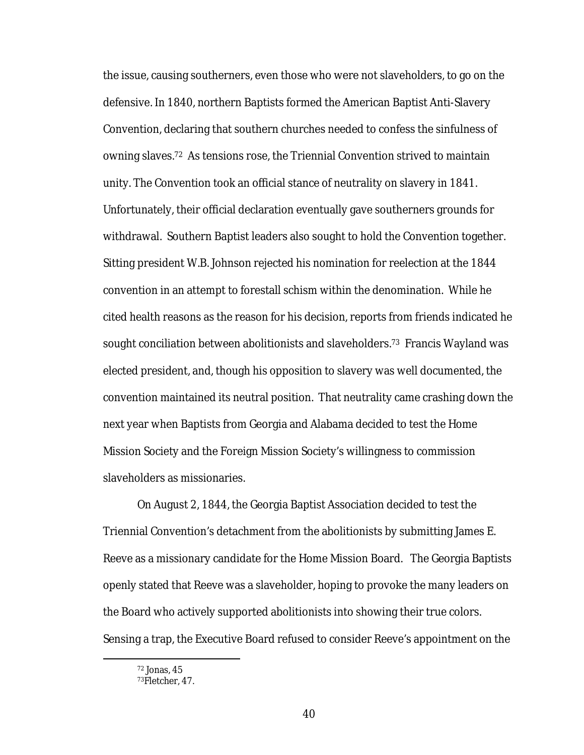the issue, causing southerners, even those who were not slaveholders, to go on the defensive. In 1840, northern Baptists formed the American Baptist Anti-Slavery Convention, declaring that southern churches needed to confess the sinfulness of owning slaves.[72] As tensions rose, the Triennial Convention strived to maintain unity. The Convention took an official stance of neutrality on slavery in 1841. Unfortunately, their official declaration eventually gave southerners grounds for withdrawal. Southern Baptist leaders also sought to hold the Convention together. Sitting president W.B. Johnson rejected his nomination for reelection at the 1844 convention in an attempt to forestall schism within the denomination. While he cited health reasons as the reason for his decision, reports from friends indicated he sought conciliation between abolitionists and slaveholders.[73] Francis Wayland was elected president, and, though his opposition to slavery was well documented, the convention maintained its neutral position. That neutrality came crashing down the next year when Baptists from Georgia and Alabama decided to test the Home Mission Society and the Foreign Mission Society's willingness to commission slaveholders as missionaries.

On August 2, 1844, the Georgia Baptist Association decided to test the Triennial Convention's detachment from the abolitionists by submitting James E. Reeve as a missionary candidate for the Home Mission Board. The Georgia Baptists openly stated that Reeve was a slaveholder, hoping to provoke the many leaders on the Board who actively supported abolitionists into showing their true colors. Sensing a trap, the Executive Board refused to consider Reeve's appointment on the

[72] Jonas, 45

[73] Fletcher, 47.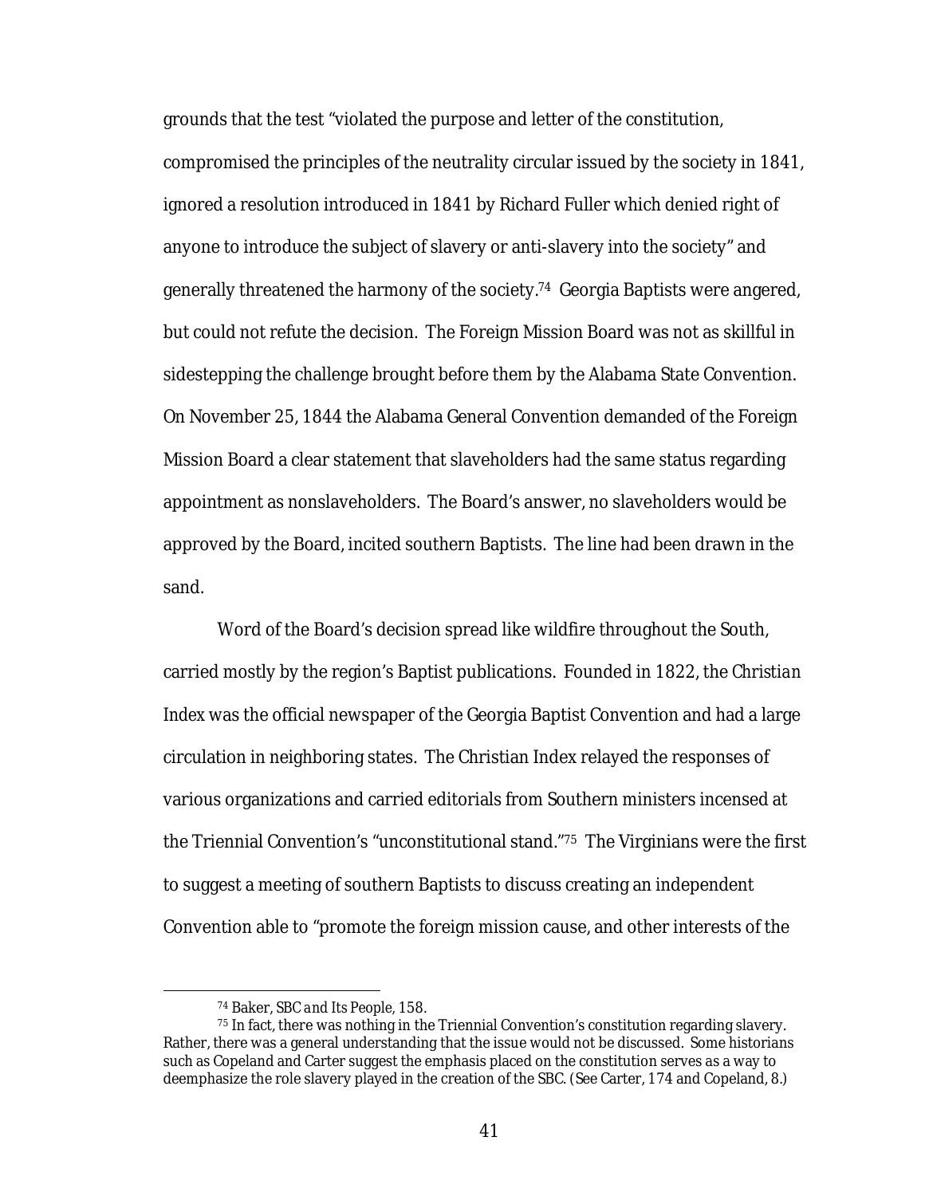grounds that the test "violated the purpose and letter of the constitution, compromised the principles of the neutrality circular issued by the society in 1841, ignored a resolution introduced in 1841 by Richard Fuller which denied right of anyone to introduce the subject of slavery or anti-slavery into the society" and generally threatened the harmony of the society.[74] Georgia Baptists were angered, but could not refute the decision. The Foreign Mission Board was not as skillful in sidestepping the challenge brought before them by the Alabama State Convention. On November 25, 1844 the Alabama General Convention demanded of the Foreign Mission Board a clear statement that slaveholders had the same status regarding appointment as nonslaveholders. The Board's answer, no slaveholders would be approved by the Board, incited southern Baptists. The line had been drawn in the sand.

Word of the Board's decision spread like wildfire throughout the South, carried mostly by the region's Baptist publications. Founded in 1822, the *Christian Index* was the official newspaper of the Georgia Baptist Convention and had a large circulation in neighboring states. The Christian Index relayed the responses of various organizations and carried editorials from Southern ministers incensed at the Triennial Convention's "unconstitutional stand."[75] The Virginians were the first to suggest a meeting of southern Baptists to discuss creating an independent Convention able to "promote the foreign mission cause, and other interests of the

---

[74] Baker, *SBC and Its People*, 158.

[75] In fact, there was nothing in the Triennial Convention's constitution regarding slavery. Rather, there was a general understanding that the issue would not be discussed. Some historians such as Copeland and Carter suggest the emphasis placed on the constitution serves as a way to deemphasize the role slavery played in the creation of the SBC. (See Carter, 174 and Copeland, 8.)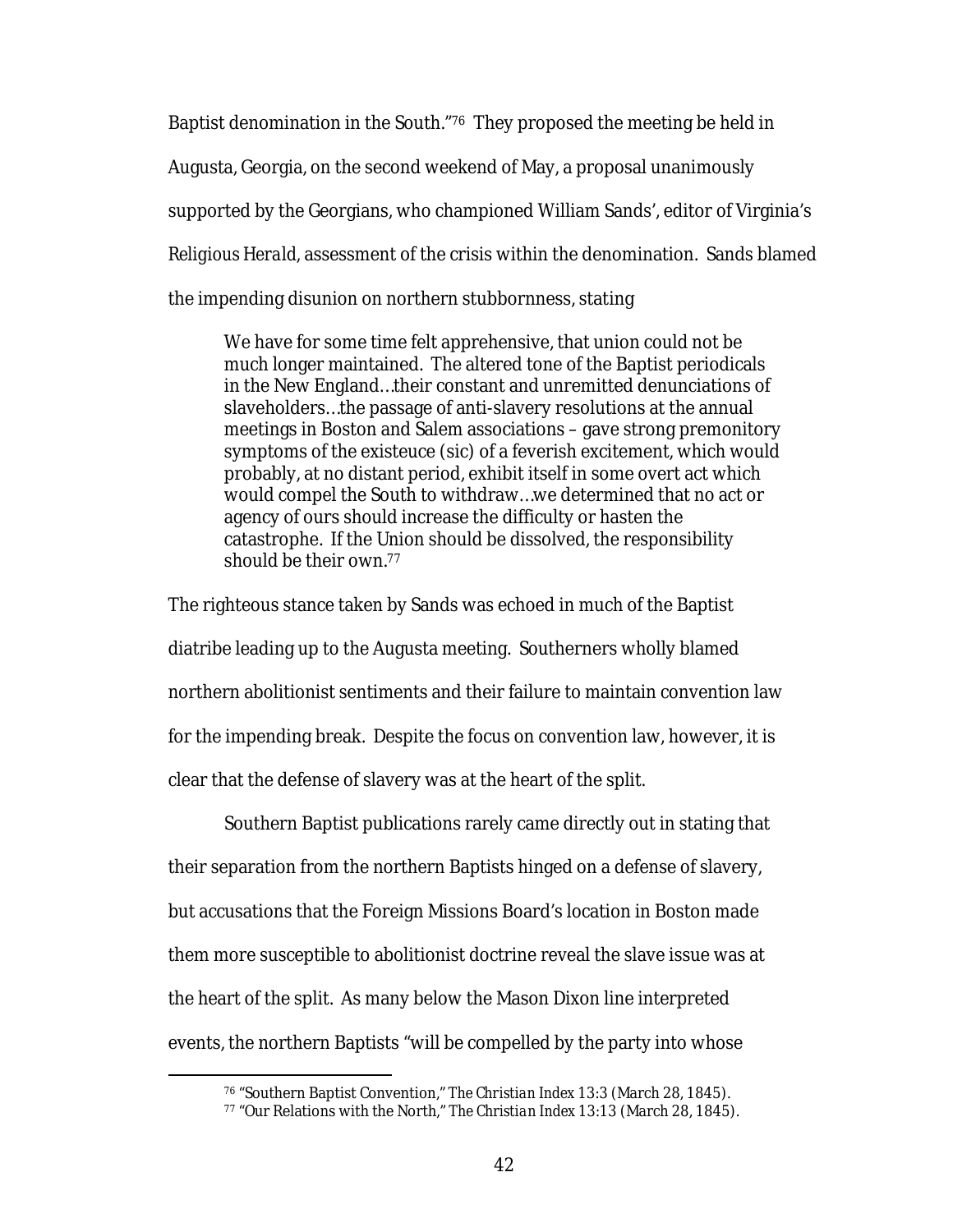Baptist denomination in the South."[76] They proposed the meeting be held in Augusta, Georgia, on the second weekend of May, a proposal unanimously supported by the Georgians, who championed William Sands', editor of Virginia's *Religious Herald*, assessment of the crisis within the denomination. Sands blamed the impending disunion on northern stubbornness, stating

> We have for some time felt apprehensive, that union could not be much longer maintained. The altered tone of the Baptist periodicals in the New England…their constant and unremitted denunciations of slaveholders…the passage of anti-slavery resolutions at the annual meetings in Boston and Salem associations – gave strong premonitory symptoms of the existeuce (sic) of a feverish excitement, which would probably, at no distant period, exhibit itself in some overt act which would compel the South to withdraw…we determined that no act or agency of ours should increase the difficulty or hasten the catastrophe. If the Union should be dissolved, the responsibility should be their own.[77]

The righteous stance taken by Sands was echoed in much of the Baptist diatribe leading up to the Augusta meeting. Southerners wholly blamed northern abolitionist sentiments and their failure to maintain convention law for the impending break. Despite the focus on convention law, however, it is clear that the defense of slavery was at the heart of the split.

Southern Baptist publications rarely came directly out in stating that their separation from the northern Baptists hinged on a defense of slavery, but accusations that the Foreign Missions Board's location in Boston made them more susceptible to abolitionist doctrine reveal the slave issue was at the heart of the split. As many below the Mason Dixon line interpreted events, the northern Baptists "will be compelled by the party into whose

---

[76] "Southern Baptist Convention," *The Christian Index* 13:3 (March 28, 1845).

[77] "Our Relations with the North," *The Christian Index* 13:13 (March 28, 1845).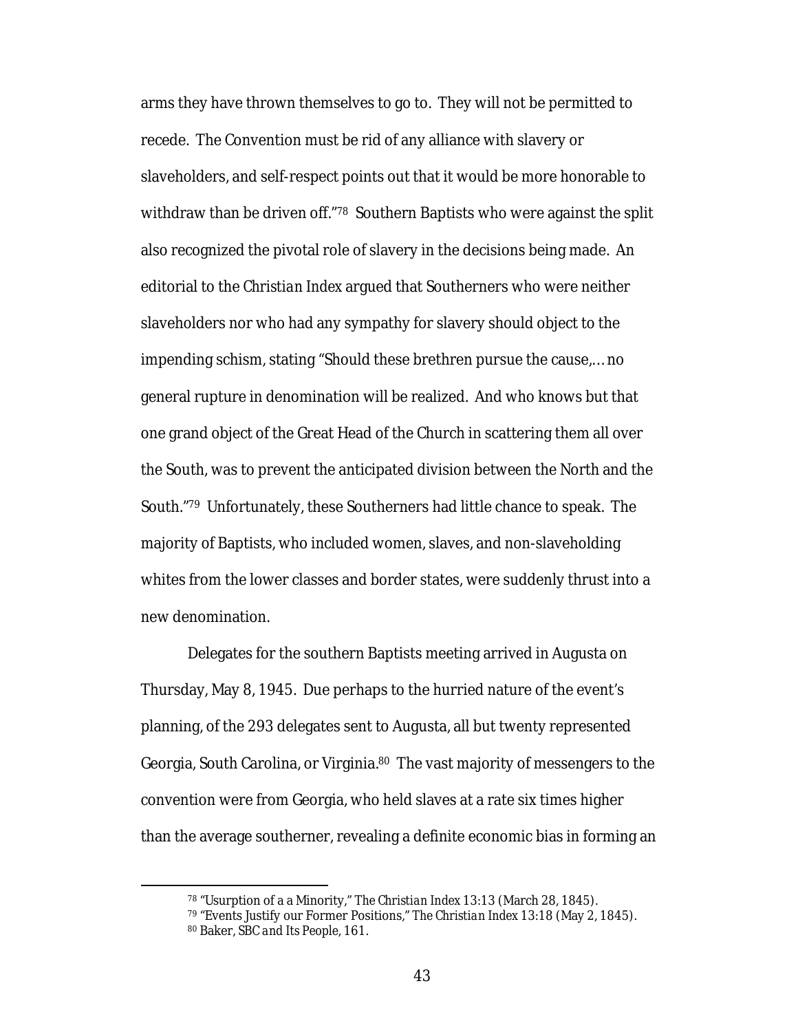arms they have thrown themselves to go to. They will not be permitted to recede. The Convention must be rid of any alliance with slavery or slaveholders, and self-respect points out that it would be more honorable to withdraw than be driven off."[78] Southern Baptists who were against the split also recognized the pivotal role of slavery in the decisions being made. An editorial to the *Christian Index* argued that Southerners who were neither slaveholders nor who had any sympathy for slavery should object to the impending schism, stating "Should these brethren pursue the cause,… no general rupture in denomination will be realized. And who knows but that one grand object of the Great Head of the Church in scattering them all over the South, was to prevent the anticipated division between the North and the South."[79] Unfortunately, these Southerners had little chance to speak. The majority of Baptists, who included women, slaves, and non-slaveholding whites from the lower classes and border states, were suddenly thrust into a new denomination.

Delegates for the southern Baptists meeting arrived in Augusta on Thursday, May 8, 1945. Due perhaps to the hurried nature of the event's planning, of the 293 delegates sent to Augusta, all but twenty represented Georgia, South Carolina, or Virginia.[80] The vast majority of messengers to the convention were from Georgia, who held slaves at a rate six times higher than the average southerner, revealing a definite economic bias in forming an

---

[78] "Usurption of a a Minority," *The Christian Index* 13:13 (March 28, 1845).

[79] "Events Justify our Former Positions," *The Christian Index* 13:18 (May 2, 1845).

[80] Baker, *SBC and Its People*, 161.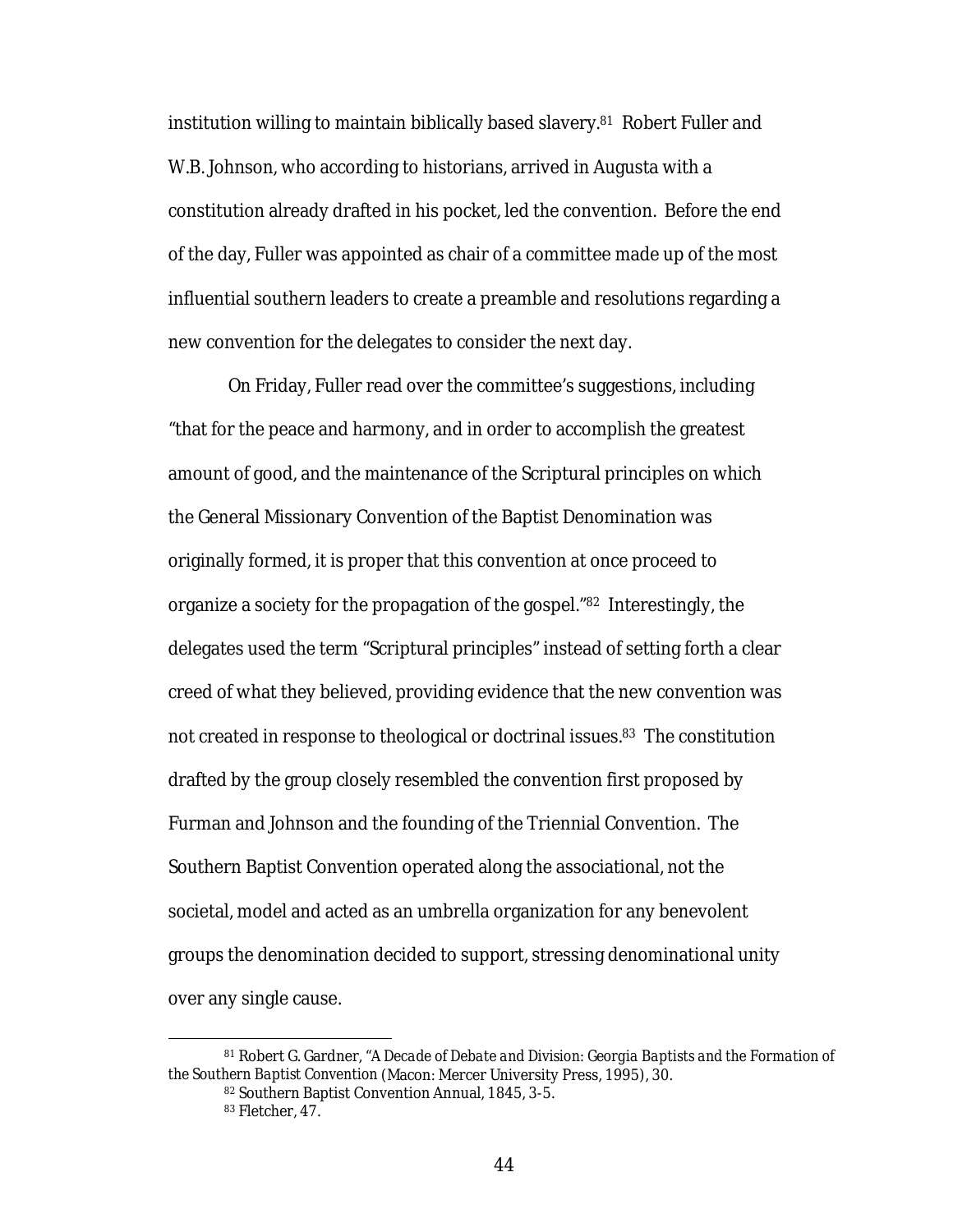institution willing to maintain biblically based slavery.[81] Robert Fuller and W.B. Johnson, who according to historians, arrived in Augusta with a constitution already drafted in his pocket, led the convention. Before the end of the day, Fuller was appointed as chair of a committee made up of the most influential southern leaders to create a preamble and resolutions regarding a new convention for the delegates to consider the next day.

On Friday, Fuller read over the committee's suggestions, including "that for the peace and harmony, and in order to accomplish the greatest amount of good, and the maintenance of the Scriptural principles on which the General Missionary Convention of the Baptist Denomination was originally formed, it is proper that this convention at once proceed to organize a society for the propagation of the gospel."[82] Interestingly, the delegates used the term "Scriptural principles" instead of setting forth a clear creed of what they believed, providing evidence that the new convention was not created in response to theological or doctrinal issues.[83] The constitution drafted by the group closely resembled the convention first proposed by Furman and Johnson and the founding of the Triennial Convention. The Southern Baptist Convention operated along the associational, not the societal, model and acted as an umbrella organization for any benevolent groups the denomination decided to support, stressing denominational unity over any single cause.

---

[81] Robert G. Gardner, "*A Decade of Debate and Division: Georgia Baptists and the Formation of the Southern Baptist Convention* (Macon: Mercer University Press, 1995), 30.

[82] Southern Baptist Convention Annual, 1845, 3-5.

[83] Fletcher, 47.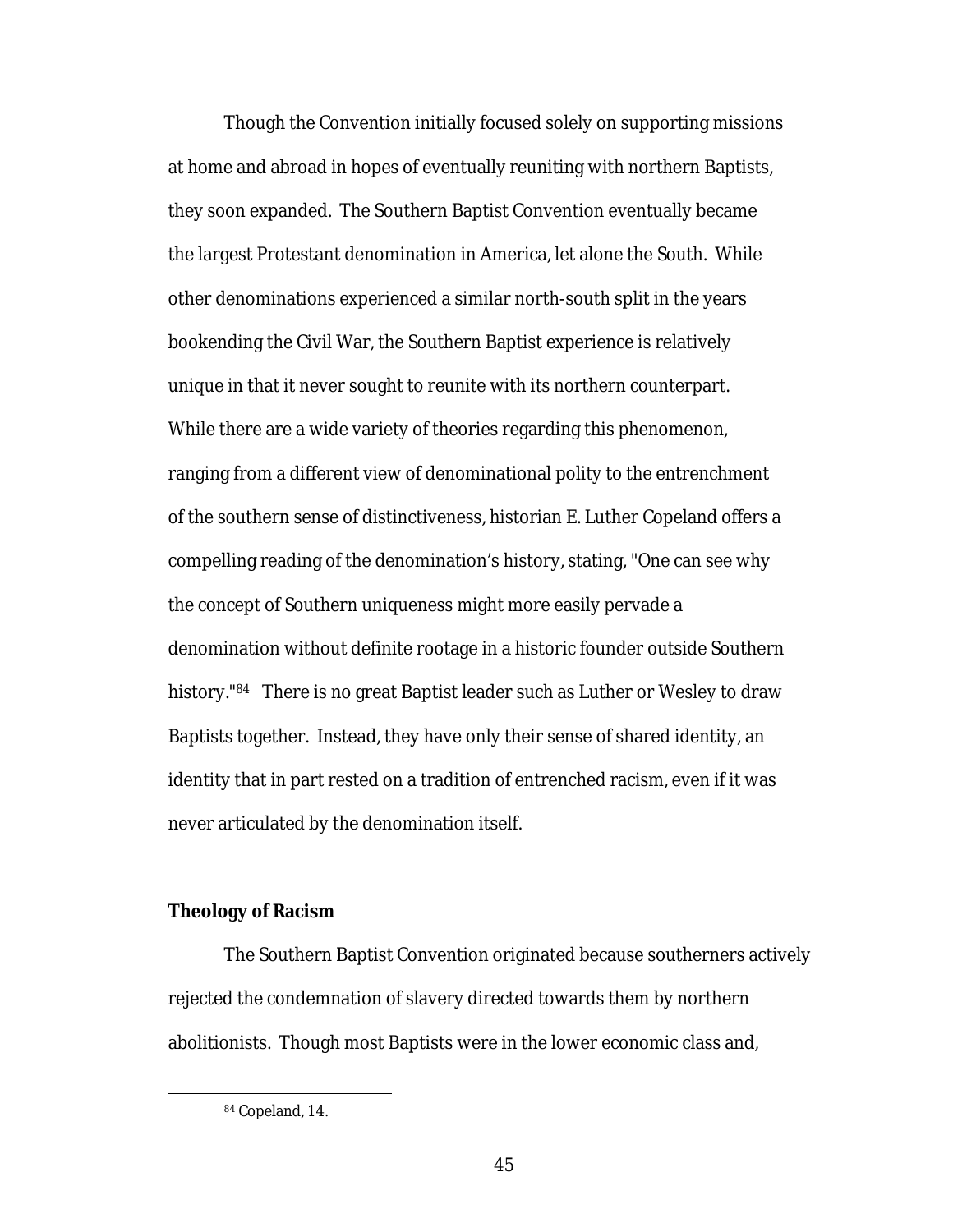Though the Convention initially focused solely on supporting missions at home and abroad in hopes of eventually reuniting with northern Baptists, they soon expanded. The Southern Baptist Convention eventually became the largest Protestant denomination in America, let alone the South. While other denominations experienced a similar north-south split in the years bookending the Civil War, the Southern Baptist experience is relatively unique in that it never sought to reunite with its northern counterpart. While there are a wide variety of theories regarding this phenomenon, ranging from a different view of denominational polity to the entrenchment of the southern sense of distinctiveness, historian E. Luther Copeland offers a compelling reading of the denomination's history, stating, "One can see why the concept of Southern uniqueness might more easily pervade a denomination without definite rootage in a historic founder outside Southern history."[84] There is no great Baptist leader such as Luther or Wesley to draw Baptists together. Instead, they have only their sense of shared identity, an identity that in part rested on a tradition of entrenched racism, even if it was never articulated by the denomination itself.

**Theology of Racism**

The Southern Baptist Convention originated because southerners actively rejected the condemnation of slavery directed towards them by northern abolitionists. Though most Baptists were in the lower economic class and,

[84] Copeland, 14.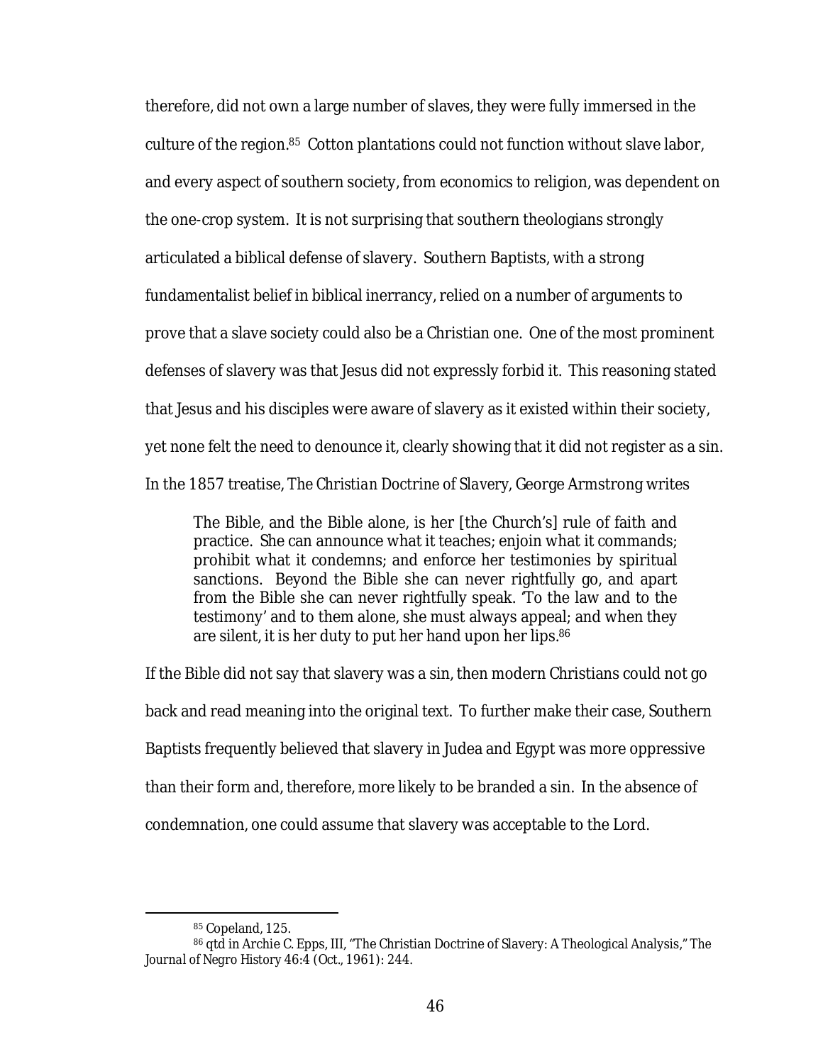therefore, did not own a large number of slaves, they were fully immersed in the culture of the region.[85] Cotton plantations could not function without slave labor, and every aspect of southern society, from economics to religion, was dependent on the one-crop system. It is not surprising that southern theologians strongly articulated a biblical defense of slavery. Southern Baptists, with a strong fundamentalist belief in biblical inerrancy, relied on a number of arguments to prove that a slave society could also be a Christian one. One of the most prominent defenses of slavery was that Jesus did not expressly forbid it. This reasoning stated that Jesus and his disciples were aware of slavery as it existed within their society, yet none felt the need to denounce it, clearly showing that it did not register as a sin. In the 1857 treatise, *The Christian Doctrine of Slavery*, George Armstrong writes

> The Bible, and the Bible alone, is her [the Church's] rule of faith and practice. She can announce what it teaches; enjoin what it commands; prohibit what it condemns; and enforce her testimonies by spiritual sanctions. Beyond the Bible she can never rightfully go, and apart from the Bible she can never rightfully speak. 'To the law and to the testimony' and to them alone, she must always appeal; and when they are silent, it is her duty to put her hand upon her lips.[86]

If the Bible did not say that slavery was a sin, then modern Christians could not go back and read meaning into the original text. To further make their case, Southern Baptists frequently believed that slavery in Judea and Egypt was more oppressive than their form and, therefore, more likely to be branded a sin. In the absence of condemnation, one could assume that slavery was acceptable to the Lord.

---

[85] Copeland, 125.

[86] qtd in Archie C. Epps, III, "The Christian Doctrine of Slavery: A Theological Analysis," *The Journal of Negro History* 46:4 (Oct., 1961): 244.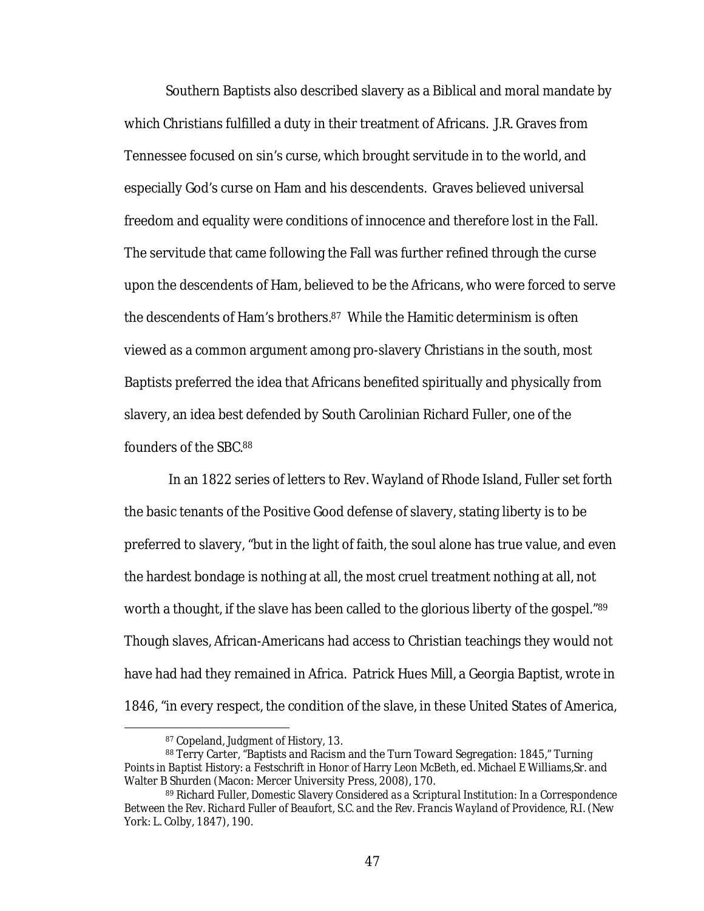Southern Baptists also described slavery as a Biblical and moral mandate by which Christians fulfilled a duty in their treatment of Africans. J.R. Graves from Tennessee focused on sin's curse, which brought servitude in to the world, and especially God's curse on Ham and his descendents. Graves believed universal freedom and equality were conditions of innocence and therefore lost in the Fall. The servitude that came following the Fall was further refined through the curse upon the descendents of Ham, believed to be the Africans, who were forced to serve the descendents of Ham's brothers.[87] While the Hamitic determinism is often viewed as a common argument among pro-slavery Christians in the south, most Baptists preferred the idea that Africans benefited spiritually and physically from slavery, an idea best defended by South Carolinian Richard Fuller, one of the founders of the SBC.[88]

In an 1822 series of letters to Rev. Wayland of Rhode Island, Fuller set forth the basic tenants of the Positive Good defense of slavery, stating liberty is to be preferred to slavery, "but in the light of faith, the soul alone has true value, and even the hardest bondage is nothing at all, the most cruel treatment nothing at all, not worth a thought, if the slave has been called to the glorious liberty of the gospel."[89] Though slaves, African-Americans had access to Christian teachings they would not have had had they remained in Africa. Patrick Hues Mill, a Georgia Baptist, wrote in 1846, "in every respect, the condition of the slave, in these United States of America,

---

[87] Copeland, *Judgment of History*, 13.

[88] Terry Carter, "Baptists and Racism and the Turn Toward Segregation: 1845," *Turning Points in Baptist History: a Festschrift in Honor of Harry Leon McBeth*, ed. Michael E Williams,Sr. and Walter B Shurden (Macon: Mercer University Press, 2008), 170.

[89] Richard Fuller, *Domestic Slavery Considered as a Scriptural Institution: In a Correspondence Between the Rev. Richard Fuller of Beaufort, S.C. and the Rev. Francis Wayland of Providence, R.I.* (New York: L. Colby, 1847), 190.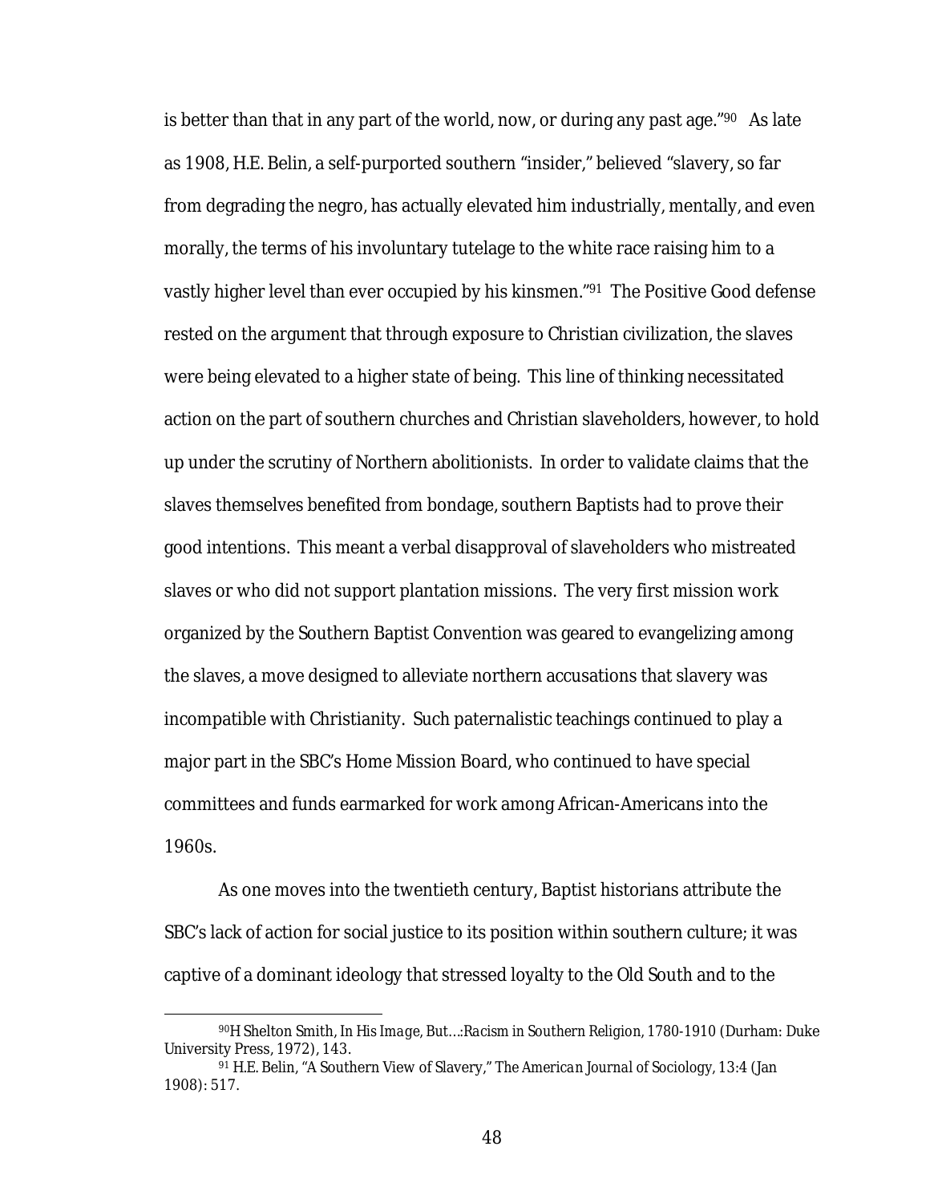is better than that in any part of the world, now, or during any past age."[90] As late as 1908, H.E. Belin, a self-purported southern "insider," believed "slavery, so far from degrading the negro, has actually elevated him industrially, mentally, and even morally, the terms of his involuntary tutelage to the white race raising him to a vastly higher level than ever occupied by his kinsmen."[91] The Positive Good defense rested on the argument that through exposure to Christian civilization, the slaves were being elevated to a higher state of being. This line of thinking necessitated action on the part of southern churches and Christian slaveholders, however, to hold up under the scrutiny of Northern abolitionists. In order to validate claims that the slaves themselves benefited from bondage, southern Baptists had to prove their good intentions. This meant a verbal disapproval of slaveholders who mistreated slaves or who did not support plantation missions. The very first mission work organized by the Southern Baptist Convention was geared to evangelizing among the slaves, a move designed to alleviate northern accusations that slavery was incompatible with Christianity. Such paternalistic teachings continued to play a major part in the SBC's Home Mission Board, who continued to have special committees and funds earmarked for work among African-Americans into the 1960s.

As one moves into the twentieth century, Baptist historians attribute the SBC's lack of action for social justice to its position within southern culture; it was captive of a dominant ideology that stressed loyalty to the Old South and to the

---

[90] H Shelton Smith, *In His Image, But…:Racism in Southern Religion, 1780-1910* (Durham: Duke University Press, 1972), 143.

[91] H.E. Belin, "A Southern View of Slavery," *The American Journal of Sociology*, 13:4 (Jan 1908): 517.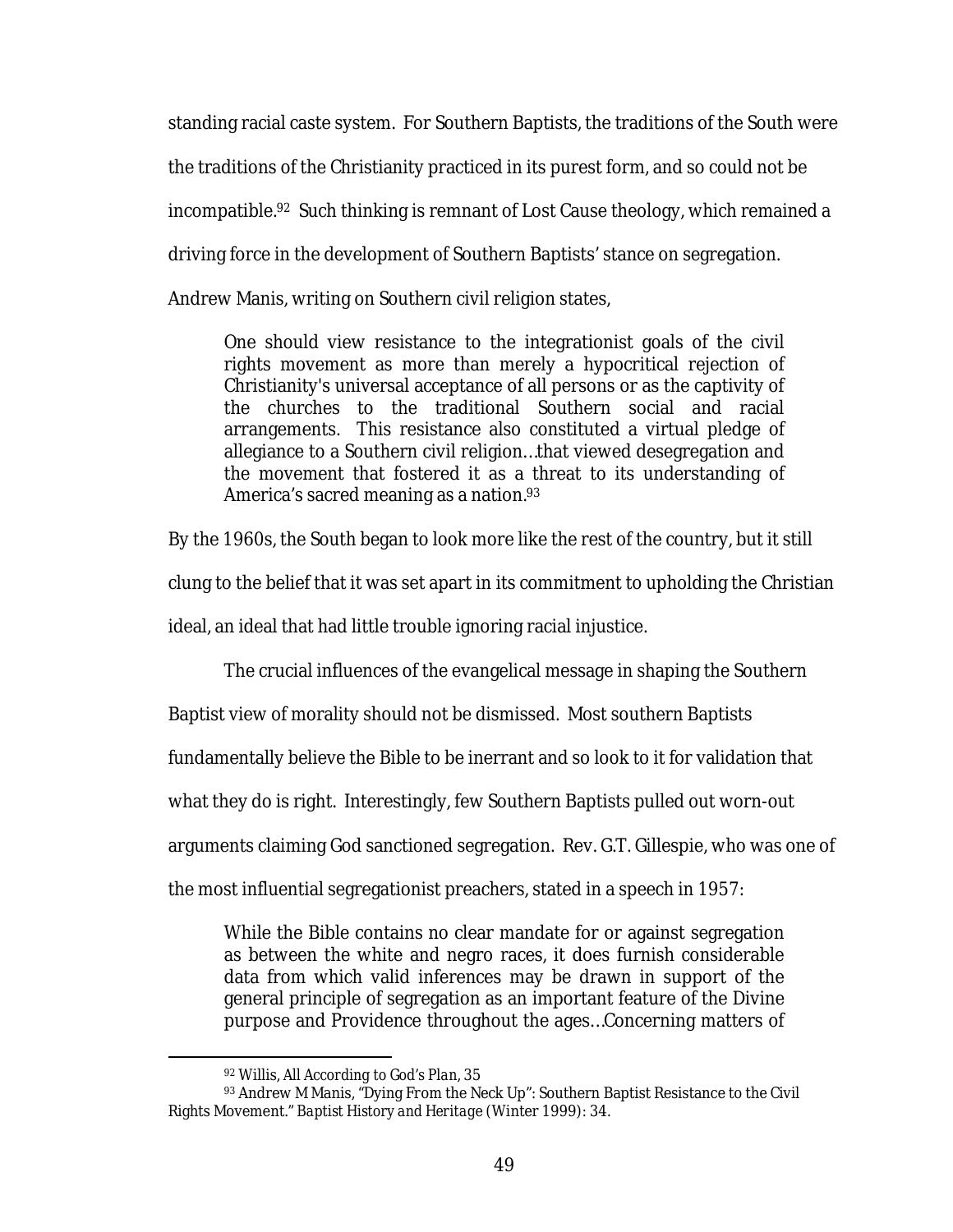standing racial caste system. For Southern Baptists, the traditions of the South were the traditions of the Christianity practiced in its purest form, and so could not be incompatible.[92] Such thinking is remnant of Lost Cause theology, which remained a driving force in the development of Southern Baptists' stance on segregation. Andrew Manis, writing on Southern civil religion states,

> One should view resistance to the integrationist goals of the civil rights movement as more than merely a hypocritical rejection of Christianity's universal acceptance of all persons or as the captivity of the churches to the traditional Southern social and racial arrangements. This resistance also constituted a virtual pledge of allegiance to a Southern civil religion…that viewed desegregation and the movement that fostered it as a threat to its understanding of America's sacred meaning as a nation.[93]

By the 1960s, the South began to look more like the rest of the country, but it still clung to the belief that it was set apart in its commitment to upholding the Christian ideal, an ideal that had little trouble ignoring racial injustice.

The crucial influences of the evangelical message in shaping the Southern Baptist view of morality should not be dismissed. Most southern Baptists fundamentally believe the Bible to be inerrant and so look to it for validation that what they do is right. Interestingly, few Southern Baptists pulled out worn-out arguments claiming God sanctioned segregation. Rev. G.T. Gillespie, who was one of the most influential segregationist preachers, stated in a speech in 1957:

> While the Bible contains no clear mandate for or against segregation as between the white and negro races, it does furnish considerable data from which valid inferences may be drawn in support of the general principle of segregation as an important feature of the Divine purpose and Providence throughout the ages…Concerning matters of

---

[92] Willis, *All According to God's Plan*, 35

[93] Andrew M Manis, "Dying From the Neck Up": Southern Baptist Resistance to the Civil Rights Movement." *Baptist History and Heritage* (Winter 1999): 34.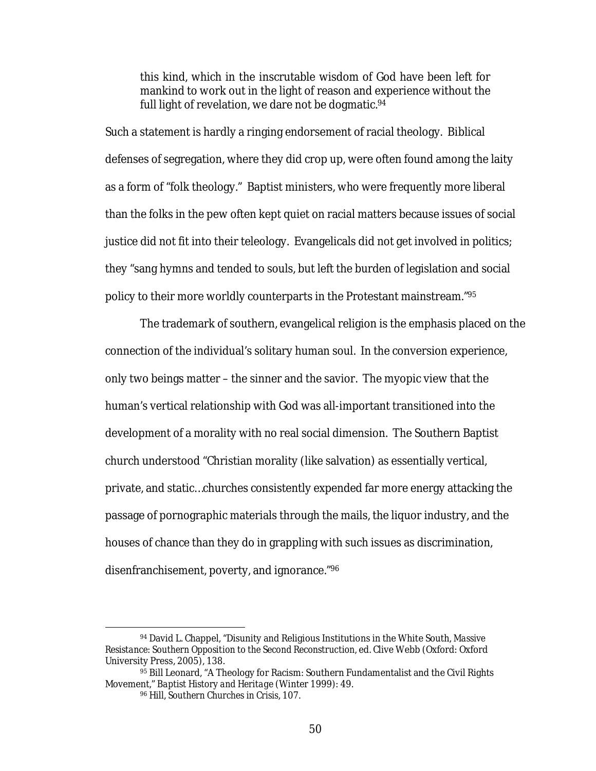> this kind, which in the inscrutable wisdom of God have been left for mankind to work out in the light of reason and experience without the full light of revelation, we dare not be dogmatic.[94]

Such a statement is hardly a ringing endorsement of racial theology. Biblical defenses of segregation, where they did crop up, were often found among the laity as a form of "folk theology." Baptist ministers, who were frequently more liberal than the folks in the pew often kept quiet on racial matters because issues of social justice did not fit into their teleology. Evangelicals did not get involved in politics; they "sang hymns and tended to souls, but left the burden of legislation and social policy to their more worldly counterparts in the Protestant mainstream."[95]

The trademark of southern, evangelical religion is the emphasis placed on the connection of the individual's solitary human soul. In the conversion experience, only two beings matter – the sinner and the savior. The myopic view that the human's vertical relationship with God was all-important transitioned into the development of a morality with no real social dimension. The Southern Baptist church understood "Christian morality (like salvation) as essentially vertical, private, and static…churches consistently expended far more energy attacking the passage of pornographic materials through the mails, the liquor industry, and the houses of chance than they do in grappling with such issues as discrimination, disenfranchisement, poverty, and ignorance."[96]

---

[94] David L. Chappel, "Disunity and Religious Institutions in the White South, *Massive Resistance: Southern Opposition to the Second Reconstruction*, ed. Clive Webb (Oxford: Oxford University Press, 2005), 138.

[95] Bill Leonard, "A Theology for Racism: Southern Fundamentalist and the Civil Rights Movement," *Baptist History and Heritage* (Winter 1999): 49.

[96] Hill, *Southern Churches in Crisis*, 107.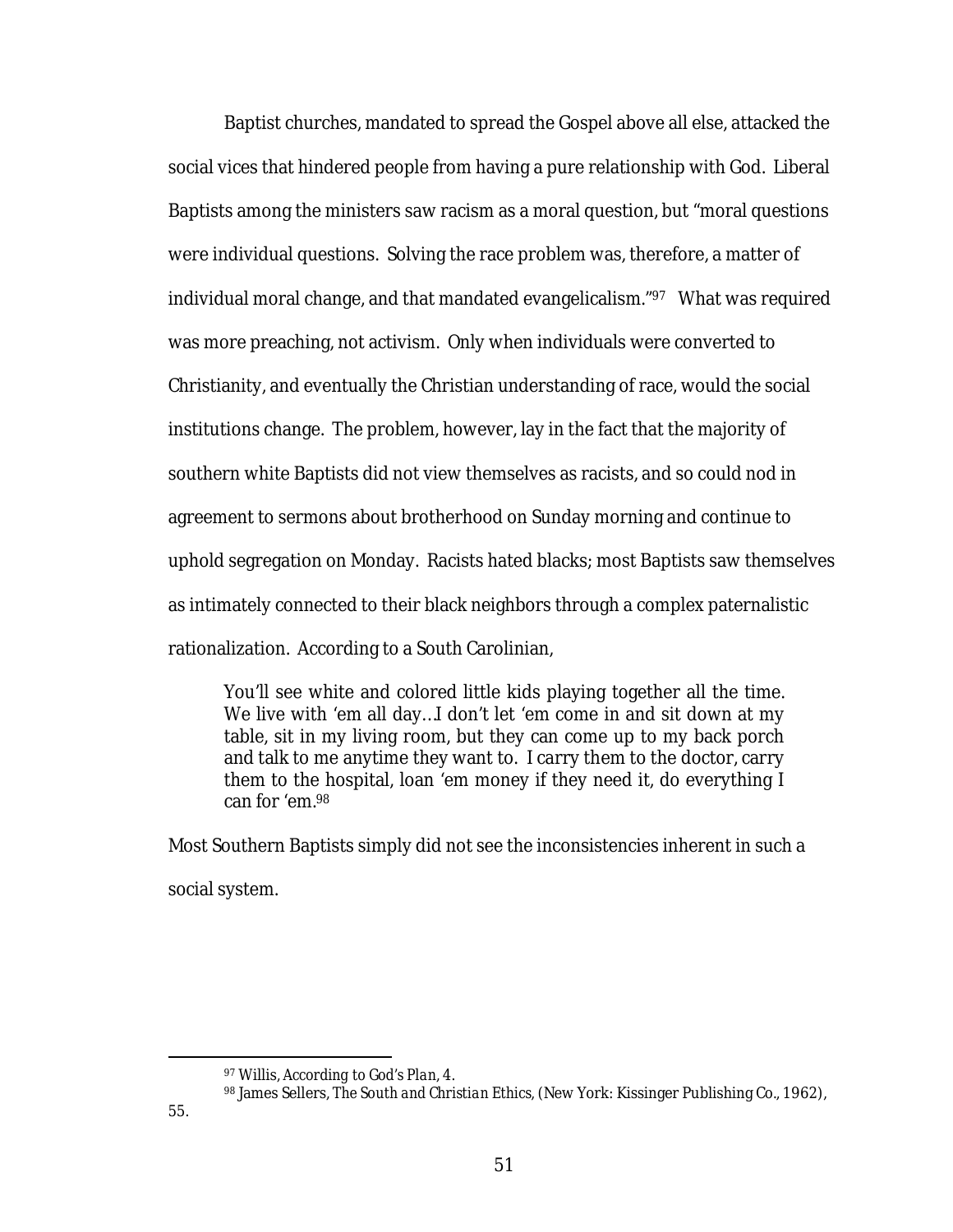Baptist churches, mandated to spread the Gospel above all else, attacked the social vices that hindered people from having a pure relationship with God. Liberal Baptists among the ministers saw racism as a moral question, but "moral questions were individual questions. Solving the race problem was, therefore, a matter of individual moral change, and that mandated evangelicalism."[97] What was required was more preaching, not activism. Only when individuals were converted to Christianity, and eventually the Christian understanding of race, would the social institutions change. The problem, however, lay in the fact that the majority of southern white Baptists did not view themselves as racists, and so could nod in agreement to sermons about brotherhood on Sunday morning and continue to uphold segregation on Monday. Racists hated blacks; most Baptists saw themselves as intimately connected to their black neighbors through a complex paternalistic rationalization. According to a South Carolinian,

> You'll see white and colored little kids playing together all the time. We live with 'em all day…I don't let 'em come in and sit down at my table, sit in my living room, but they can come up to my back porch and talk to me anytime they want to. I carry them to the doctor, carry them to the hospital, loan 'em money if they need it, do everything I can for 'em.[98]

Most Southern Baptists simply did not see the inconsistencies inherent in such a social system.

---

[97] Willis, *According to God's Plan*, 4.

[98] James Sellers, *The South and Christian Ethics*, (New York: Kissinger Publishing Co., 1962), 55.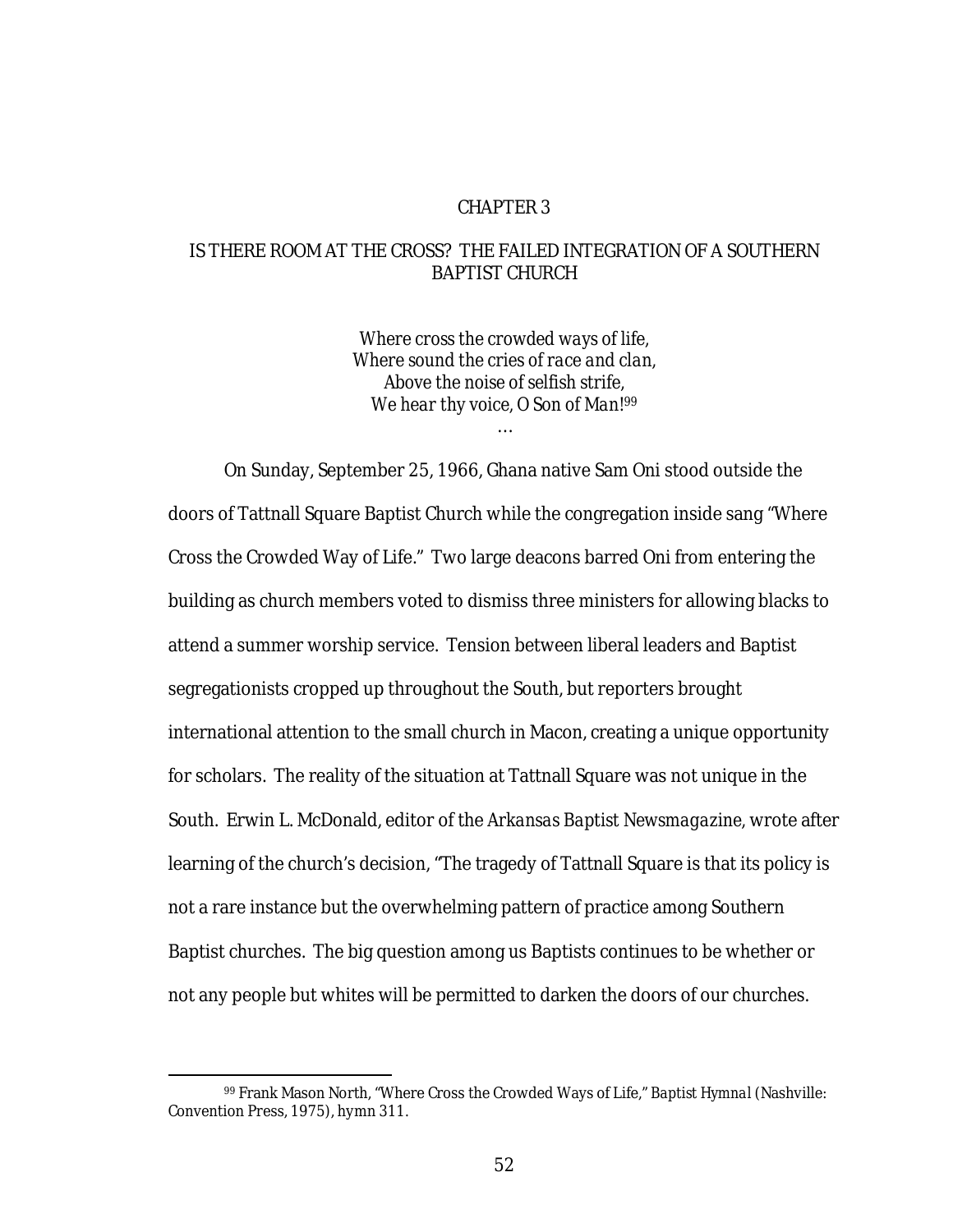# CHAPTER 3

## IS THERE ROOM AT THE CROSS? THE FAILED INTEGRATION OF A SOUTHERN BAPTIST CHURCH

*Where cross the crowded ways of life,*
*Where sound the cries of race and clan,*
*Above the noise of selfish strife,*
*We hear thy voice, O Son of Man!*[99]
…

On Sunday, September 25, 1966, Ghana native Sam Oni stood outside the doors of Tattnall Square Baptist Church while the congregation inside sang "Where Cross the Crowded Way of Life." Two large deacons barred Oni from entering the building as church members voted to dismiss three ministers for allowing blacks to attend a summer worship service. Tension between liberal leaders and Baptist segregationists cropped up throughout the South, but reporters brought international attention to the small church in Macon, creating a unique opportunity for scholars. The reality of the situation at Tattnall Square was not unique in the South. Erwin L. McDonald, editor of the *Arkansas Baptist Newsmagazine*, wrote after learning of the church's decision, "The tragedy of Tattnall Square is that its policy is not a rare instance but the overwhelming pattern of practice among Southern Baptist churches. The big question among us Baptists continues to be whether or not any people but whites will be permitted to darken the doors of our churches.

---

[99] Frank Mason North, "Where Cross the Crowded Ways of Life," *Baptist Hymnal* (Nashville: Convention Press, 1975), hymn 311.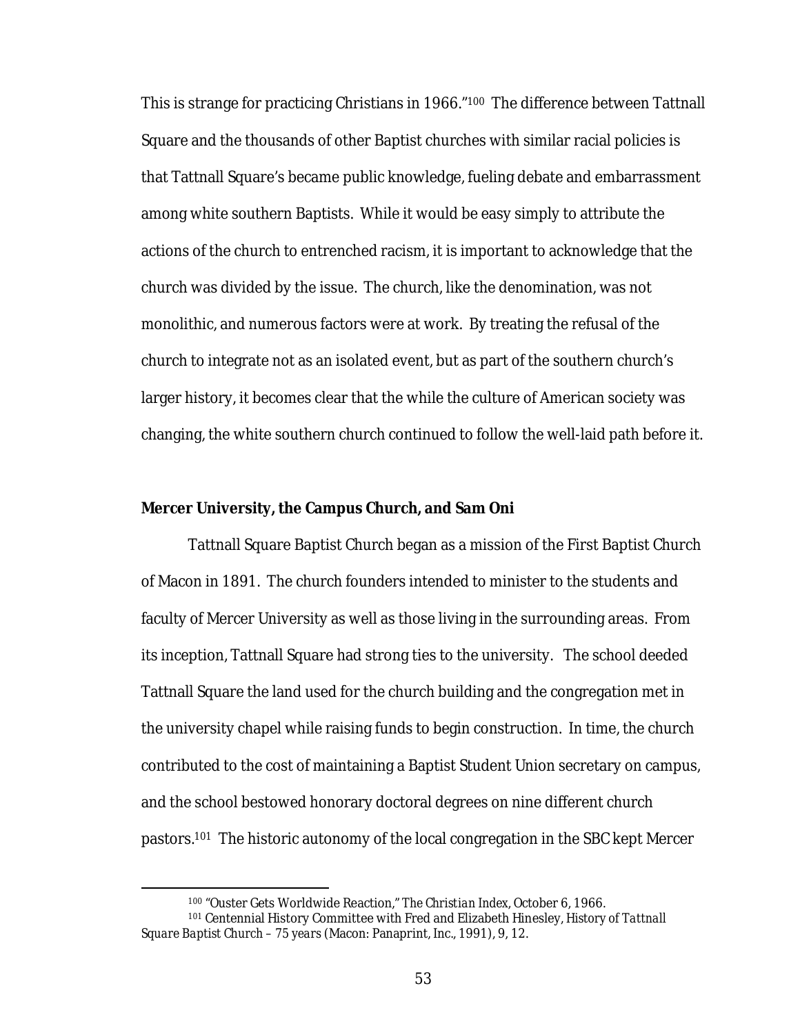This is strange for practicing Christians in 1966."[100] The difference between Tattnall Square and the thousands of other Baptist churches with similar racial policies is that Tattnall Square's became public knowledge, fueling debate and embarrassment among white southern Baptists. While it would be easy simply to attribute the actions of the church to entrenched racism, it is important to acknowledge that the church was divided by the issue. The church, like the denomination, was not monolithic, and numerous factors were at work. By treating the refusal of the church to integrate not as an isolated event, but as part of the southern church's larger history, it becomes clear that the while the culture of American society was changing, the white southern church continued to follow the well-laid path before it.

**Mercer University, the Campus Church, and Sam Oni**

Tattnall Square Baptist Church began as a mission of the First Baptist Church of Macon in 1891. The church founders intended to minister to the students and faculty of Mercer University as well as those living in the surrounding areas. From its inception, Tattnall Square had strong ties to the university. The school deeded Tattnall Square the land used for the church building and the congregation met in the university chapel while raising funds to begin construction. In time, the church contributed to the cost of maintaining a Baptist Student Union secretary on campus, and the school bestowed honorary doctoral degrees on nine different church pastors.[101] The historic autonomy of the local congregation in the SBC kept Mercer

---

[100] "Ouster Gets Worldwide Reaction," *The Christian Index*, October 6, 1966.

[101] Centennial History Committee with Fred and Elizabeth Hinesley, *History of Tattnall Square Baptist Church – 75 years* (Macon: Panaprint, Inc., 1991), 9, 12.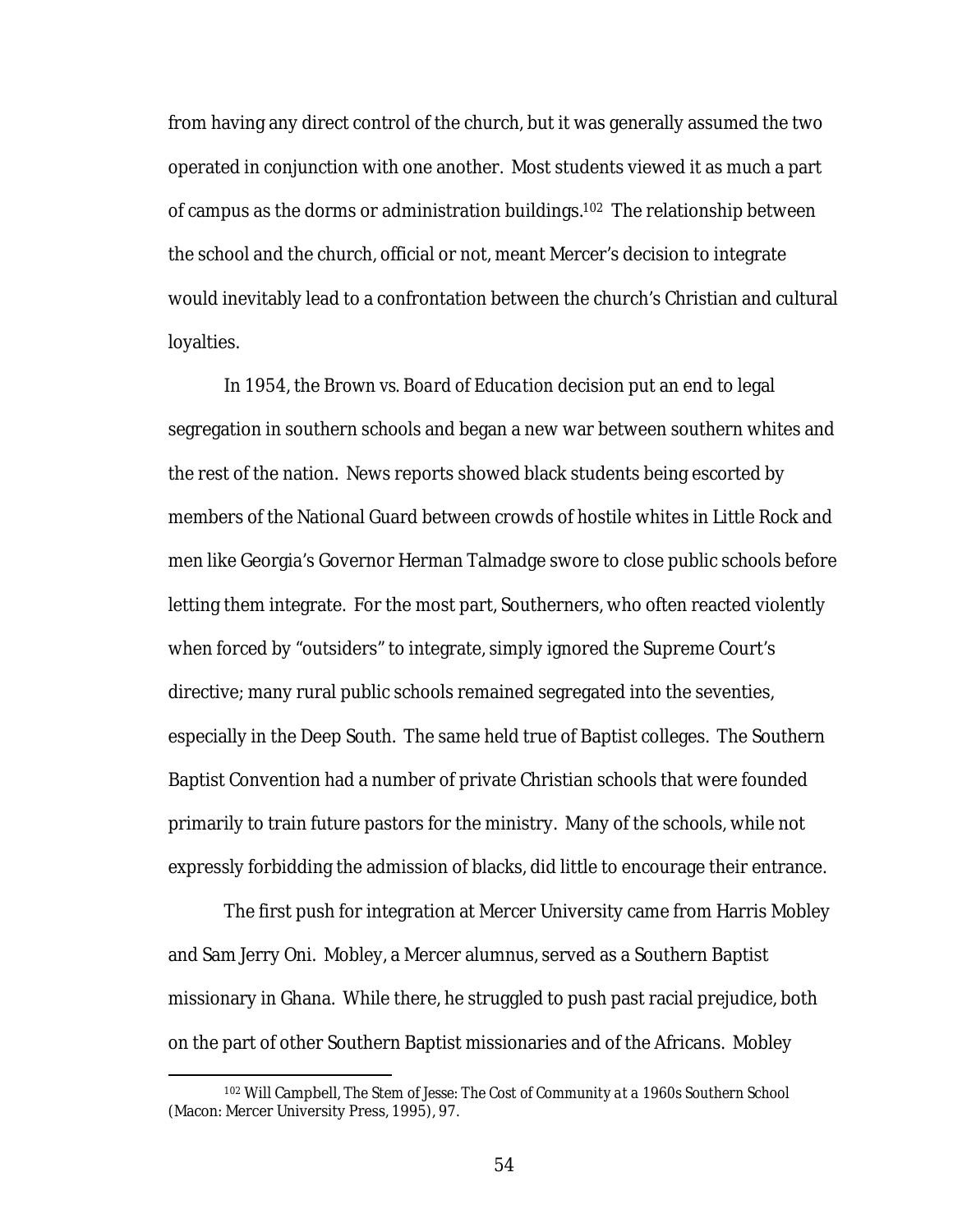from having any direct control of the church, but it was generally assumed the two operated in conjunction with one another. Most students viewed it as much a part of campus as the dorms or administration buildings.[102] The relationship between the school and the church, official or not, meant Mercer's decision to integrate would inevitably lead to a confrontation between the church's Christian and cultural loyalties.

In 1954, the *Brown vs. Board of Education* decision put an end to legal segregation in southern schools and began a new war between southern whites and the rest of the nation. News reports showed black students being escorted by members of the National Guard between crowds of hostile whites in Little Rock and men like Georgia's Governor Herman Talmadge swore to close public schools before letting them integrate. For the most part, Southerners, who often reacted violently when forced by "outsiders" to integrate, simply ignored the Supreme Court's directive; many rural public schools remained segregated into the seventies, especially in the Deep South. The same held true of Baptist colleges. The Southern Baptist Convention had a number of private Christian schools that were founded primarily to train future pastors for the ministry. Many of the schools, while not expressly forbidding the admission of blacks, did little to encourage their entrance.

The first push for integration at Mercer University came from Harris Mobley and Sam Jerry Oni. Mobley, a Mercer alumnus, served as a Southern Baptist missionary in Ghana. While there, he struggled to push past racial prejudice, both on the part of other Southern Baptist missionaries and of the Africans. Mobley

---

[102] Will Campbell, *The Stem of Jesse: The Cost of Community at a 1960s Southern School* (Macon: Mercer University Press, 1995), 97.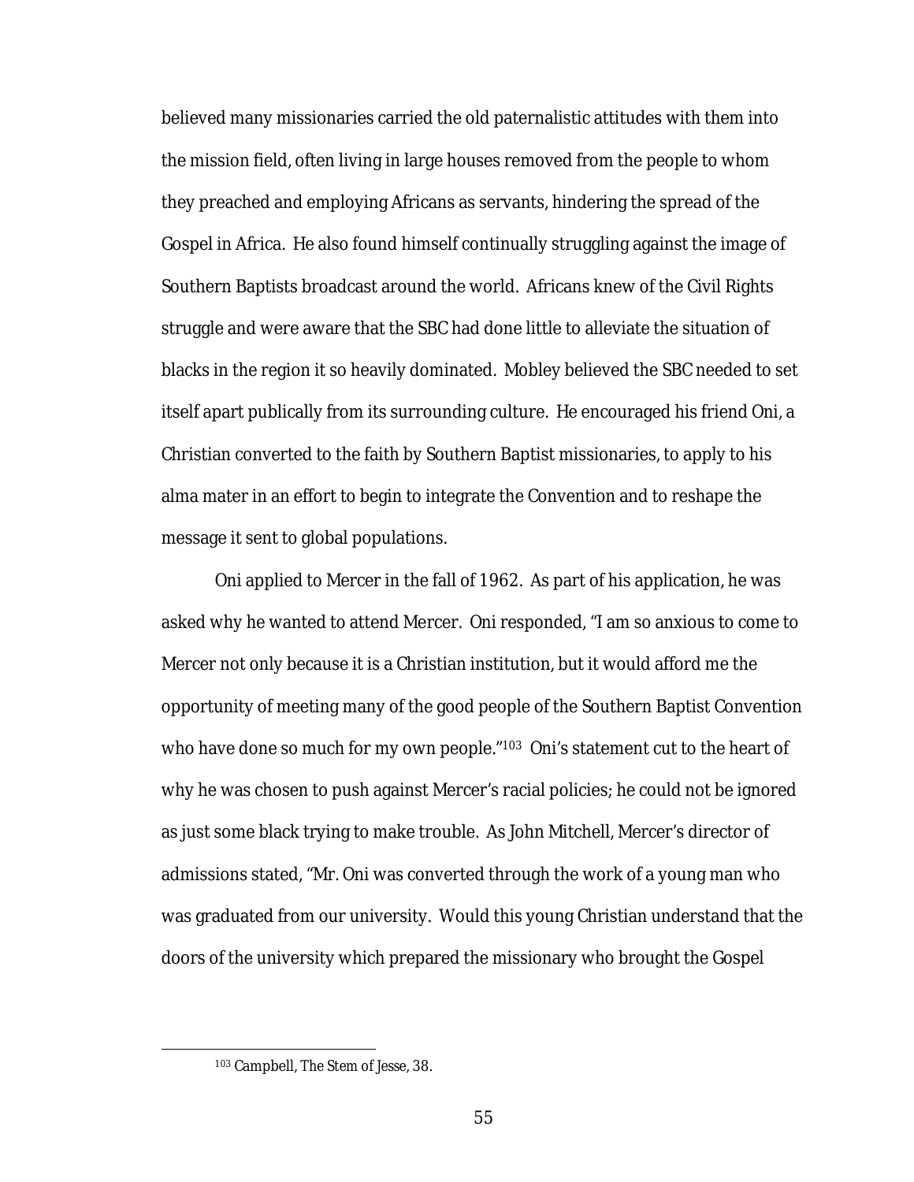believed many missionaries carried the old paternalistic attitudes with them into the mission field, often living in large houses removed from the people to whom they preached and employing Africans as servants, hindering the spread of the Gospel in Africa. He also found himself continually struggling against the image of Southern Baptists broadcast around the world. Africans knew of the Civil Rights struggle and were aware that the SBC had done little to alleviate the situation of blacks in the region it so heavily dominated. Mobley believed the SBC needed to set itself apart publically from its surrounding culture. He encouraged his friend Oni, a Christian converted to the faith by Southern Baptist missionaries, to apply to his alma mater in an effort to begin to integrate the Convention and to reshape the message it sent to global populations.

Oni applied to Mercer in the fall of 1962. As part of his application, he was asked why he wanted to attend Mercer. Oni responded, "I am so anxious to come to Mercer not only because it is a Christian institution, but it would afford me the opportunity of meeting many of the good people of the Southern Baptist Convention who have done so much for my own people."[103] Oni's statement cut to the heart of why he was chosen to push against Mercer's racial policies; he could not be ignored as just some black trying to make trouble. As John Mitchell, Mercer's director of admissions stated, "Mr. Oni was converted through the work of a young man who was graduated from our university. Would this young Christian understand that the doors of the university which prepared the missionary who brought the Gospel

[103] Campbell, The Stem of Jesse, 38.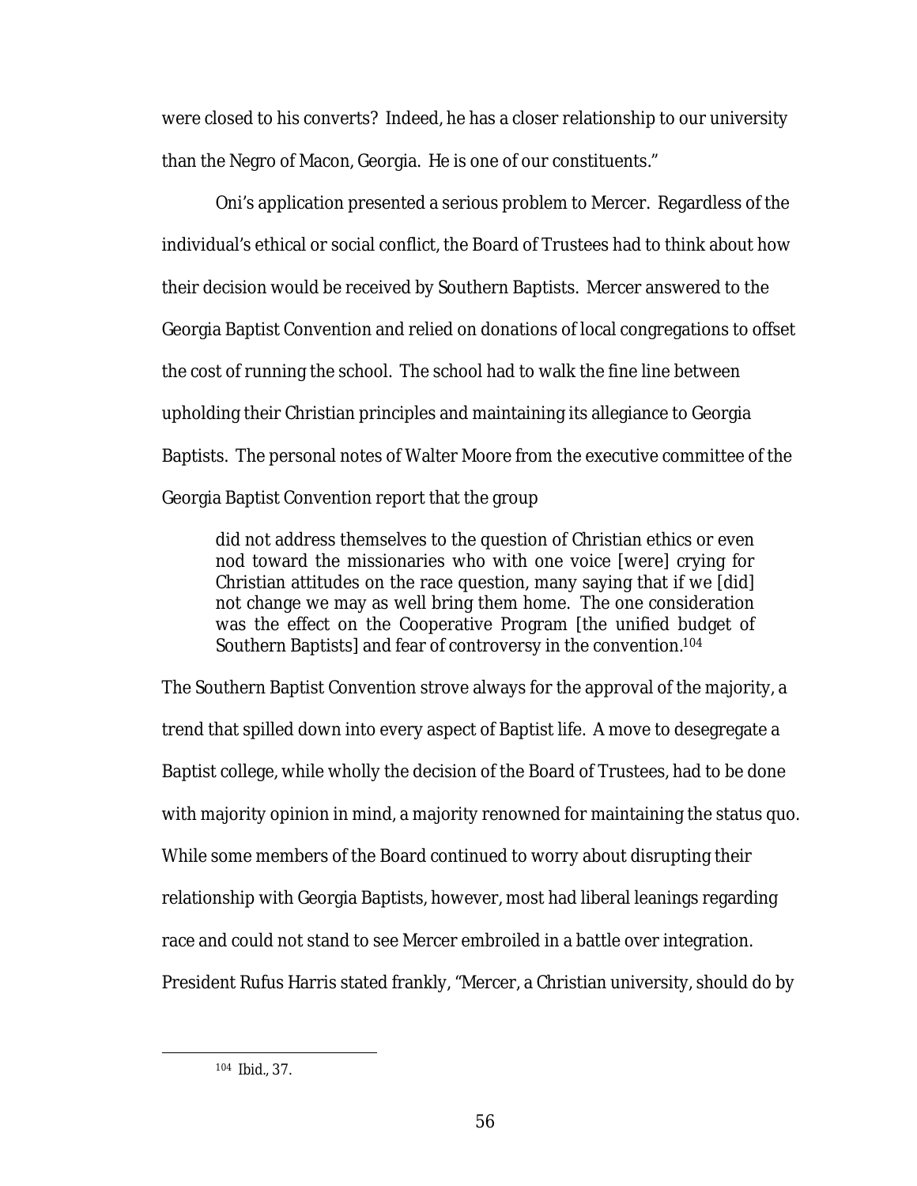were closed to his converts? Indeed, he has a closer relationship to our university than the Negro of Macon, Georgia. He is one of our constituents."

Oni's application presented a serious problem to Mercer. Regardless of the individual's ethical or social conflict, the Board of Trustees had to think about how their decision would be received by Southern Baptists. Mercer answered to the Georgia Baptist Convention and relied on donations of local congregations to offset the cost of running the school. The school had to walk the fine line between upholding their Christian principles and maintaining its allegiance to Georgia Baptists. The personal notes of Walter Moore from the executive committee of the Georgia Baptist Convention report that the group

> did not address themselves to the question of Christian ethics or even nod toward the missionaries who with one voice [were] crying for Christian attitudes on the race question, many saying that if we [did] not change we may as well bring them home. The one consideration was the effect on the Cooperative Program [the unified budget of Southern Baptists] and fear of controversy in the convention.[104]

The Southern Baptist Convention strove always for the approval of the majority, a trend that spilled down into every aspect of Baptist life. A move to desegregate a Baptist college, while wholly the decision of the Board of Trustees, had to be done with majority opinion in mind, a majority renowned for maintaining the status quo. While some members of the Board continued to worry about disrupting their relationship with Georgia Baptists, however, most had liberal leanings regarding race and could not stand to see Mercer embroiled in a battle over integration. President Rufus Harris stated frankly, "Mercer, a Christian university, should do by

---

[104] Ibid., 37.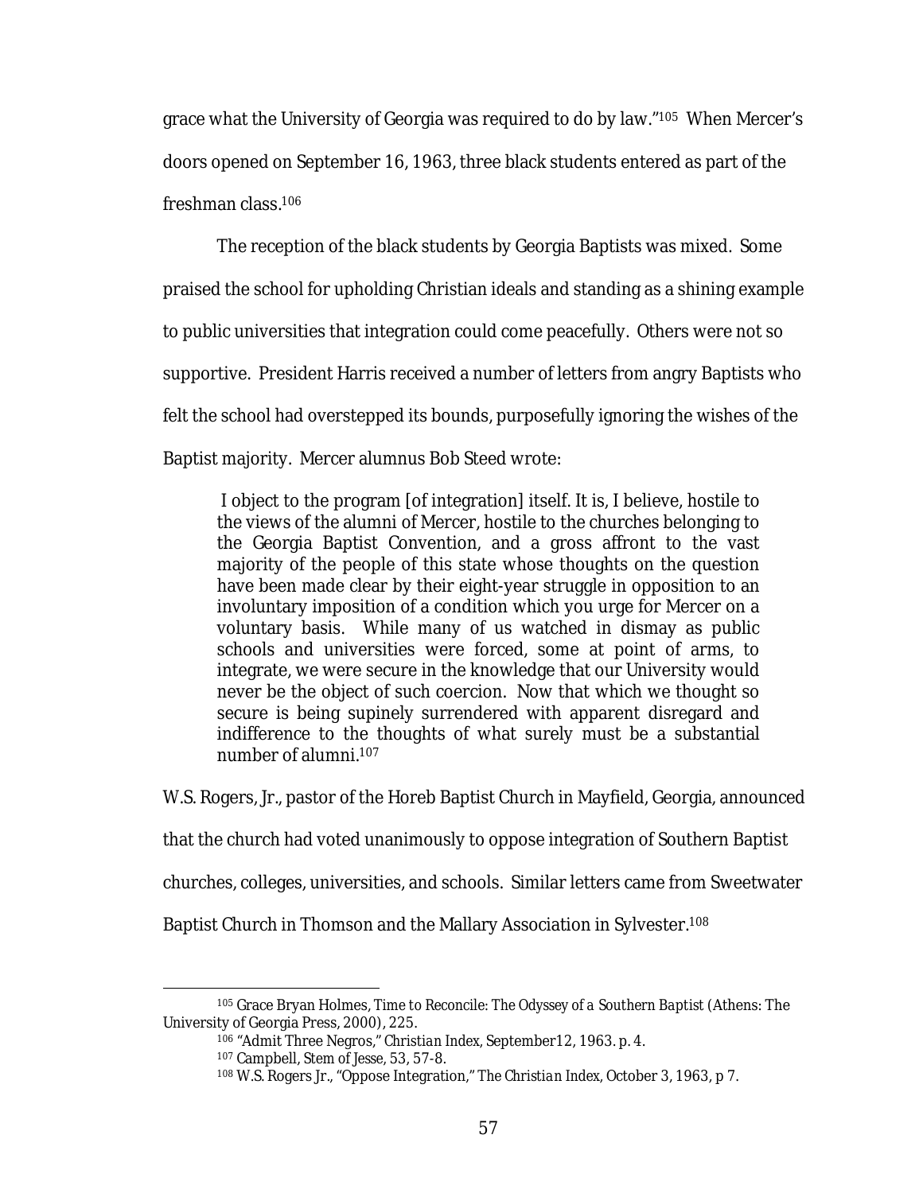grace what the University of Georgia was required to do by law."[105] When Mercer's doors opened on September 16, 1963, three black students entered as part of the freshman class.[106]

The reception of the black students by Georgia Baptists was mixed. Some praised the school for upholding Christian ideals and standing as a shining example to public universities that integration could come peacefully. Others were not so supportive. President Harris received a number of letters from angry Baptists who felt the school had overstepped its bounds, purposefully ignoring the wishes of the Baptist majority. Mercer alumnus Bob Steed wrote:

> I object to the program [of integration] itself. It is, I believe, hostile to the views of the alumni of Mercer, hostile to the churches belonging to the Georgia Baptist Convention, and a gross affront to the vast majority of the people of this state whose thoughts on the question have been made clear by their eight-year struggle in opposition to an involuntary imposition of a condition which you urge for Mercer on a voluntary basis. While many of us watched in dismay as public schools and universities were forced, some at point of arms, to integrate, we were secure in the knowledge that our University would never be the object of such coercion. Now that which we thought so secure is being supinely surrendered with apparent disregard and indifference to the thoughts of what surely must be a substantial number of alumni.[107]

W.S. Rogers, Jr., pastor of the Horeb Baptist Church in Mayfield, Georgia, announced that the church had voted unanimously to oppose integration of Southern Baptist churches, colleges, universities, and schools. Similar letters came from Sweetwater Baptist Church in Thomson and the Mallary Association in Sylvester.[108]

---

[105] Grace Bryan Holmes, *Time to Reconcile: The Odyssey of a Southern Baptist* (Athens: The University of Georgia Press, 2000), 225.

[106] "Admit Three Negros," *Christian Index*, September12, 1963. p. 4.

[107] Campbell, *Stem of Jesse*, 53, 57-8.

[108] W.S. Rogers Jr., "Oppose Integration," *The Christian Index*, October 3, 1963, p 7.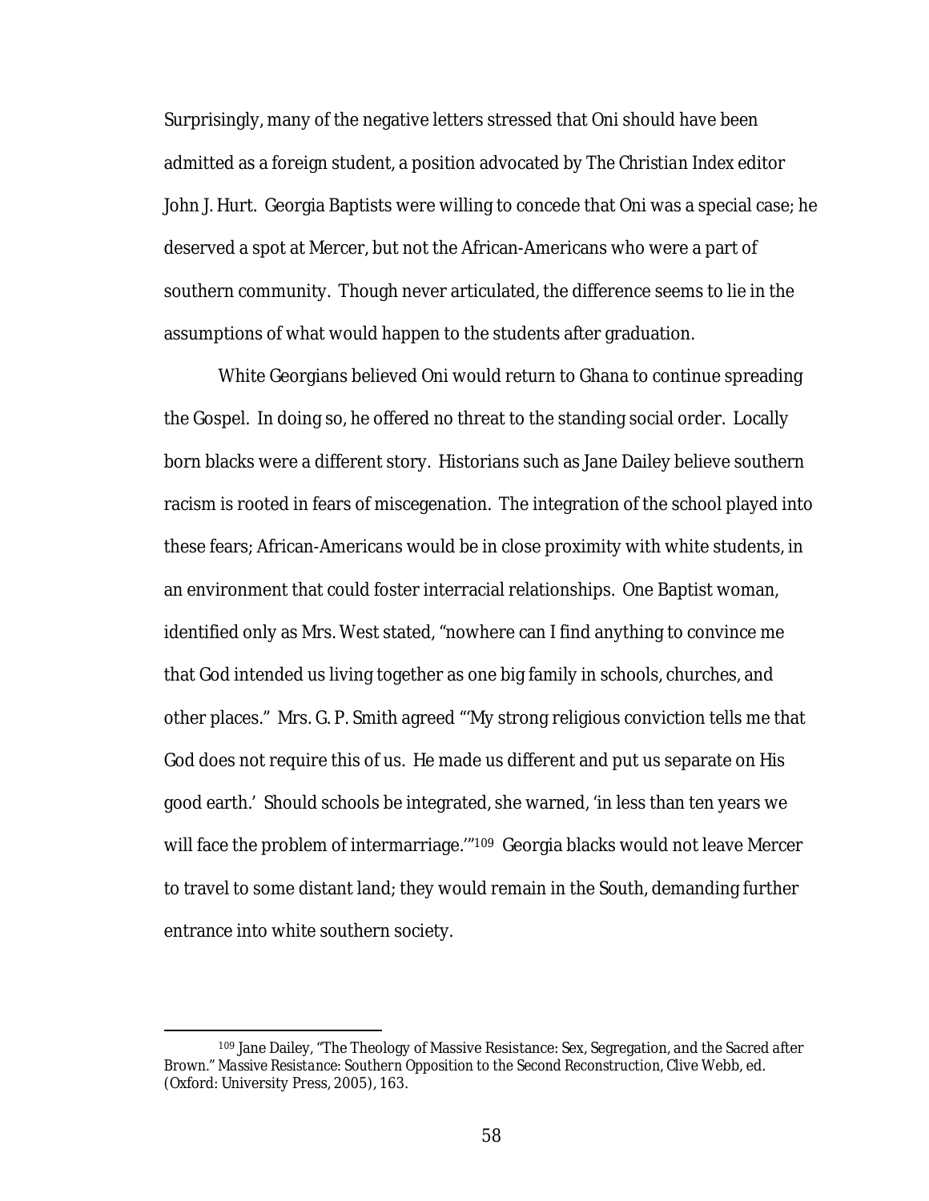Surprisingly, many of the negative letters stressed that Oni should have been admitted as a foreign student, a position advocated by *The Christian Index* editor John J. Hurt. Georgia Baptists were willing to concede that Oni was a special case; he deserved a spot at Mercer, but not the African-Americans who were a part of southern community. Though never articulated, the difference seems to lie in the assumptions of what would happen to the students after graduation.

White Georgians believed Oni would return to Ghana to continue spreading the Gospel. In doing so, he offered no threat to the standing social order. Locally born blacks were a different story. Historians such as Jane Dailey believe southern racism is rooted in fears of miscegenation. The integration of the school played into these fears; African-Americans would be in close proximity with white students, in an environment that could foster interracial relationships. One Baptist woman, identified only as Mrs. West stated, "nowhere can I find anything to convince me that God intended us living together as one big family in schools, churches, and other places." Mrs. G. P. Smith agreed "'My strong religious conviction tells me that God does not require this of us. He made us different and put us separate on His good earth.' Should schools be integrated, she warned, 'in less than ten years we will face the problem of intermarriage.'"[109] Georgia blacks would not leave Mercer to travel to some distant land; they would remain in the South, demanding further entrance into white southern society.

---

[109] Jane Dailey, "The Theology of Massive Resistance: Sex, Segregation, and the Sacred after Brown." *Massive Resistance: Southern Opposition to the Second Reconstruction*, Clive Webb, ed. (Oxford: University Press, 2005), 163.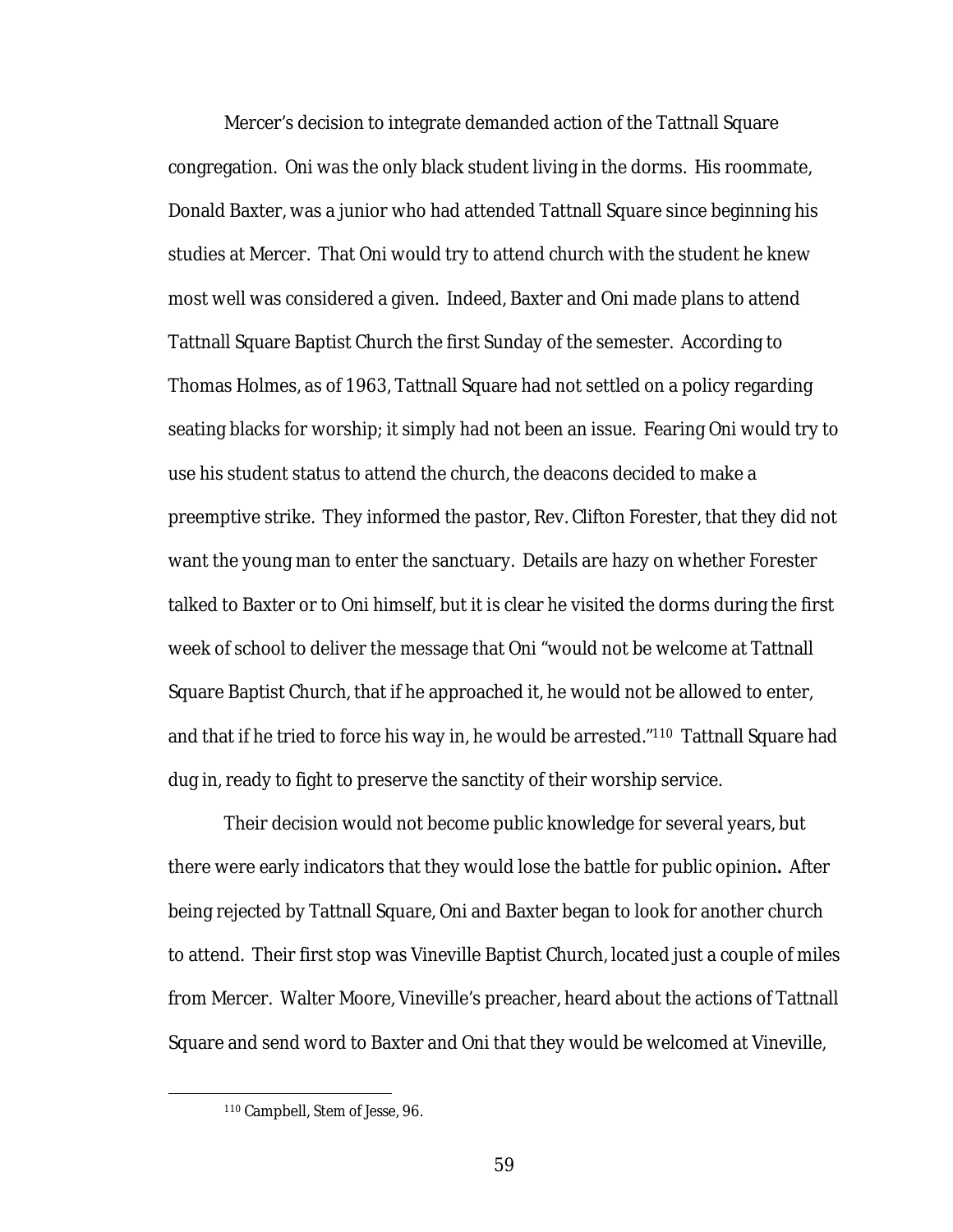Mercer's decision to integrate demanded action of the Tattnall Square congregation. Oni was the only black student living in the dorms. His roommate, Donald Baxter, was a junior who had attended Tattnall Square since beginning his studies at Mercer. That Oni would try to attend church with the student he knew most well was considered a given. Indeed, Baxter and Oni made plans to attend Tattnall Square Baptist Church the first Sunday of the semester. According to Thomas Holmes, as of 1963, Tattnall Square had not settled on a policy regarding seating blacks for worship; it simply had not been an issue. Fearing Oni would try to use his student status to attend the church, the deacons decided to make a preemptive strike. They informed the pastor, Rev. Clifton Forester, that they did not want the young man to enter the sanctuary. Details are hazy on whether Forester talked to Baxter or to Oni himself, but it is clear he visited the dorms during the first week of school to deliver the message that Oni "would not be welcome at Tattnall Square Baptist Church, that if he approached it, he would not be allowed to enter, and that if he tried to force his way in, he would be arrested."[110] Tattnall Square had dug in, ready to fight to preserve the sanctity of their worship service.

Their decision would not become public knowledge for several years, but there were early indicators that they would lose the battle for public opinion**.** After being rejected by Tattnall Square, Oni and Baxter began to look for another church to attend. Their first stop was Vineville Baptist Church, located just a couple of miles from Mercer. Walter Moore, Vineville's preacher, heard about the actions of Tattnall Square and send word to Baxter and Oni that they would be welcomed at Vineville,

---

[110] Campbell, Stem of Jesse, 96.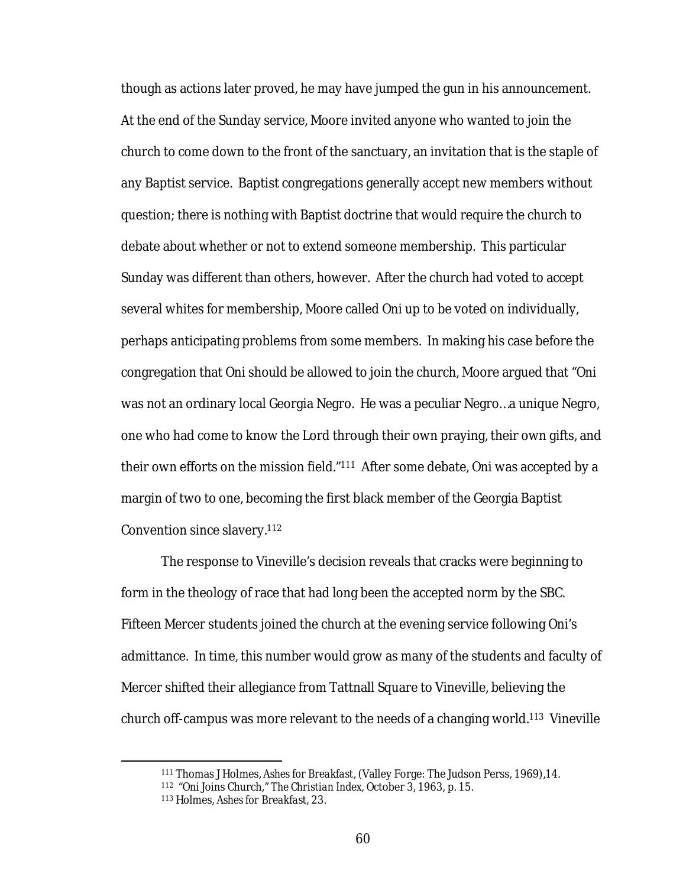though as actions later proved, he may have jumped the gun in his announcement. At the end of the Sunday service, Moore invited anyone who wanted to join the church to come down to the front of the sanctuary, an invitation that is the staple of any Baptist service. Baptist congregations generally accept new members without question; there is nothing with Baptist doctrine that would require the church to debate about whether or not to extend someone membership. This particular Sunday was different than others, however. After the church had voted to accept several whites for membership, Moore called Oni up to be voted on individually, perhaps anticipating problems from some members. In making his case before the congregation that Oni should be allowed to join the church, Moore argued that "Oni was not an ordinary local Georgia Negro. He was a peculiar Negro…a unique Negro, one who had come to know the Lord through their own praying, their own gifts, and their own efforts on the mission field."[111] After some debate, Oni was accepted by a margin of two to one, becoming the first black member of the Georgia Baptist Convention since slavery.[112]

The response to Vineville's decision reveals that cracks were beginning to form in the theology of race that had long been the accepted norm by the SBC. Fifteen Mercer students joined the church at the evening service following Oni's admittance. In time, this number would grow as many of the students and faculty of Mercer shifted their allegiance from Tattnall Square to Vineville, believing the church off-campus was more relevant to the needs of a changing world.[113] Vineville

---

[111] Thomas J Holmes, *Ashes for Breakfast*, (Valley Forge: The Judson Perss, 1969),14.

[112] "Oni Joins Church," *The Christian Index*, October 3, 1963, p. 15.

[113] Holmes, *Ashes for Breakfast*, 23.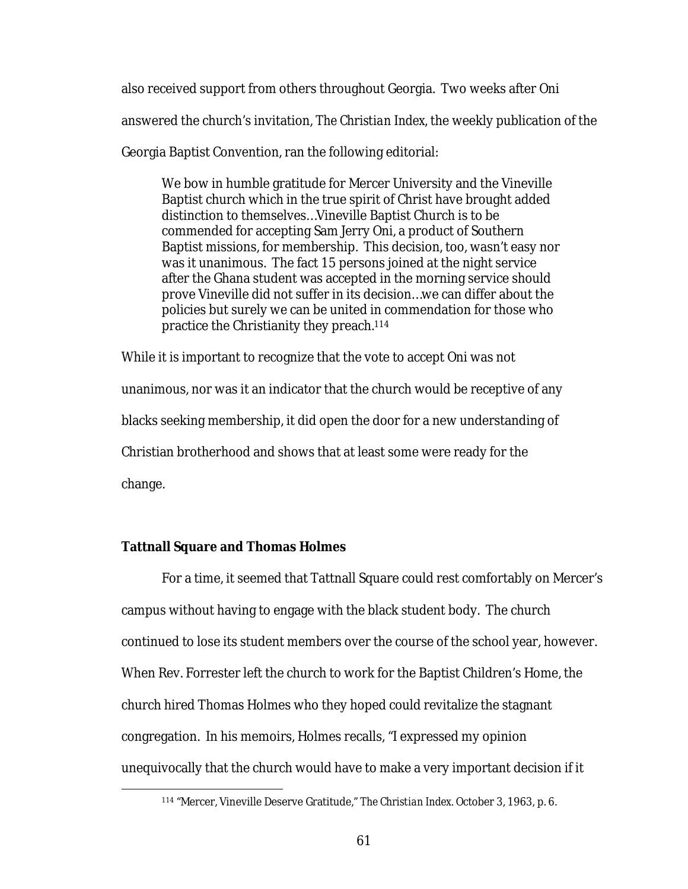also received support from others throughout Georgia. Two weeks after Oni answered the church's invitation, *The Christian Index*, the weekly publication of the Georgia Baptist Convention, ran the following editorial:

> We bow in humble gratitude for Mercer University and the Vineville Baptist church which in the true spirit of Christ have brought added distinction to themselves…Vineville Baptist Church is to be commended for accepting Sam Jerry Oni, a product of Southern Baptist missions, for membership. This decision, too, wasn't easy nor was it unanimous. The fact 15 persons joined at the night service after the Ghana student was accepted in the morning service should prove Vineville did not suffer in its decision…we can differ about the policies but surely we can be united in commendation for those who practice the Christianity they preach.[114]

While it is important to recognize that the vote to accept Oni was not unanimous, nor was it an indicator that the church would be receptive of any blacks seeking membership, it did open the door for a new understanding of Christian brotherhood and shows that at least some were ready for the change.

### Tattnall Square and Thomas Holmes

For a time, it seemed that Tattnall Square could rest comfortably on Mercer's campus without having to engage with the black student body. The church continued to lose its student members over the course of the school year, however. When Rev. Forrester left the church to work for the Baptist Children's Home, the church hired Thomas Holmes who they hoped could revitalize the stagnant congregation. In his memoirs, Holmes recalls, "I expressed my opinion unequivocally that the church would have to make a very important decision if it

---

[114] "Mercer, Vineville Deserve Gratitude," *The Christian Index*. October 3, 1963, p. 6.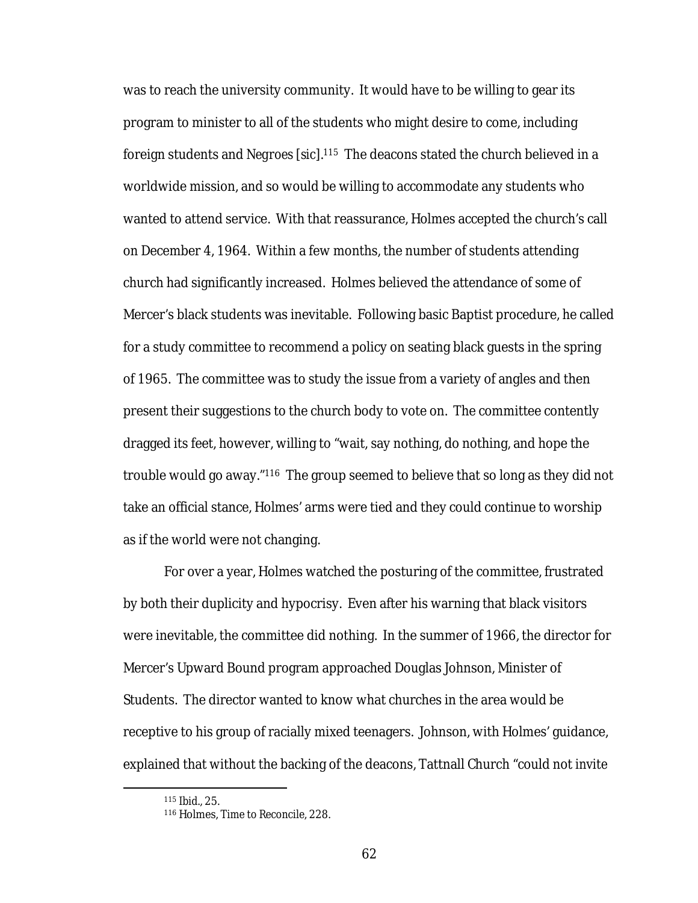was to reach the university community. It would have to be willing to gear its program to minister to all of the students who might desire to come, including foreign students and Negroes [sic].[115] The deacons stated the church believed in a worldwide mission, and so would be willing to accommodate any students who wanted to attend service. With that reassurance, Holmes accepted the church's call on December 4, 1964. Within a few months, the number of students attending church had significantly increased. Holmes believed the attendance of some of Mercer's black students was inevitable. Following basic Baptist procedure, he called for a study committee to recommend a policy on seating black guests in the spring of 1965. The committee was to study the issue from a variety of angles and then present their suggestions to the church body to vote on. The committee contently dragged its feet, however, willing to "wait, say nothing, do nothing, and hope the trouble would go away."[116] The group seemed to believe that so long as they did not take an official stance, Holmes' arms were tied and they could continue to worship as if the world were not changing.

For over a year, Holmes watched the posturing of the committee, frustrated by both their duplicity and hypocrisy. Even after his warning that black visitors were inevitable, the committee did nothing. In the summer of 1966, the director for Mercer's Upward Bound program approached Douglas Johnson, Minister of Students. The director wanted to know what churches in the area would be receptive to his group of racially mixed teenagers. Johnson, with Holmes' guidance, explained that without the backing of the deacons, Tattnall Church "could not invite

---

[115] Ibid., 25.

[116] Holmes, *Time to Reconcile*, 228.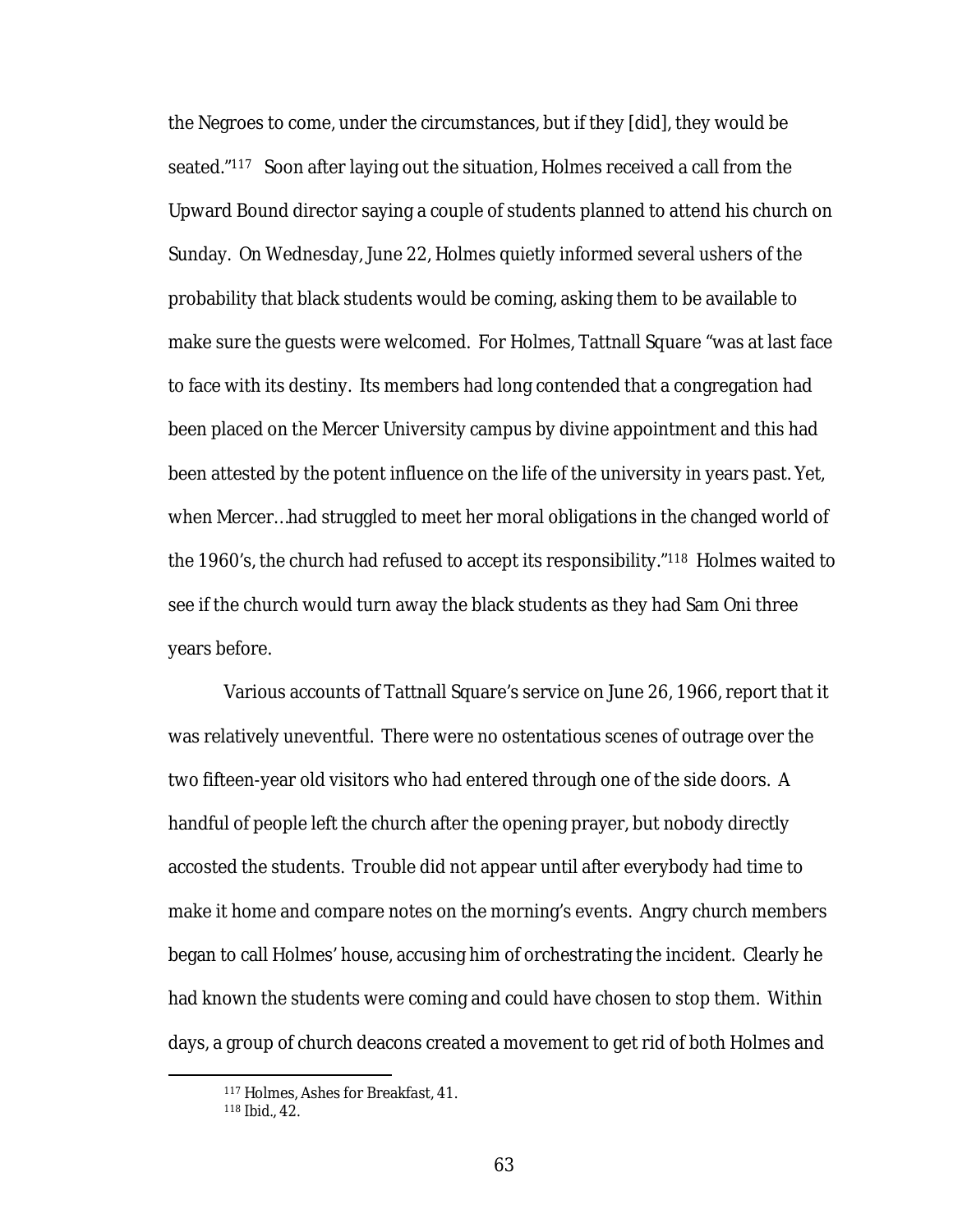the Negroes to come, under the circumstances, but if they [did], they would be seated."[117] Soon after laying out the situation, Holmes received a call from the Upward Bound director saying a couple of students planned to attend his church on Sunday. On Wednesday, June 22, Holmes quietly informed several ushers of the probability that black students would be coming, asking them to be available to make sure the guests were welcomed. For Holmes, Tattnall Square "was at last face to face with its destiny. Its members had long contended that a congregation had been placed on the Mercer University campus by divine appointment and this had been attested by the potent influence on the life of the university in years past. Yet, when Mercer…had struggled to meet her moral obligations in the changed world of the 1960's, the church had refused to accept its responsibility."[118] Holmes waited to see if the church would turn away the black students as they had Sam Oni three years before.

Various accounts of Tattnall Square's service on June 26, 1966, report that it was relatively uneventful. There were no ostentatious scenes of outrage over the two fifteen-year old visitors who had entered through one of the side doors. A handful of people left the church after the opening prayer, but nobody directly accosted the students. Trouble did not appear until after everybody had time to make it home and compare notes on the morning's events. Angry church members began to call Holmes' house, accusing him of orchestrating the incident. Clearly he had known the students were coming and could have chosen to stop them. Within days, a group of church deacons created a movement to get rid of both Holmes and

---

[117] Holmes, Ashes for Breakfast, 41.

[118] Ibid., 42.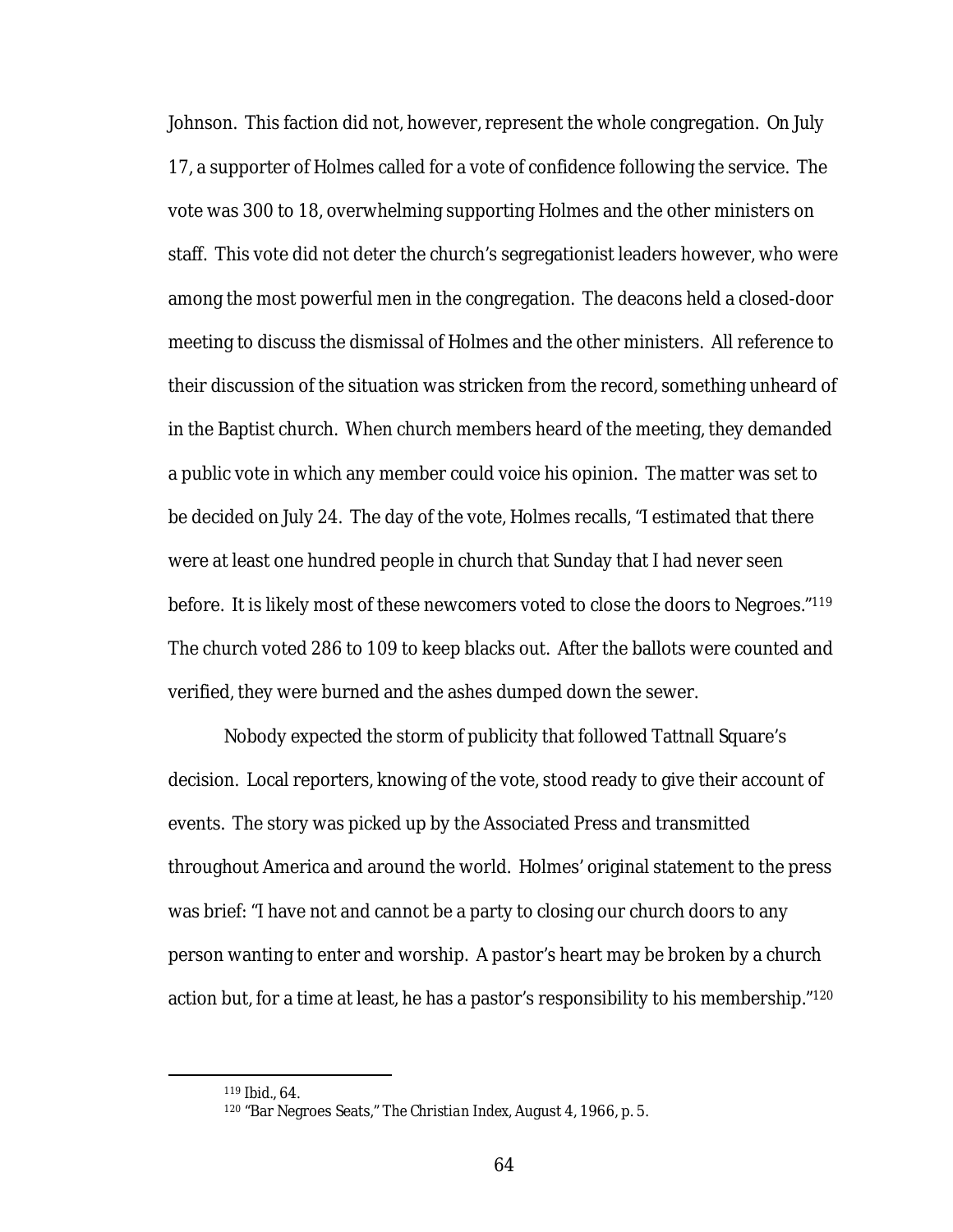Johnson. This faction did not, however, represent the whole congregation. On July 17, a supporter of Holmes called for a vote of confidence following the service. The vote was 300 to 18, overwhelming supporting Holmes and the other ministers on staff. This vote did not deter the church's segregationist leaders however, who were among the most powerful men in the congregation. The deacons held a closed-door meeting to discuss the dismissal of Holmes and the other ministers. All reference to their discussion of the situation was stricken from the record, something unheard of in the Baptist church. When church members heard of the meeting, they demanded a public vote in which any member could voice his opinion. The matter was set to be decided on July 24. The day of the vote, Holmes recalls, "I estimated that there were at least one hundred people in church that Sunday that I had never seen before. It is likely most of these newcomers voted to close the doors to Negroes."[119] The church voted 286 to 109 to keep blacks out. After the ballots were counted and verified, they were burned and the ashes dumped down the sewer.

Nobody expected the storm of publicity that followed Tattnall Square's decision. Local reporters, knowing of the vote, stood ready to give their account of events. The story was picked up by the Associated Press and transmitted throughout America and around the world. Holmes' original statement to the press was brief: "I have not and cannot be a party to closing our church doors to any person wanting to enter and worship. A pastor's heart may be broken by a church action but, for a time at least, he has a pastor's responsibility to his membership."[120]

---

[119] Ibid., 64.

[120] "Bar Negroes Seats," *The Christian Index*, August 4, 1966, p. 5.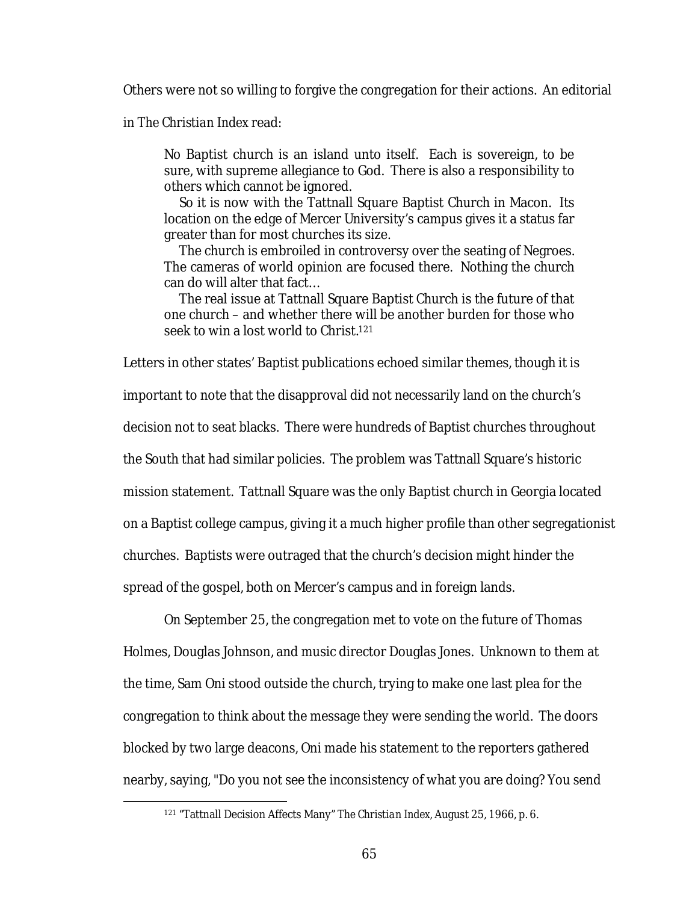Others were not so willing to forgive the congregation for their actions. An editorial in *The Christian Index* read:

> No Baptist church is an island unto itself. Each is sovereign, to be sure, with supreme allegiance to God. There is also a responsibility to others which cannot be ignored.
>
> So it is now with the Tattnall Square Baptist Church in Macon. Its location on the edge of Mercer University's campus gives it a status far greater than for most churches its size.
>
> The church is embroiled in controversy over the seating of Negroes. The cameras of world opinion are focused there. Nothing the church can do will alter that fact…
>
> The real issue at Tattnall Square Baptist Church is the future of that one church – and whether there will be another burden for those who seek to win a lost world to Christ.[121]

Letters in other states' Baptist publications echoed similar themes, though it is important to note that the disapproval did not necessarily land on the church's decision not to seat blacks. There were hundreds of Baptist churches throughout the South that had similar policies. The problem was Tattnall Square's historic mission statement. Tattnall Square was the only Baptist church in Georgia located on a Baptist college campus, giving it a much higher profile than other segregationist churches. Baptists were outraged that the church's decision might hinder the spread of the gospel, both on Mercer's campus and in foreign lands.

On September 25, the congregation met to vote on the future of Thomas Holmes, Douglas Johnson, and music director Douglas Jones. Unknown to them at the time, Sam Oni stood outside the church, trying to make one last plea for the congregation to think about the message they were sending the world. The doors blocked by two large deacons, Oni made his statement to the reporters gathered nearby, saying, "Do you not see the inconsistency of what you are doing? You send

---

[121] "Tattnall Decision Affects Many" *The Christian Index*, August 25, 1966, p. 6.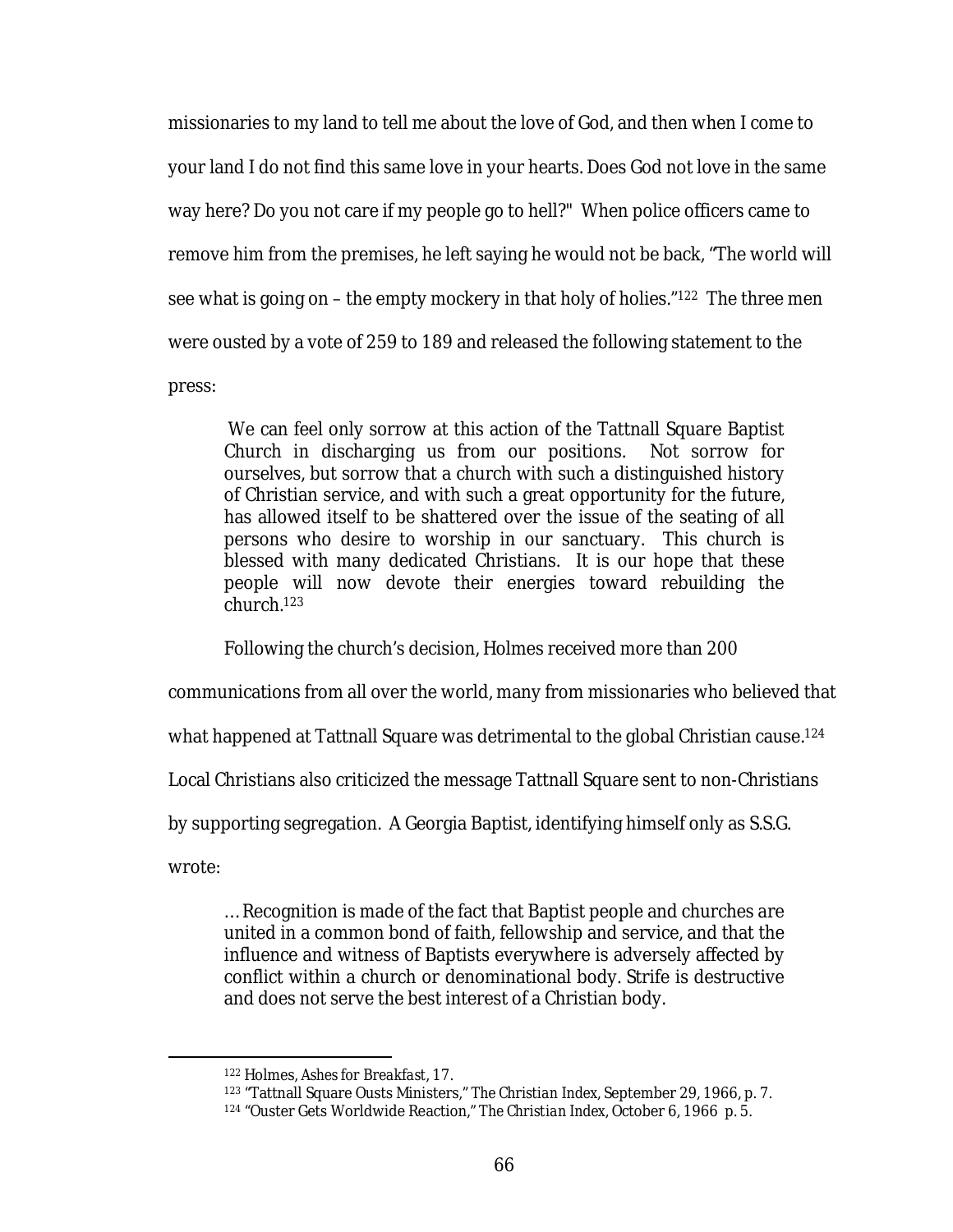missionaries to my land to tell me about the love of God, and then when I come to your land I do not find this same love in your hearts. Does God not love in the same way here? Do you not care if my people go to hell?" When police officers came to remove him from the premises, he left saying he would not be back, "The world will see what is going on – the empty mockery in that holy of holies."[122] The three men were ousted by a vote of 259 to 189 and released the following statement to the press:

> We can feel only sorrow at this action of the Tattnall Square Baptist Church in discharging us from our positions. Not sorrow for ourselves, but sorrow that a church with such a distinguished history of Christian service, and with such a great opportunity for the future, has allowed itself to be shattered over the issue of the seating of all persons who desire to worship in our sanctuary. This church is blessed with many dedicated Christians. It is our hope that these people will now devote their energies toward rebuilding the church.[123]

Following the church's decision, Holmes received more than 200 communications from all over the world, many from missionaries who believed that what happened at Tattnall Square was detrimental to the global Christian cause.[124] Local Christians also criticized the message Tattnall Square sent to non-Christians by supporting segregation. A Georgia Baptist, identifying himself only as S.S.G. wrote:

> … Recognition is made of the fact that Baptist people and churches are united in a common bond of faith, fellowship and service, and that the influence and witness of Baptists everywhere is adversely affected by conflict within a church or denominational body. Strife is destructive and does not serve the best interest of a Christian body.

---

[122] Holmes, *Ashes for Breakfast*, 17.

[123] "Tattnall Square Ousts Ministers," *The Christian Index*, September 29, 1966, p. 7.

[124] "Ouster Gets Worldwide Reaction," *The Christian Index*, October 6, 1966 p. 5.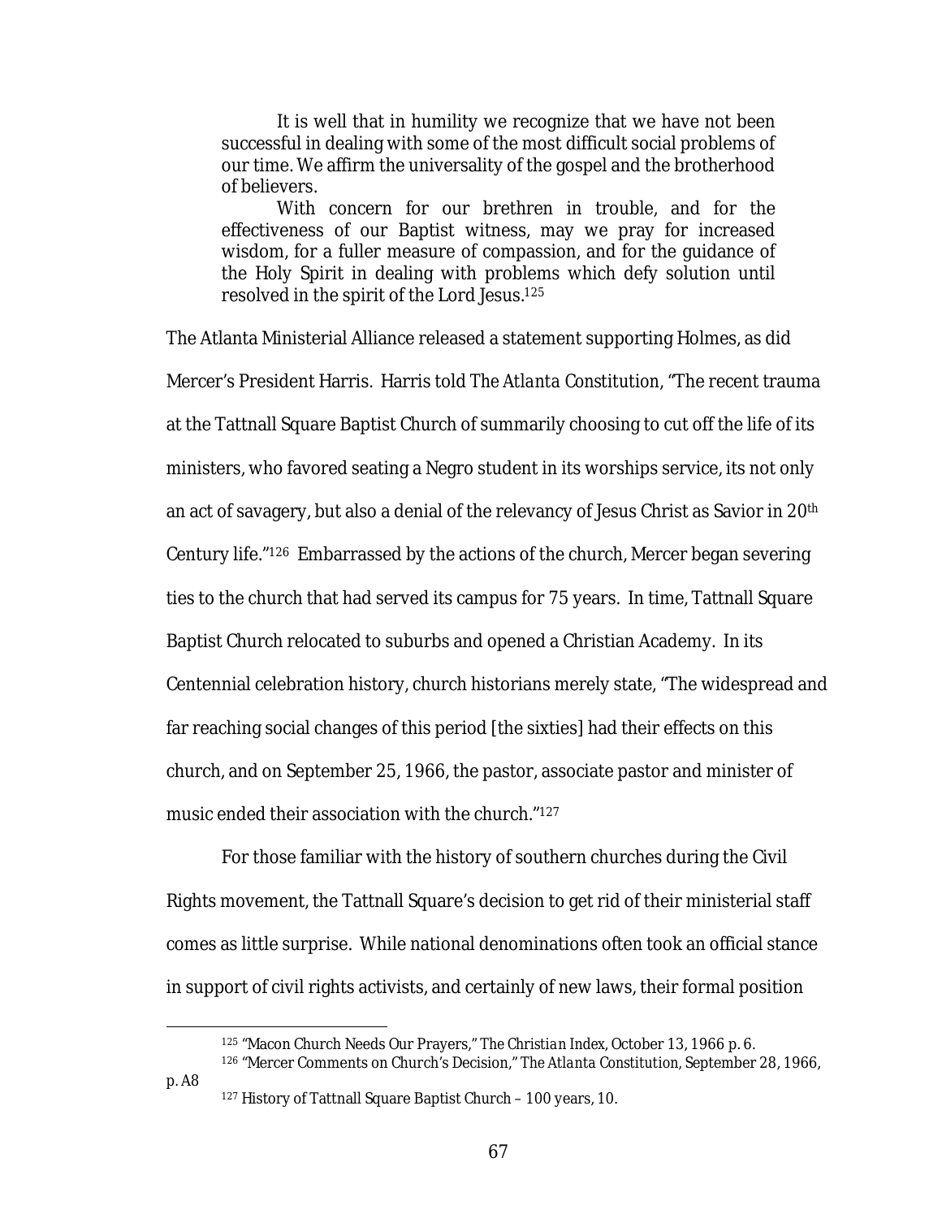> It is well that in humility we recognize that we have not been successful in dealing with some of the most difficult social problems of our time. We affirm the universality of the gospel and the brotherhood of believers.
>
> With concern for our brethren in trouble, and for the effectiveness of our Baptist witness, may we pray for increased wisdom, for a fuller measure of compassion, and for the guidance of the Holy Spirit in dealing with problems which defy solution until resolved in the spirit of the Lord Jesus.[125]

The Atlanta Ministerial Alliance released a statement supporting Holmes, as did Mercer's President Harris. Harris told *The Atlanta Constitution*, "The recent trauma at the Tattnall Square Baptist Church of summarily choosing to cut off the life of its ministers, who favored seating a Negro student in its worships service, its not only an act of savagery, but also a denial of the relevancy of Jesus Christ as Savior in 20th Century life."[126] Embarrassed by the actions of the church, Mercer began severing ties to the church that had served its campus for 75 years. In time, Tattnall Square Baptist Church relocated to suburbs and opened a Christian Academy. In its Centennial celebration history, church historians merely state, "The widespread and far reaching social changes of this period [the sixties] had their effects on this church, and on September 25, 1966, the pastor, associate pastor and minister of music ended their association with the church."[127]

For those familiar with the history of southern churches during the Civil Rights movement, the Tattnall Square's decision to get rid of their ministerial staff comes as little surprise. While national denominations often took an official stance in support of civil rights activists, and certainly of new laws, their formal position

---

[125] "Macon Church Needs Our Prayers," *The Christian Index*, October 13, 1966 p. 6.

[126] "Mercer Comments on Church's Decision," *The Atlanta Constitution*, September 28, 1966, p. A8

[127] History of Tattnall Square Baptist Church – 100 years, 10.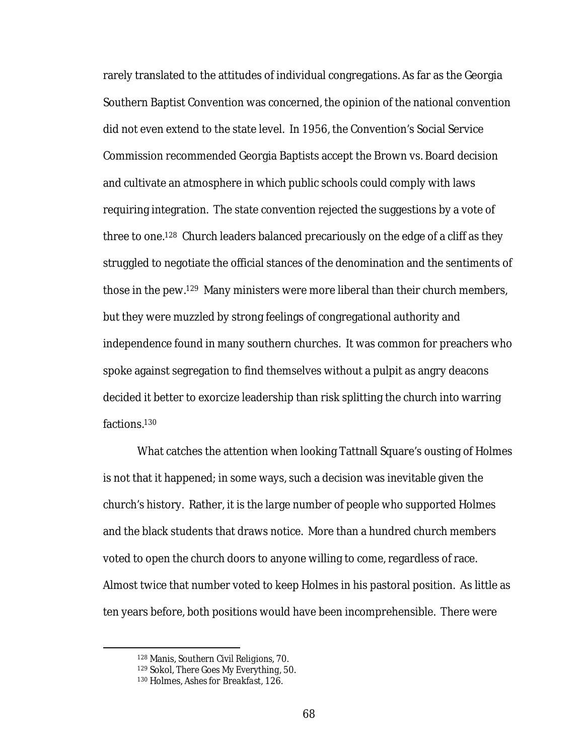rarely translated to the attitudes of individual congregations. As far as the Georgia Southern Baptist Convention was concerned, the opinion of the national convention did not even extend to the state level. In 1956, the Convention's Social Service Commission recommended Georgia Baptists accept the Brown vs. Board decision and cultivate an atmosphere in which public schools could comply with laws requiring integration. The state convention rejected the suggestions by a vote of three to one.[128] Church leaders balanced precariously on the edge of a cliff as they struggled to negotiate the official stances of the denomination and the sentiments of those in the pew.[129] Many ministers were more liberal than their church members, but they were muzzled by strong feelings of congregational authority and independence found in many southern churches. It was common for preachers who spoke against segregation to find themselves without a pulpit as angry deacons decided it better to exorcize leadership than risk splitting the church into warring factions.[130]

What catches the attention when looking Tattnall Square's ousting of Holmes is not that it happened; in some ways, such a decision was inevitable given the church's history. Rather, it is the large number of people who supported Holmes and the black students that draws notice. More than a hundred church members voted to open the church doors to anyone willing to come, regardless of race. Almost twice that number voted to keep Holmes in his pastoral position. As little as ten years before, both positions would have been incomprehensible. There were

---

[128] Manis, *Southern Civil Religions*, 70.

[129] Sokol, *There Goes My Everything*, 50.

[130] Holmes, *Ashes for Breakfast*, 126.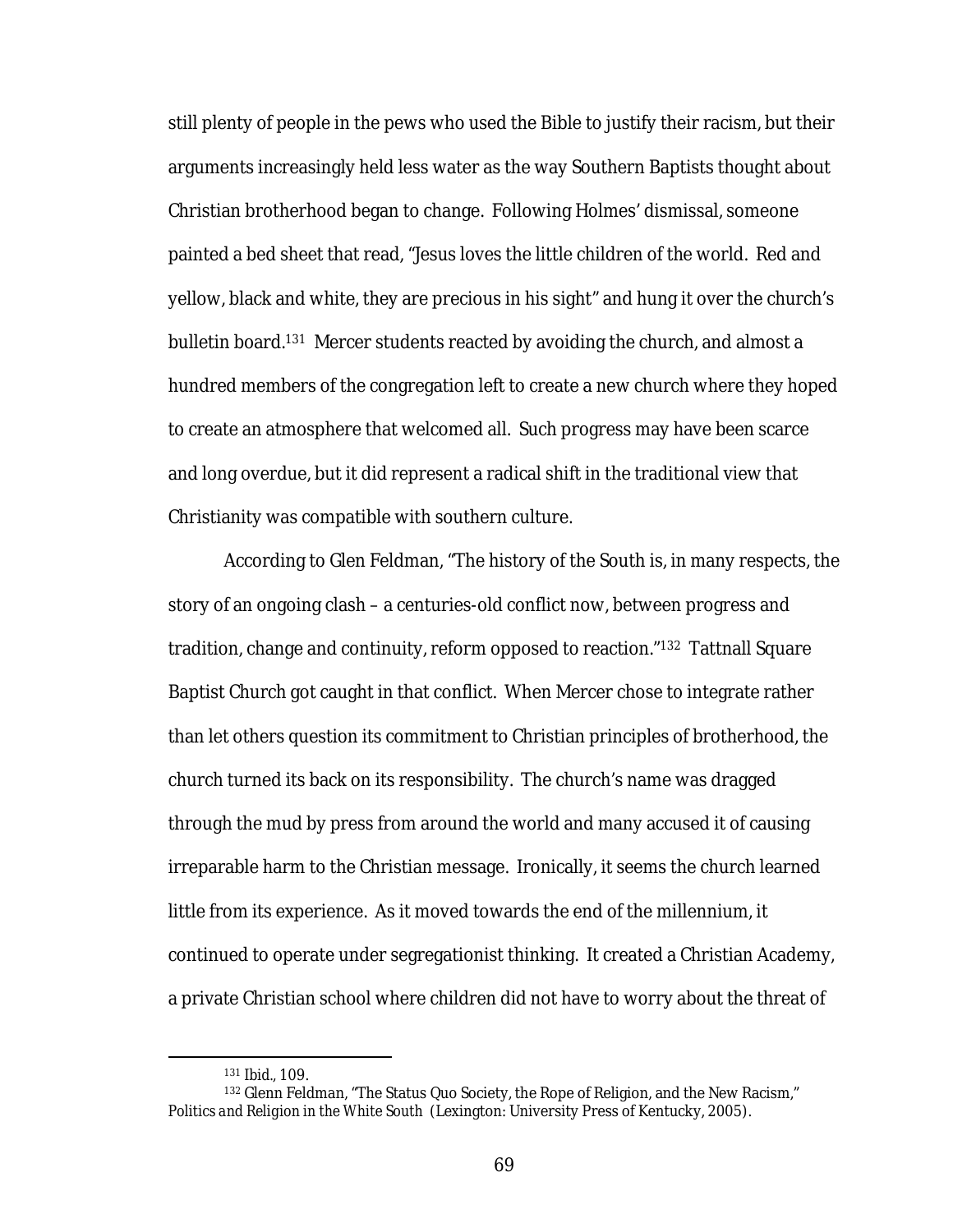still plenty of people in the pews who used the Bible to justify their racism, but their arguments increasingly held less water as the way Southern Baptists thought about Christian brotherhood began to change. Following Holmes' dismissal, someone painted a bed sheet that read, "Jesus loves the little children of the world. Red and yellow, black and white, they are precious in his sight" and hung it over the church's bulletin board.[131] Mercer students reacted by avoiding the church, and almost a hundred members of the congregation left to create a new church where they hoped to create an atmosphere that welcomed all. Such progress may have been scarce and long overdue, but it did represent a radical shift in the traditional view that Christianity was compatible with southern culture.

According to Glen Feldman, "The history of the South is, in many respects, the story of an ongoing clash – a centuries-old conflict now, between progress and tradition, change and continuity, reform opposed to reaction."[132] Tattnall Square Baptist Church got caught in that conflict. When Mercer chose to integrate rather than let others question its commitment to Christian principles of brotherhood, the church turned its back on its responsibility. The church's name was dragged through the mud by press from around the world and many accused it of causing irreparable harm to the Christian message. Ironically, it seems the church learned little from its experience. As it moved towards the end of the millennium, it continued to operate under segregationist thinking. It created a Christian Academy, a private Christian school where children did not have to worry about the threat of

---

[131] Ibid., 109.

[132] Glenn Feldman, "The Status Quo Society, the Rope of Religion, and the New Racism," *Politics and Religion in the White South* (Lexington: University Press of Kentucky, 2005).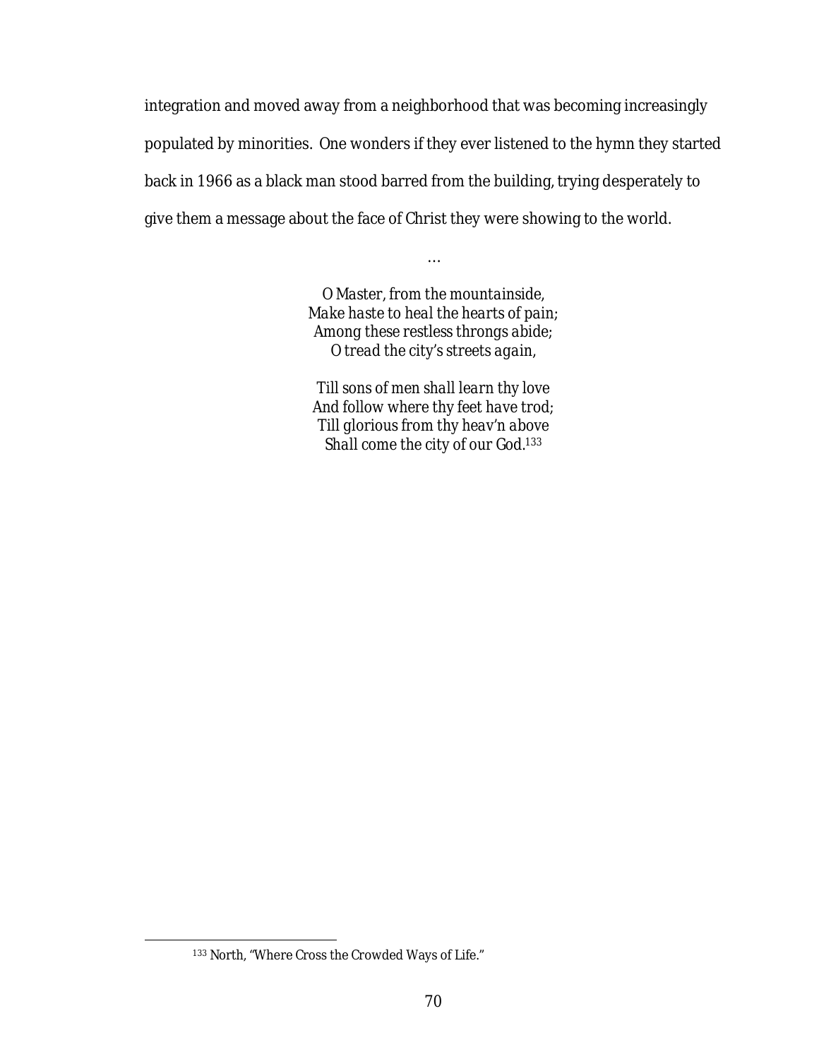integration and moved away from a neighborhood that was becoming increasingly populated by minorities. One wonders if they ever listened to the hymn they started back in 1966 as a black man stood barred from the building, trying desperately to give them a message about the face of Christ they were showing to the world.

…

*O Master, from the mountainside,*  
*Make haste to heal the hearts of pain;*  
*Among these restless throngs abide;*  
*O tread the city's streets again,*

*Till sons of men shall learn thy love*  
*And follow where thy feet have trod;*  
*Till glorious from thy heav'n above*  
*Shall come the city of our God.*[133]

---

[133] North, "Where Cross the Crowded Ways of Life."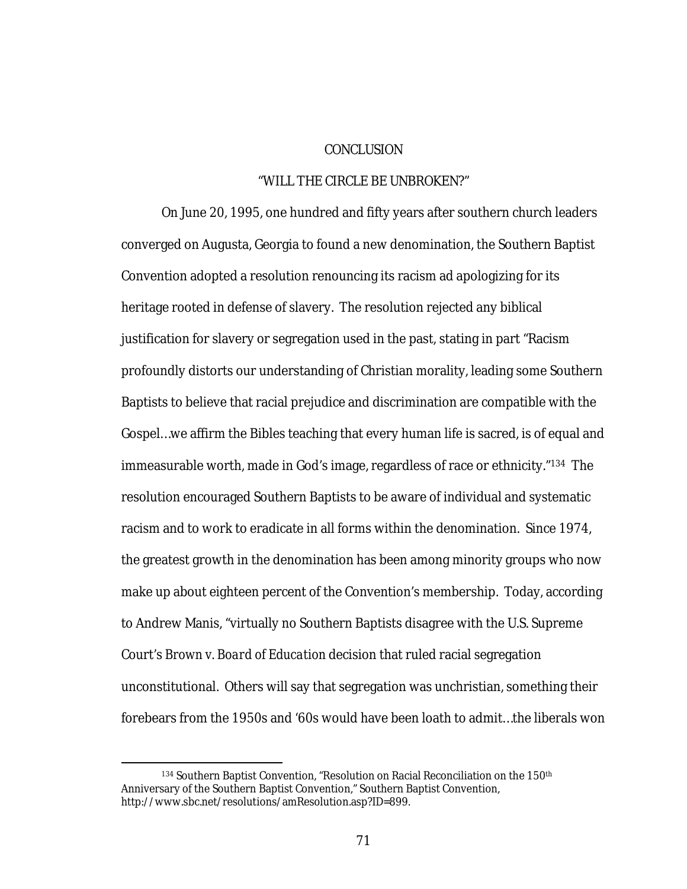# CONCLUSION

## "WILL THE CIRCLE BE UNBROKEN?"

On June 20, 1995, one hundred and fifty years after southern church leaders converged on Augusta, Georgia to found a new denomination, the Southern Baptist Convention adopted a resolution renouncing its racism ad apologizing for its heritage rooted in defense of slavery. The resolution rejected any biblical justification for slavery or segregation used in the past, stating in part "Racism profoundly distorts our understanding of Christian morality, leading some Southern Baptists to believe that racial prejudice and discrimination are compatible with the Gospel…we affirm the Bibles teaching that every human life is sacred, is of equal and immeasurable worth, made in God's image, regardless of race or ethnicity."[134] The resolution encouraged Southern Baptists to be aware of individual and systematic racism and to work to eradicate in all forms within the denomination. Since 1974, the greatest growth in the denomination has been among minority groups who now make up about eighteen percent of the Convention's membership. Today, according to Andrew Manis, "virtually no Southern Baptists disagree with the U.S. Supreme Court's *Brown v. Board of Education* decision that ruled racial segregation unconstitutional. Others will say that segregation was unchristian, something their forebears from the 1950s and '60s would have been loath to admit…the liberals won

---

[134] Southern Baptist Convention, "Resolution on Racial Reconciliation on the 150th Anniversary of the Southern Baptist Convention," Southern Baptist Convention, http://www.sbc.net/resolutions/amResolution.asp?ID=899.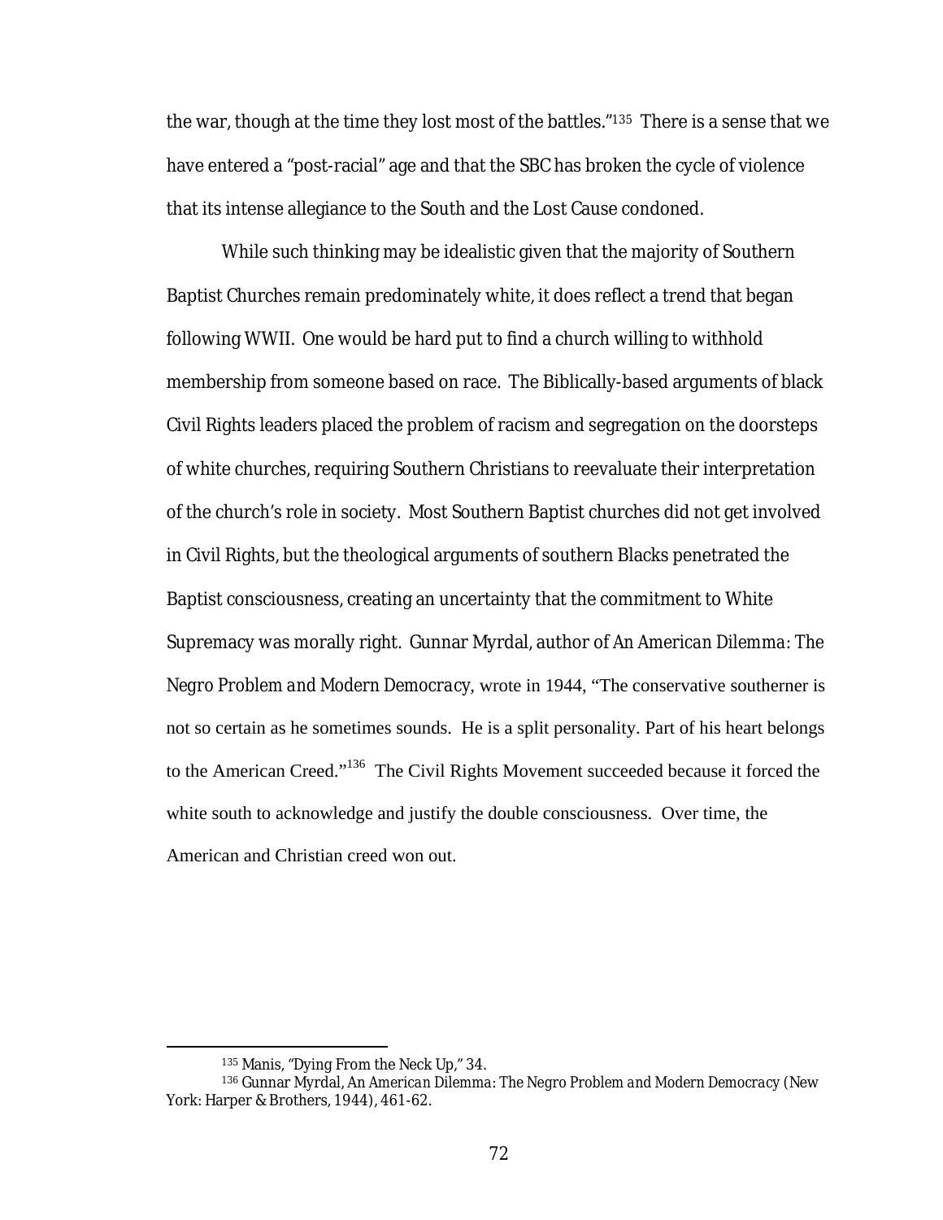the war, though at the time they lost most of the battles."[135] There is a sense that we have entered a "post-racial" age and that the SBC has broken the cycle of violence that its intense allegiance to the South and the Lost Cause condoned.

While such thinking may be idealistic given that the majority of Southern Baptist Churches remain predominately white, it does reflect a trend that began following WWII. One would be hard put to find a church willing to withhold membership from someone based on race. The Biblically-based arguments of black Civil Rights leaders placed the problem of racism and segregation on the doorsteps of white churches, requiring Southern Christians to reevaluate their interpretation of the church's role in society. Most Southern Baptist churches did not get involved in Civil Rights, but the theological arguments of southern Blacks penetrated the Baptist consciousness, creating an uncertainty that the commitment to White Supremacy was morally right. Gunnar Myrdal, author of *An American Dilemma: The Negro Problem and Modern Democracy*, wrote in 1944, "The conservative southerner is not so certain as he sometimes sounds. He is a split personality. Part of his heart belongs to the American Creed."[136] The Civil Rights Movement succeeded because it forced the white south to acknowledge and justify the double consciousness. Over time, the American and Christian creed won out.

---

[135] Manis, "Dying From the Neck Up," 34.

[136] Gunnar Myrdal, *An American Dilemma: The Negro Problem and Modern Democracy* (New York: Harper & Brothers, 1944), 461-62.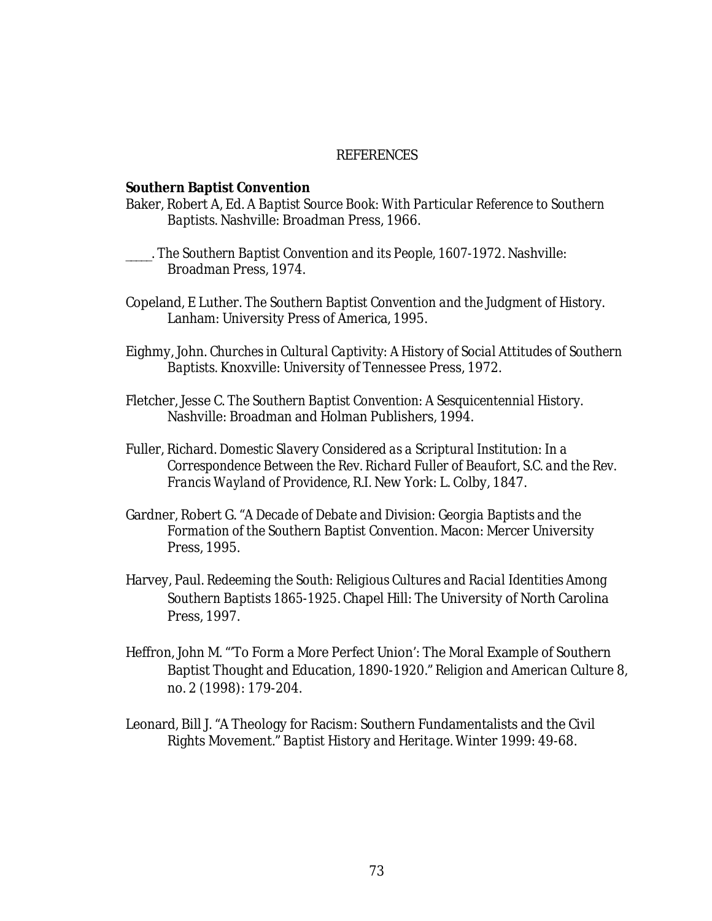REFERENCES

**Southern Baptist Convention**

Baker, Robert A, Ed. *A Baptist Source Book: With Particular Reference to Southern Baptists*. Nashville: Broadman Press, 1966.

_____. *The Southern Baptist Convention and its People, 1607-1972*. Nashville: Broadman Press, 1974.

Copeland, E Luther. *The Southern Baptist Convention and the Judgment of History*. Lanham: University Press of America, 1995.

Eighmy, John. *Churches in Cultural Captivity: A History of Social Attitudes of Southern Baptists*. Knoxville: University of Tennessee Press, 1972.

Fletcher, Jesse C. *The Southern Baptist Convention: A Sesquicentennial History*. Nashville: Broadman and Holman Publishers, 1994.

Fuller, Richard. *Domestic Slavery Considered as a Scriptural Institution: In a Correspondence Between the Rev. Richard Fuller of Beaufort, S.C. and the Rev. Francis Wayland of Providence, R.I.* New York: L. Colby, 1847.

Gardner, Robert G. "*A Decade of Debate and Division: Georgia Baptists and the Formation of the Southern Baptist Convention*. Macon: Mercer University Press, 1995.

Harvey, Paul. *Redeeming the South: Religious Cultures and Racial Identities Among Southern Baptists 1865-1925*. Chapel Hill: The University of North Carolina Press, 1997.

Heffron, John M. "'To Form a More Perfect Union': The Moral Example of Southern Baptist Thought and Education, 1890-1920." *Religion and American Culture* 8, no. 2 (1998): 179-204.

Leonard, Bill J. "A Theology for Racism: Southern Fundamentalists and the Civil Rights Movement." *Baptist History and Heritage*. Winter 1999: 49-68.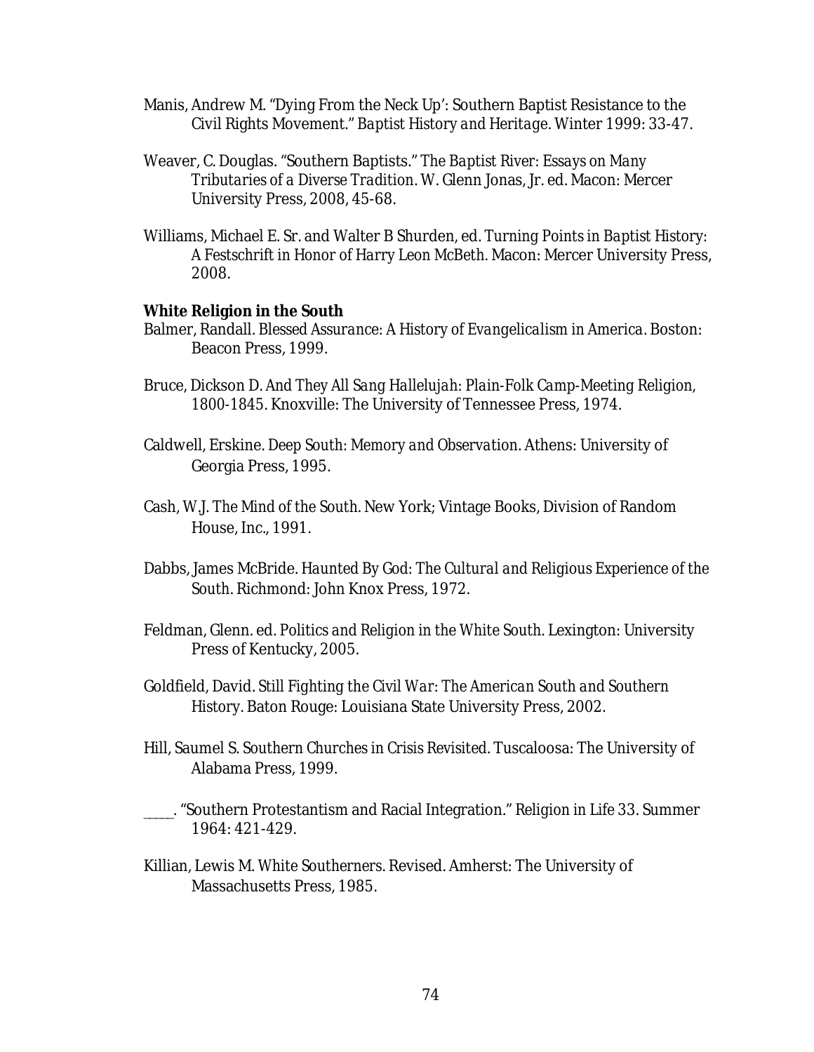Manis, Andrew M. "Dying From the Neck Up': Southern Baptist Resistance to the Civil Rights Movement." *Baptist History and Heritage*. Winter 1999: 33-47.

Weaver, C. Douglas. "Southern Baptists." *The Baptist River: Essays on Many Tributaries of a Diverse Tradition*. W. Glenn Jonas, Jr. ed. Macon: Mercer University Press, 2008, 45-68.

Williams, Michael E. Sr. and Walter B Shurden, ed. *Turning Points in Baptist History: A Festschrift in Honor of Harry Leon McBeth*. Macon: Mercer University Press, 2008.

**White Religion in the South**

Balmer, Randall. *Blessed Assurance: A History of Evangelicalism in America*. Boston: Beacon Press, 1999.

Bruce, Dickson D. *And They All Sang Hallelujah: Plain-Folk Camp-Meeting Religion, 1800-1845*. Knoxville: The University of Tennessee Press, 1974.

Caldwell, Erskine. *Deep South: Memory and Observation*. Athens: University of Georgia Press, 1995.

Cash, W.J. The Mind of the South. New York; Vintage Books, Division of Random House, Inc., 1991.

Dabbs, James McBride. *Haunted By God: The Cultural and Religious Experience of the South*. Richmond: John Knox Press, 1972.

Feldman, Glenn. ed. *Politics and Religion in the White South*. Lexington: University Press of Kentucky, 2005.

Goldfield, David. *Still Fighting the Civil War: The American South and Southern History*. Baton Rouge: Louisiana State University Press, 2002.

Hill, Saumel S. *Southern Churches in Crisis Revisited*. Tuscaloosa: The University of Alabama Press, 1999.

\_\_\_\_. "Southern Protestantism and Racial Integration." *Religion in Life* 33. Summer 1964: 421-429.

Killian, Lewis M. *White Southerners*. Revised. Amherst: The University of Massachusetts Press, 1985.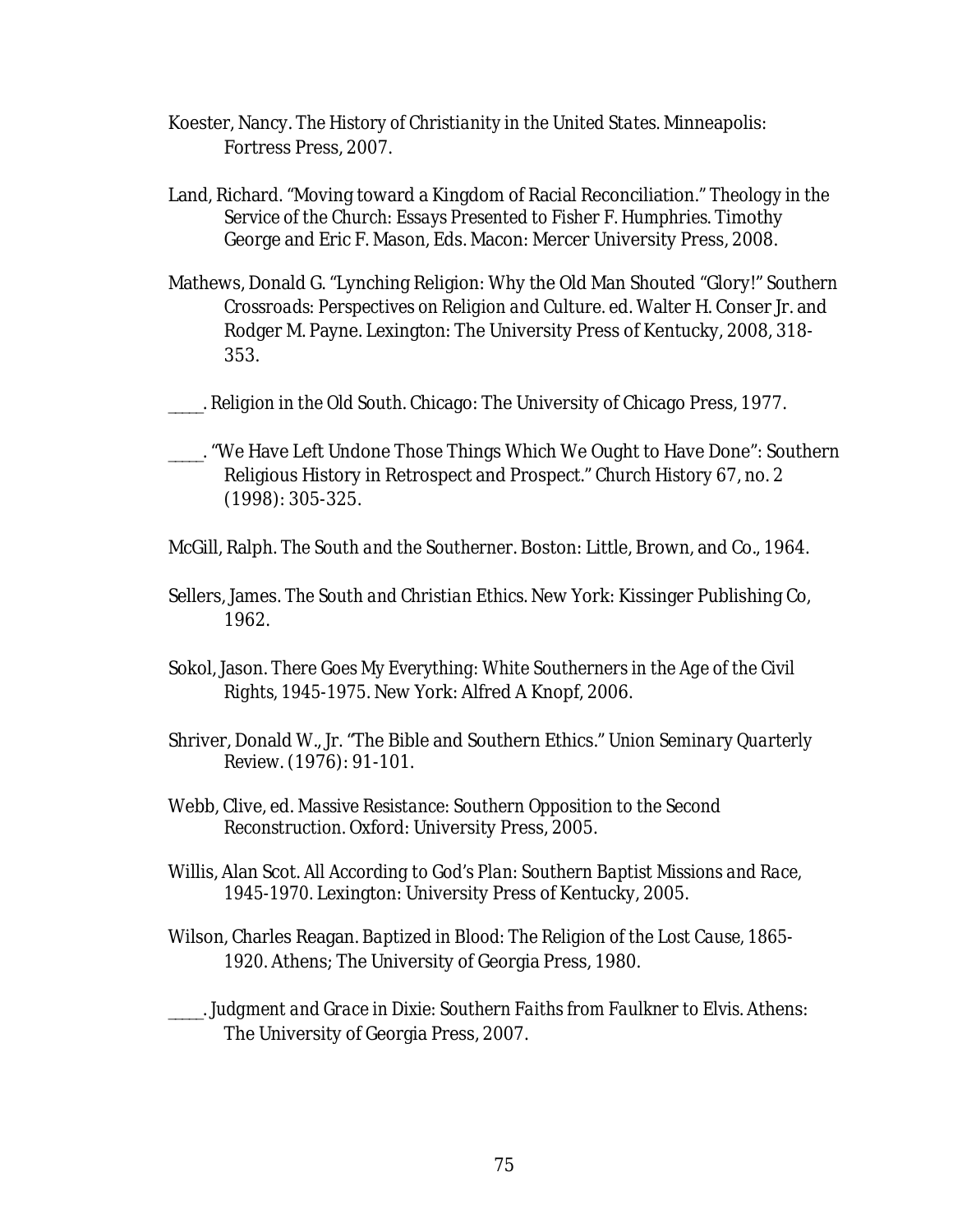Koester, Nancy. *The History of Christianity in the United States*. Minneapolis: Fortress Press, 2007.

Land, Richard. "Moving toward a Kingdom of Racial Reconciliation." *Theology in the Service of the Church: Essays Presented to Fisher F. Humphries*. Timothy George and Eric F. Mason, Eds. Macon: Mercer University Press, 2008.

Mathews, Donald G. "Lynching Religion: Why the Old Man Shouted "Glory!" *Southern Crossroads: Perspectives on Religion and Culture*. ed. Walter H. Conser Jr. and Rodger M. Payne. Lexington: The University Press of Kentucky, 2008, 318-353.

_____. *Religion in the Old South*. Chicago: The University of Chicago Press, 1977.

_____. "We Have Left Undone Those Things Which We Ought to Have Done": Southern Religious History in Retrospect and Prospect." *Church History* 67, no. 2 (1998): 305-325.

McGill, Ralph. *The South and the Southerner*. Boston: Little, Brown, and Co., 1964.

Sellers, James. *The South and Christian Ethics*. New York: Kissinger Publishing Co, 1962.

Sokol, Jason. *There Goes My Everything: White Southerners in the Age of the Civil Rights, 1945-1975*. New York: Alfred A Knopf, 2006.

Shriver, Donald W., Jr. "The Bible and Southern Ethics." *Union Seminary Quarterly Review*. (1976): 91-101.

Webb, Clive, ed. *Massive Resistance: Southern Opposition to the Second Reconstruction*. Oxford: University Press, 2005.

Willis, Alan Scot. *All According to God's Plan: Southern Baptist Missions and Race, 1945-1970*. Lexington: University Press of Kentucky, 2005.

Wilson, Charles Reagan. *Baptized in Blood: The Religion of the Lost Cause, 1865-1920*. Athens; The University of Georgia Press, 1980.

_____. *Judgment and Grace in Dixie: Southern Faiths from Faulkner to Elvis*. Athens: The University of Georgia Press, 2007.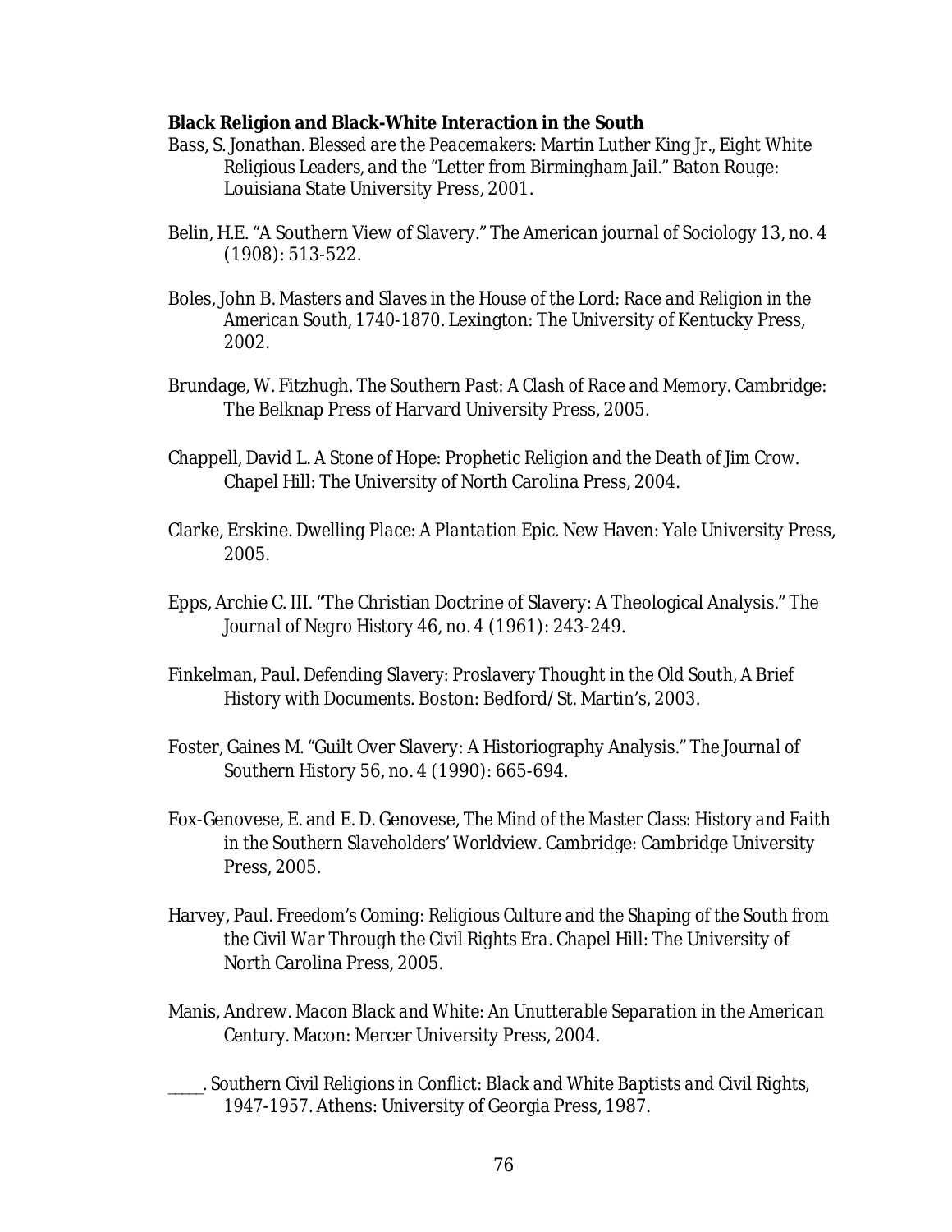**Black Religion and Black-White Interaction in the South**

Bass, S. Jonathan. *Blessed are the Peacemakers: Martin Luther King Jr., Eight White Religious Leaders, and the "Letter from Birmingham Jail."* Baton Rouge: Louisiana State University Press, 2001.

Belin, H.E. "A Southern View of Slavery." *The American journal of Sociology* 13, no. 4 (1908): 513-522.

Boles, John B. *Masters and Slaves in the House of the Lord: Race and Religion in the American South, 1740-1870.* Lexington: The University of Kentucky Press, 2002.

Brundage, W. Fitzhugh. *The Southern Past: A Clash of Race and Memory.* Cambridge: The Belknap Press of Harvard University Press, 2005.

Chappell, David L. *A Stone of Hope: Prophetic Religion and the Death of Jim Crow.* Chapel Hill: The University of North Carolina Press, 2004.

Clarke, Erskine. *Dwelling Place: A Plantation Epic.* New Haven: Yale University Press, 2005.

Epps, Archie C. III. "The Christian Doctrine of Slavery: A Theological Analysis." *The Journal of Negro History* 46, no. 4 (1961): 243-249.

Finkelman, Paul. *Defending Slavery: Proslavery Thought in the Old South, A Brief History with Documents.* Boston: Bedford/St. Martin's, 2003.

Foster, Gaines M. "Guilt Over Slavery: A Historiography Analysis." *The Journal of Southern History* 56, no. 4 (1990): 665-694.

Fox-Genovese, E. and E. D. Genovese, *The Mind of the Master Class: History and Faith in the Southern Slaveholders' Worldview.* Cambridge: Cambridge University Press, 2005.

Harvey, Paul. *Freedom's Coming: Religious Culture and the Shaping of the South from the Civil War Through the Civil Rights Era.* Chapel Hill: The University of North Carolina Press, 2005.

Manis, Andrew. *Macon Black and White: An Unutterable Separation in the American Century.* Macon: Mercer University Press, 2004.

_____. *Southern Civil Religions in Conflict: Black and White Baptists and Civil Rights, 1947-1957.* Athens: University of Georgia Press, 1987.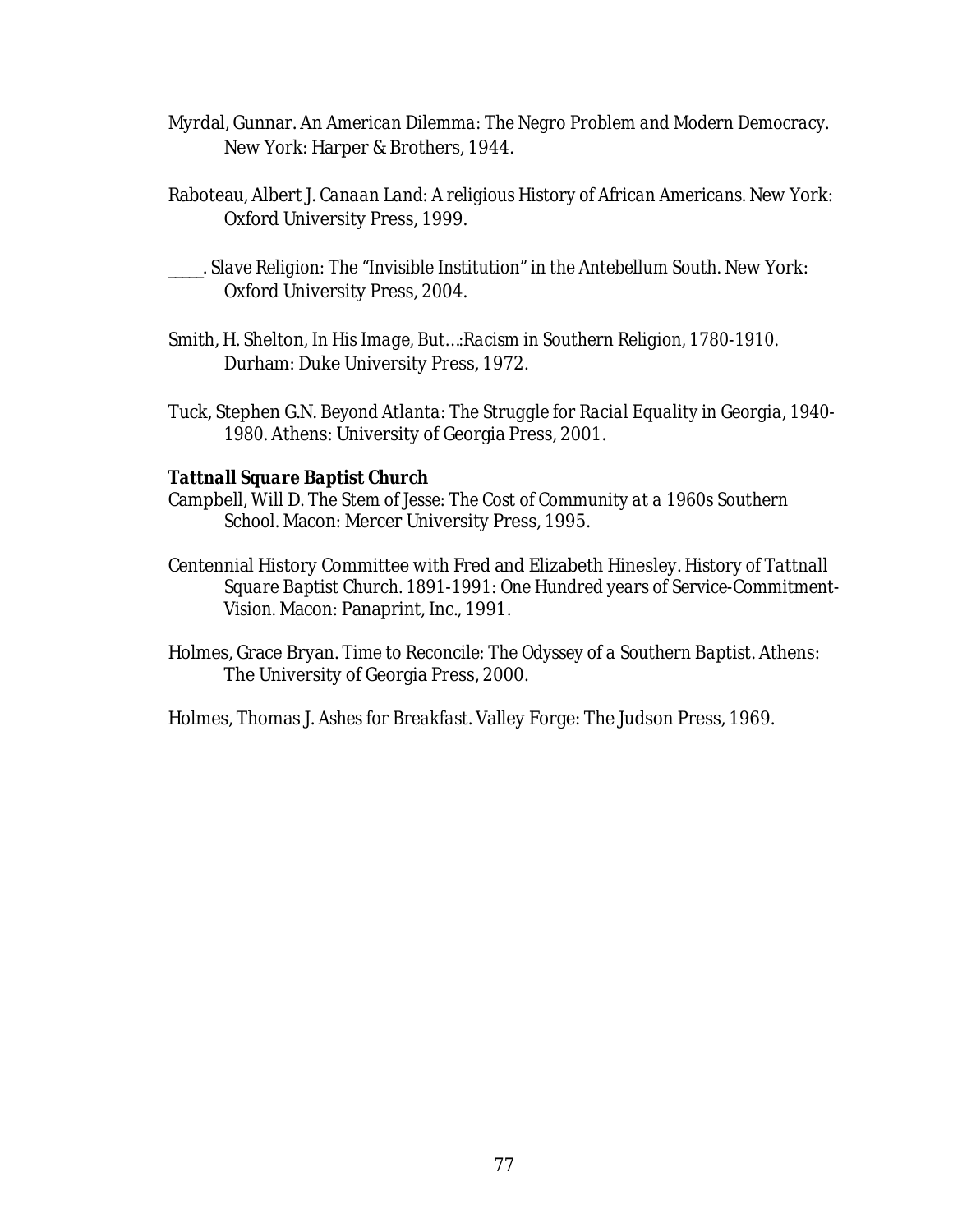Myrdal, Gunnar. *An American Dilemma: The Negro Problem and Modern Democracy*. New York: Harper & Brothers, 1944.

Raboteau, Albert J. *Canaan Land: A religious History of African Americans*. New York: Oxford University Press, 1999.

_____. *Slave Religion: The "Invisible Institution" in the Antebellum South*. New York: Oxford University Press, 2004.

Smith, H. Shelton, *In His Image, But…:Racism in Southern Religion, 1780-1910*. Durham: Duke University Press, 1972.

Tuck, Stephen G.N. *Beyond Atlanta: The Struggle for Racial Equality in Georgia, 1940-1980*. Athens: University of Georgia Press, 2001.

***Tattnall Square Baptist Church***

Campbell, Will D. *The Stem of Jesse: The Cost of Community at a 1960s Southern School*. Macon: Mercer University Press, 1995.

Centennial History Committee with Fred and Elizabeth Hinesley. *History of Tattnall Square Baptist Church. 1891-1991: One Hundred years of Service-Commitment-Vision*. Macon: Panaprint, Inc., 1991.

Holmes, Grace Bryan. *Time to Reconcile: The Odyssey of a Southern Baptist*. Athens: The University of Georgia Press, 2000.

Holmes, Thomas J. *Ashes for Breakfast*. Valley Forge: The Judson Press, 1969.